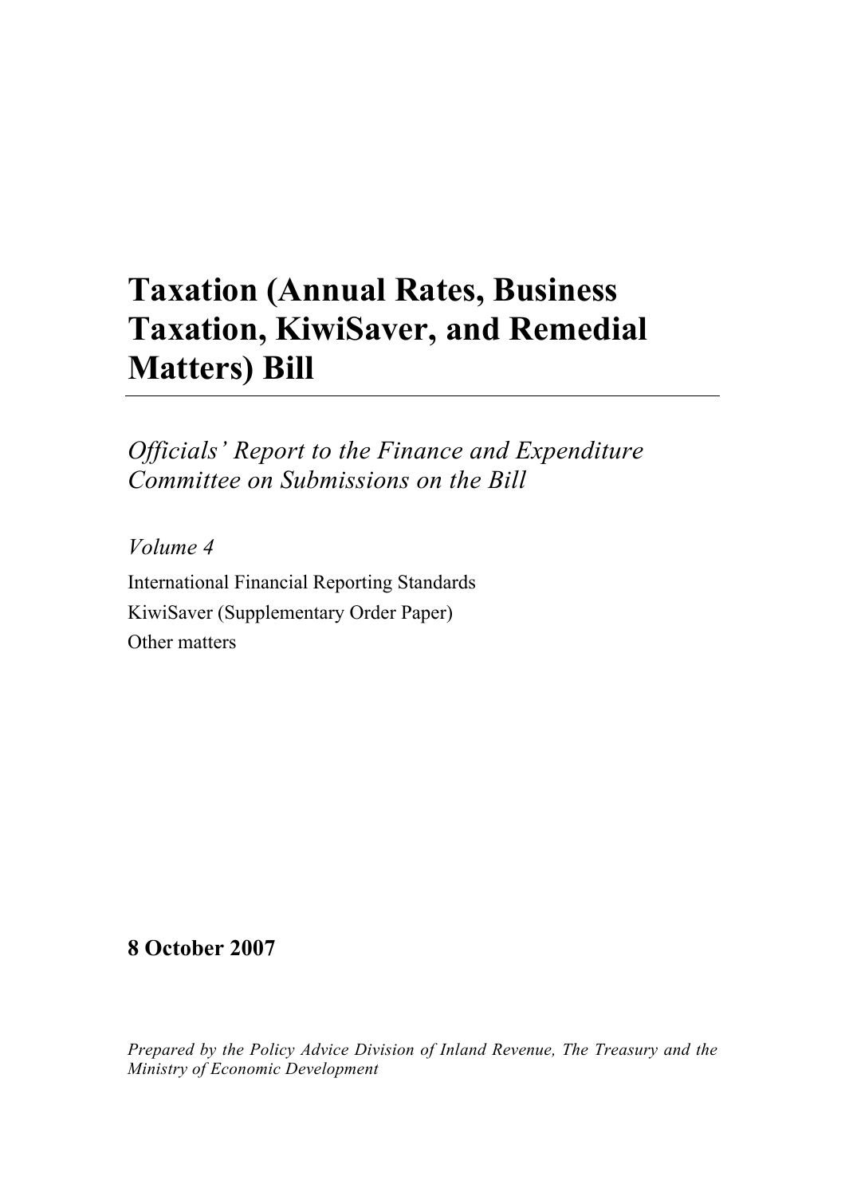# Taxation (Annual Rates, Business Taxation, KiwiSaver, and Remedial Matters) Bill

*Officials' Report to the Finance and Expenditure Committee on Submissions on the Bill*

*Volume 4*

International Financial Reporting Standards

KiwiSaver (Supplementary Order Paper)

Other matters

**8 October 2007**

*Prepared by the Policy Advice Division of Inland Revenue, The Treasury and the Ministry of Economic Development*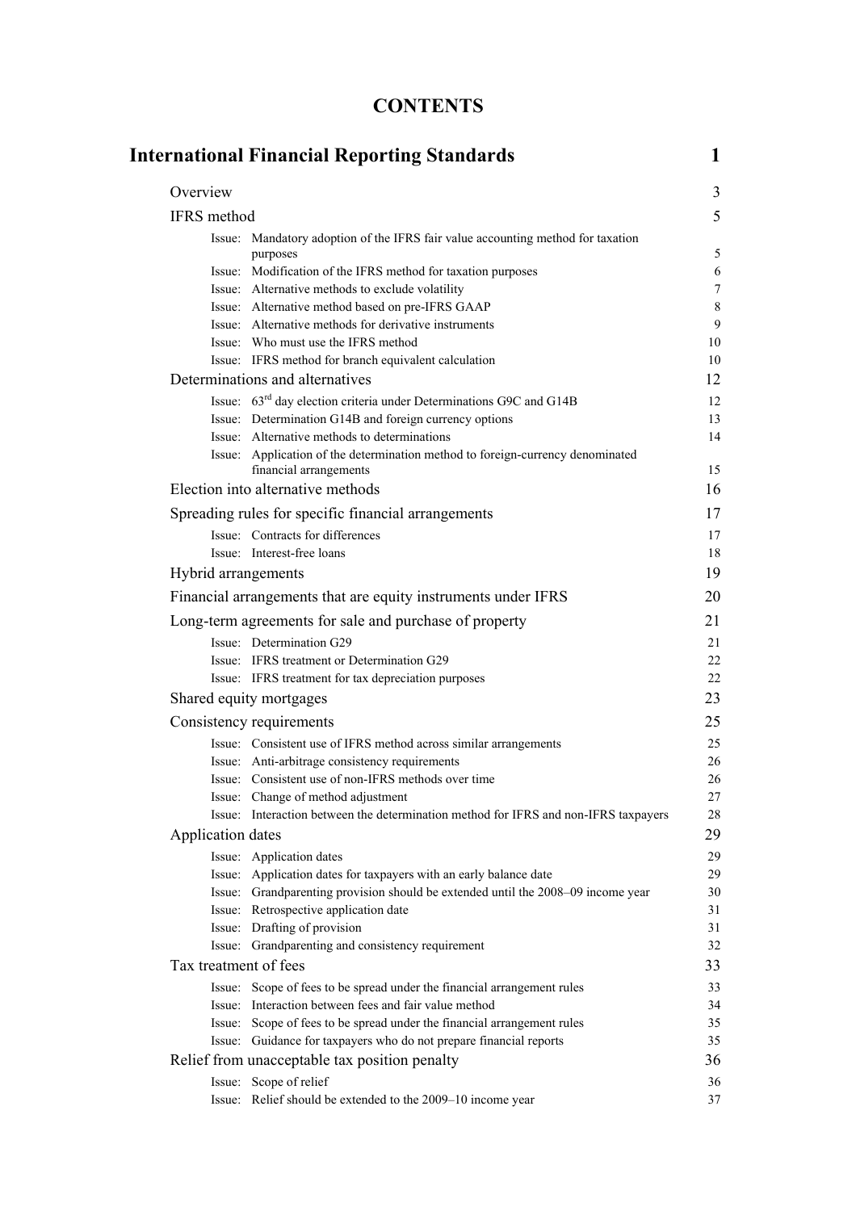# CONTENTS

| | |
|---|---|
| **International Financial Reporting Standards** | **1** |
| Overview | 3 |
| IFRS method | 5 |
| Issue: Mandatory adoption of the IFRS fair value accounting method for taxation purposes | 5 |
| Issue: Modification of the IFRS method for taxation purposes | 6 |
| Issue: Alternative methods to exclude volatility | 7 |
| Issue: Alternative method based on pre-IFRS GAAP | 8 |
| Issue: Alternative methods for derivative instruments | 9 |
| Issue: Who must use the IFRS method | 10 |
| Issue: IFRS method for branch equivalent calculation | 10 |
| Determinations and alternatives | 12 |
| Issue: 63rd day election criteria under Determinations G9C and G14B | 12 |
| Issue: Determination G14B and foreign currency options | 13 |
| Issue: Alternative methods to determinations | 14 |
| Issue: Application of the determination method to foreign-currency denominated financial arrangements | 15 |
| Election into alternative methods | 16 |
| Spreading rules for specific financial arrangements | 17 |
| Issue: Contracts for differences | 17 |
| Issue: Interest-free loans | 18 |
| Hybrid arrangements | 19 |
| Financial arrangements that are equity instruments under IFRS | 20 |
| Long-term agreements for sale and purchase of property | 21 |
| Issue: Determination G29 | 21 |
| Issue: IFRS treatment or Determination G29 | 22 |
| Issue: IFRS treatment for tax depreciation purposes | 22 |
| Shared equity mortgages | 23 |
| Consistency requirements | 25 |
| Issue: Consistent use of IFRS method across similar arrangements | 25 |
| Issue: Anti-arbitrage consistency requirements | 26 |
| Issue: Consistent use of non-IFRS methods over time | 26 |
| Issue: Change of method adjustment | 27 |
| Issue: Interaction between the determination method for IFRS and non-IFRS taxpayers | 28 |
| Application dates | 29 |
| Issue: Application dates | 29 |
| Issue: Application dates for taxpayers with an early balance date | 29 |
| Issue: Grandparenting provision should be extended until the 2008–09 income year | 30 |
| Issue: Retrospective application date | 31 |
| Issue: Drafting of provision | 31 |
| Issue: Grandparenting and consistency requirement | 32 |
| Tax treatment of fees | 33 |
| Issue: Scope of fees to be spread under the financial arrangement rules | 33 |
| Issue: Interaction between fees and fair value method | 34 |
| Issue: Scope of fees to be spread under the financial arrangement rules | 35 |
| Issue: Guidance for taxpayers who do not prepare financial reports | 35 |
| Relief from unacceptable tax position penalty | 36 |
| Issue: Scope of relief | 36 |
| Issue: Relief should be extended to the 2009–10 income year | 37 |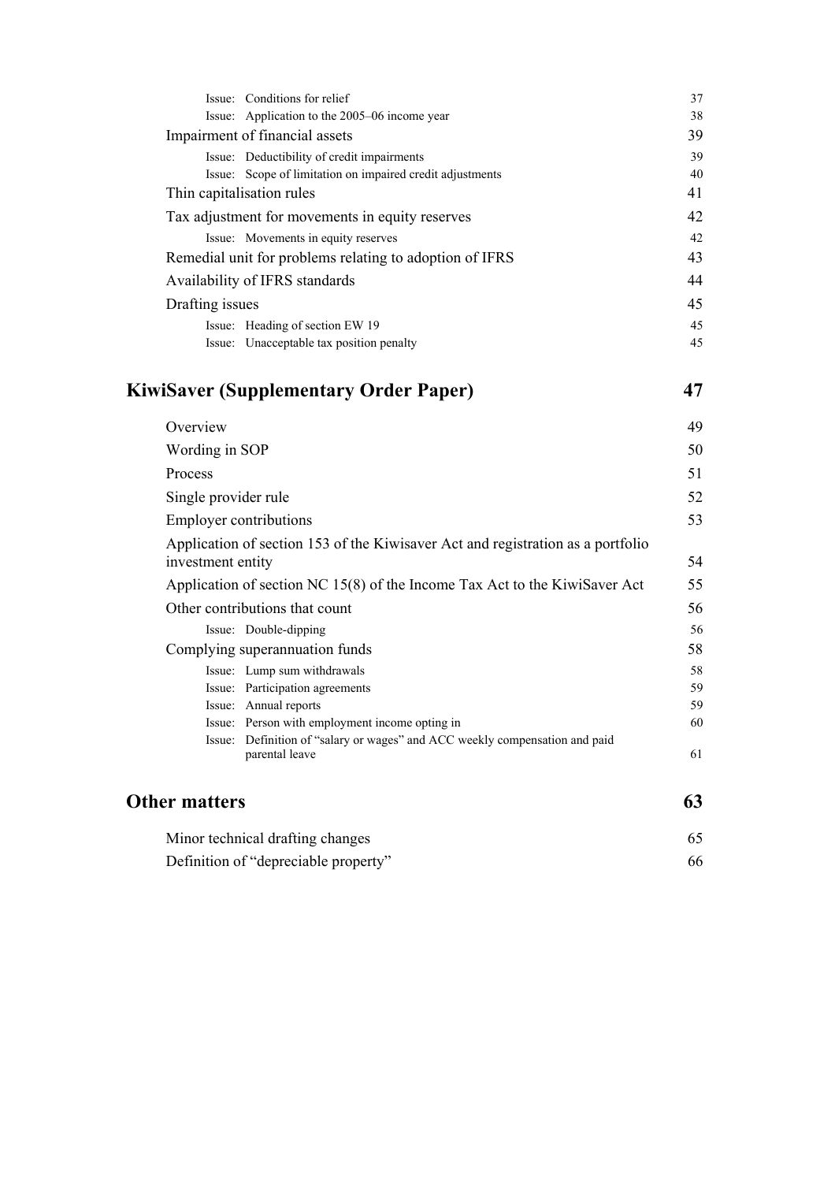| | |
|---|---|
| Issue: Conditions for relief | 37 |
| Issue: Application to the 2005–06 income year | 38 |
| Impairment of financial assets | 39 |
| Issue: Deductibility of credit impairments | 39 |
| Issue: Scope of limitation on impaired credit adjustments | 40 |
| Thin capitalisation rules | 41 |
| Tax adjustment for movements in equity reserves | 42 |
| Issue: Movements in equity reserves | 42 |
| Remedial unit for problems relating to adoption of IFRS | 43 |
| Availability of IFRS standards | 44 |
| Drafting issues | 45 |
| Issue: Heading of section EW 19 | 45 |
| Issue: Unacceptable tax position penalty | 45 |

## KiwiSaver (Supplementary Order Paper) — 47

| | |
|---|---|
| Overview | 49 |
| Wording in SOP | 50 |
| Process | 51 |
| Single provider rule | 52 |
| Employer contributions | 53 |
| Application of section 153 of the Kiwisaver Act and registration as a portfolio investment entity | 54 |
| Application of section NC 15(8) of the Income Tax Act to the KiwiSaver Act | 55 |
| Other contributions that count | 56 |
| Issue: Double-dipping | 56 |
| Complying superannuation funds | 58 |
| Issue: Lump sum withdrawals | 58 |
| Issue: Participation agreements | 59 |
| Issue: Annual reports | 59 |
| Issue: Person with employment income opting in | 60 |
| Issue: Definition of "salary or wages" and ACC weekly compensation and paid parental leave | 61 |

## Other matters — 63

| | |
|---|---|
| Minor technical drafting changes | 65 |
| Definition of "depreciable property" | 66 |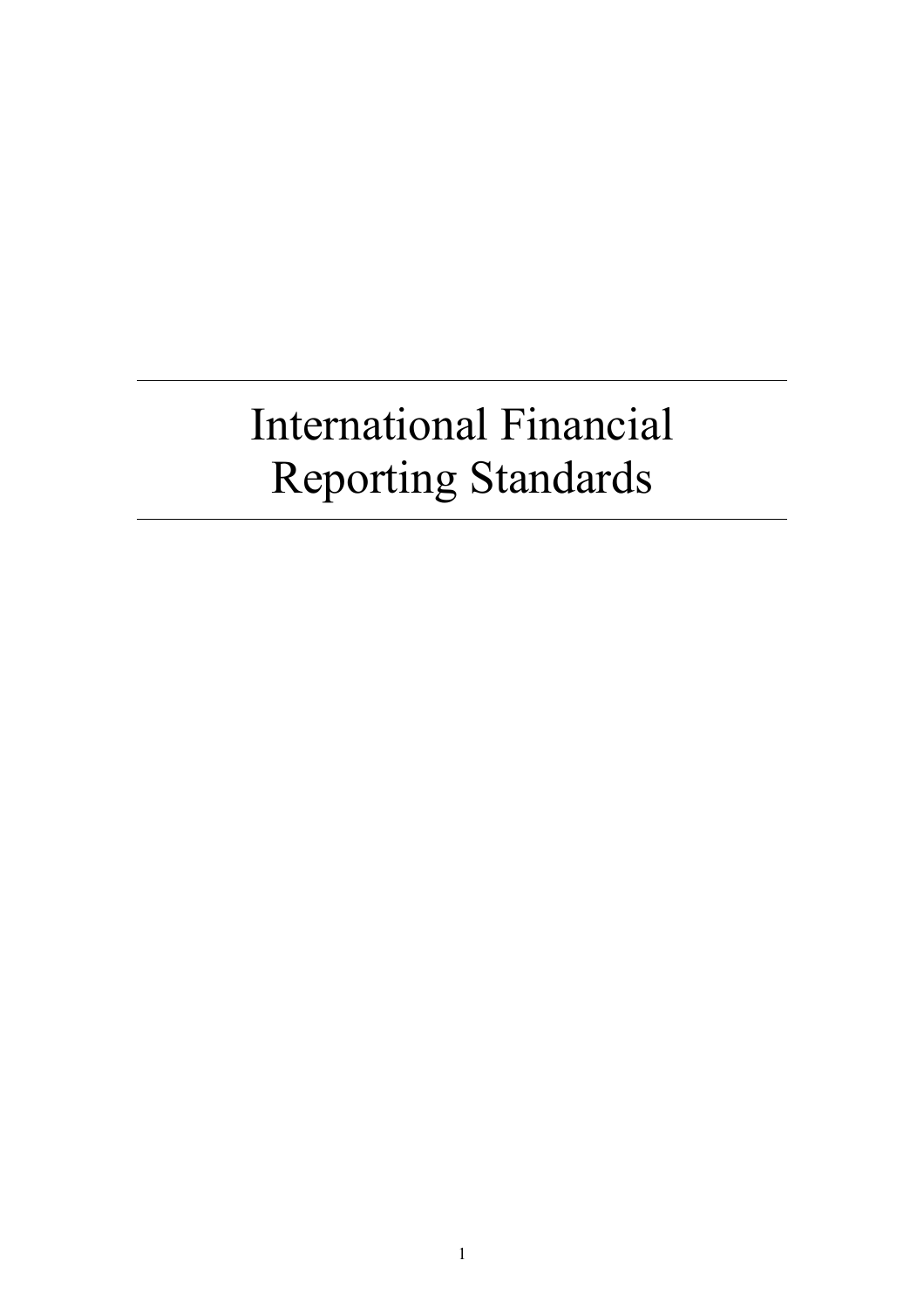# International Financial Reporting Standards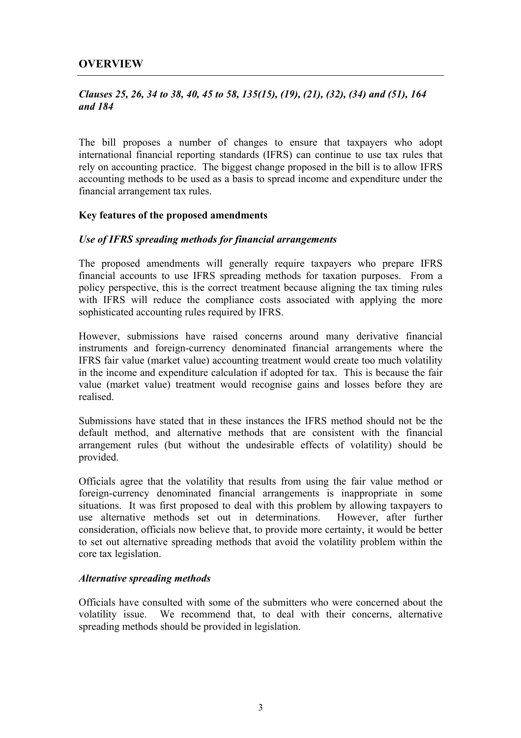## OVERVIEW

*Clauses 25, 26, 34 to 38, 40, 45 to 58, 135(15), (19), (21), (32), (34) and (51), 164 and 184*

The bill proposes a number of changes to ensure that taxpayers who adopt international financial reporting standards (IFRS) can continue to use tax rules that rely on accounting practice. The biggest change proposed in the bill is to allow IFRS accounting methods to be used as a basis to spread income and expenditure under the financial arrangement tax rules.

**Key features of the proposed amendments**

***Use of IFRS spreading methods for financial arrangements***

The proposed amendments will generally require taxpayers who prepare IFRS financial accounts to use IFRS spreading methods for taxation purposes. From a policy perspective, this is the correct treatment because aligning the tax timing rules with IFRS will reduce the compliance costs associated with applying the more sophisticated accounting rules required by IFRS.

However, submissions have raised concerns around many derivative financial instruments and foreign-currency denominated financial arrangements where the IFRS fair value (market value) accounting treatment would create too much volatility in the income and expenditure calculation if adopted for tax. This is because the fair value (market value) treatment would recognise gains and losses before they are realised.

Submissions have stated that in these instances the IFRS method should not be the default method, and alternative methods that are consistent with the financial arrangement rules (but without the undesirable effects of volatility) should be provided.

Officials agree that the volatility that results from using the fair value method or foreign-currency denominated financial arrangements is inappropriate in some situations. It was first proposed to deal with this problem by allowing taxpayers to use alternative methods set out in determinations. However, after further consideration, officials now believe that, to provide more certainty, it would be better to set out alternative spreading methods that avoid the volatility problem within the core tax legislation.

***Alternative spreading methods***

Officials have consulted with some of the submitters who were concerned about the volatility issue. We recommend that, to deal with their concerns, alternative spreading methods should be provided in legislation.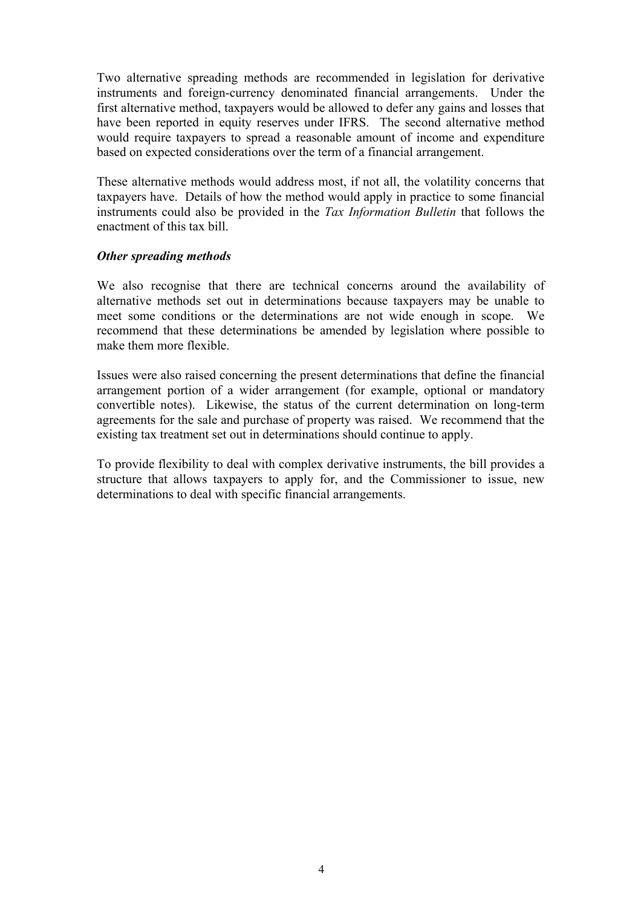Two alternative spreading methods are recommended in legislation for derivative instruments and foreign-currency denominated financial arrangements. Under the first alternative method, taxpayers would be allowed to defer any gains and losses that have been reported in equity reserves under IFRS. The second alternative method would require taxpayers to spread a reasonable amount of income and expenditure based on expected considerations over the term of a financial arrangement.

These alternative methods would address most, if not all, the volatility concerns that taxpayers have. Details of how the method would apply in practice to some financial instruments could also be provided in the *Tax Information Bulletin* that follows the enactment of this tax bill.

***Other spreading methods***

We also recognise that there are technical concerns around the availability of alternative methods set out in determinations because taxpayers may be unable to meet some conditions or the determinations are not wide enough in scope. We recommend that these determinations be amended by legislation where possible to make them more flexible.

Issues were also raised concerning the present determinations that define the financial arrangement portion of a wider arrangement (for example, optional or mandatory convertible notes). Likewise, the status of the current determination on long-term agreements for the sale and purchase of property was raised. We recommend that the existing tax treatment set out in determinations should continue to apply.

To provide flexibility to deal with complex derivative instruments, the bill provides a structure that allows taxpayers to apply for, and the Commissioner to issue, new determinations to deal with specific financial arrangements.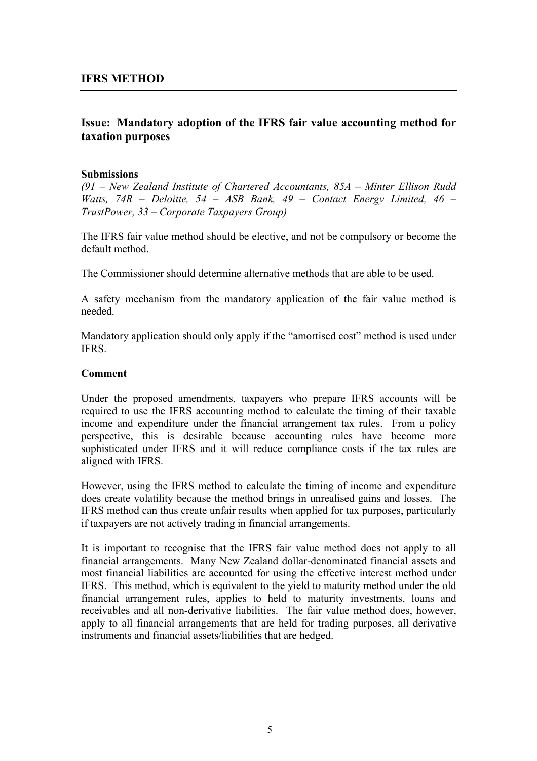## IFRS METHOD

### Issue: Mandatory adoption of the IFRS fair value accounting method for taxation purposes

**Submissions**

*(91 – New Zealand Institute of Chartered Accountants, 85A – Minter Ellison Rudd Watts, 74R – Deloitte, 54 – ASB Bank, 49 – Contact Energy Limited, 46 – TrustPower, 33 – Corporate Taxpayers Group)*

The IFRS fair value method should be elective, and not be compulsory or become the default method.

The Commissioner should determine alternative methods that are able to be used.

A safety mechanism from the mandatory application of the fair value method is needed.

Mandatory application should only apply if the "amortised cost" method is used under IFRS.

**Comment**

Under the proposed amendments, taxpayers who prepare IFRS accounts will be required to use the IFRS accounting method to calculate the timing of their taxable income and expenditure under the financial arrangement tax rules. From a policy perspective, this is desirable because accounting rules have become more sophisticated under IFRS and it will reduce compliance costs if the tax rules are aligned with IFRS.

However, using the IFRS method to calculate the timing of income and expenditure does create volatility because the method brings in unrealised gains and losses. The IFRS method can thus create unfair results when applied for tax purposes, particularly if taxpayers are not actively trading in financial arrangements.

It is important to recognise that the IFRS fair value method does not apply to all financial arrangements. Many New Zealand dollar-denominated financial assets and most financial liabilities are accounted for using the effective interest method under IFRS. This method, which is equivalent to the yield to maturity method under the old financial arrangement rules, applies to held to maturity investments, loans and receivables and all non-derivative liabilities. The fair value method does, however, apply to all financial arrangements that are held for trading purposes, all derivative instruments and financial assets/liabilities that are hedged.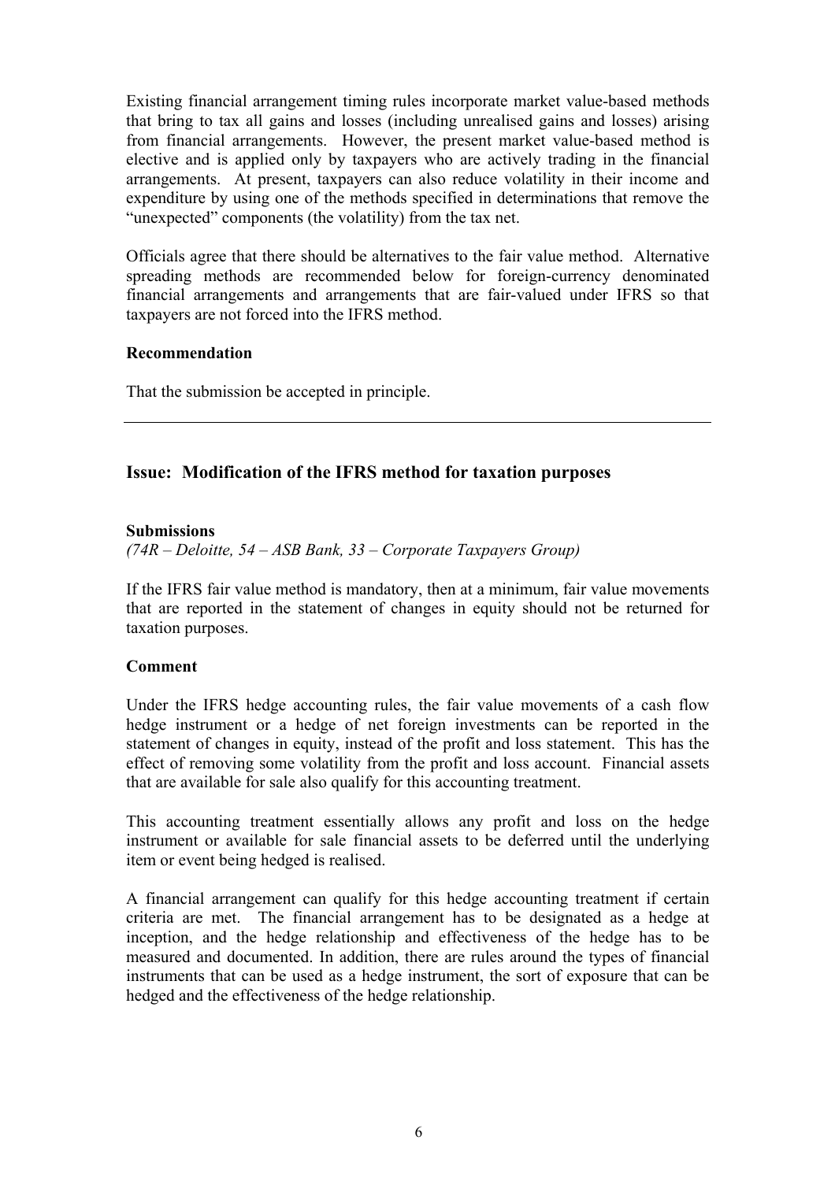Existing financial arrangement timing rules incorporate market value-based methods that bring to tax all gains and losses (including unrealised gains and losses) arising from financial arrangements. However, the present market value-based method is elective and is applied only by taxpayers who are actively trading in the financial arrangements. At present, taxpayers can also reduce volatility in their income and expenditure by using one of the methods specified in determinations that remove the "unexpected" components (the volatility) from the tax net.

Officials agree that there should be alternatives to the fair value method. Alternative spreading methods are recommended below for foreign-currency denominated financial arrangements and arrangements that are fair-valued under IFRS so that taxpayers are not forced into the IFRS method.

**Recommendation**

That the submission be accepted in principle.

---

## Issue: Modification of the IFRS method for taxation purposes

**Submissions**

*(74R – Deloitte, 54 – ASB Bank, 33 – Corporate Taxpayers Group)*

If the IFRS fair value method is mandatory, then at a minimum, fair value movements that are reported in the statement of changes in equity should not be returned for taxation purposes.

**Comment**

Under the IFRS hedge accounting rules, the fair value movements of a cash flow hedge instrument or a hedge of net foreign investments can be reported in the statement of changes in equity, instead of the profit and loss statement. This has the effect of removing some volatility from the profit and loss account. Financial assets that are available for sale also qualify for this accounting treatment.

This accounting treatment essentially allows any profit and loss on the hedge instrument or available for sale financial assets to be deferred until the underlying item or event being hedged is realised.

A financial arrangement can qualify for this hedge accounting treatment if certain criteria are met. The financial arrangement has to be designated as a hedge at inception, and the hedge relationship and effectiveness of the hedge has to be measured and documented. In addition, there are rules around the types of financial instruments that can be used as a hedge instrument, the sort of exposure that can be hedged and the effectiveness of the hedge relationship.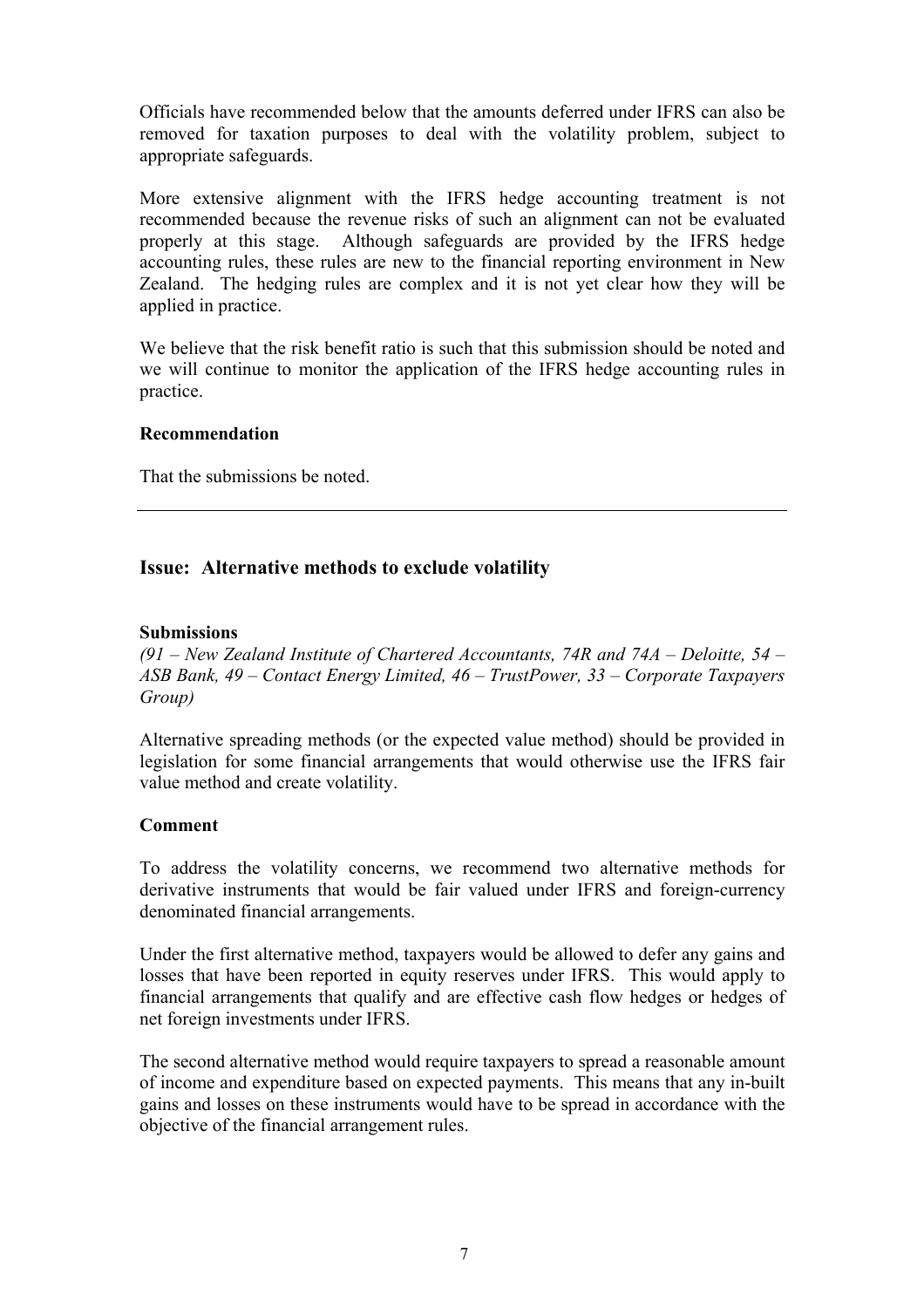Officials have recommended below that the amounts deferred under IFRS can also be removed for taxation purposes to deal with the volatility problem, subject to appropriate safeguards.

More extensive alignment with the IFRS hedge accounting treatment is not recommended because the revenue risks of such an alignment can not be evaluated properly at this stage. Although safeguards are provided by the IFRS hedge accounting rules, these rules are new to the financial reporting environment in New Zealand. The hedging rules are complex and it is not yet clear how they will be applied in practice.

We believe that the risk benefit ratio is such that this submission should be noted and we will continue to monitor the application of the IFRS hedge accounting rules in practice.

**Recommendation**

That the submissions be noted.

---

## Issue: Alternative methods to exclude volatility

**Submissions**

*(91 – New Zealand Institute of Chartered Accountants, 74R and 74A – Deloitte, 54 – ASB Bank, 49 – Contact Energy Limited, 46 – TrustPower, 33 – Corporate Taxpayers Group)*

Alternative spreading methods (or the expected value method) should be provided in legislation for some financial arrangements that would otherwise use the IFRS fair value method and create volatility.

**Comment**

To address the volatility concerns, we recommend two alternative methods for derivative instruments that would be fair valued under IFRS and foreign-currency denominated financial arrangements.

Under the first alternative method, taxpayers would be allowed to defer any gains and losses that have been reported in equity reserves under IFRS. This would apply to financial arrangements that qualify and are effective cash flow hedges or hedges of net foreign investments under IFRS.

The second alternative method would require taxpayers to spread a reasonable amount of income and expenditure based on expected payments. This means that any in-built gains and losses on these instruments would have to be spread in accordance with the objective of the financial arrangement rules.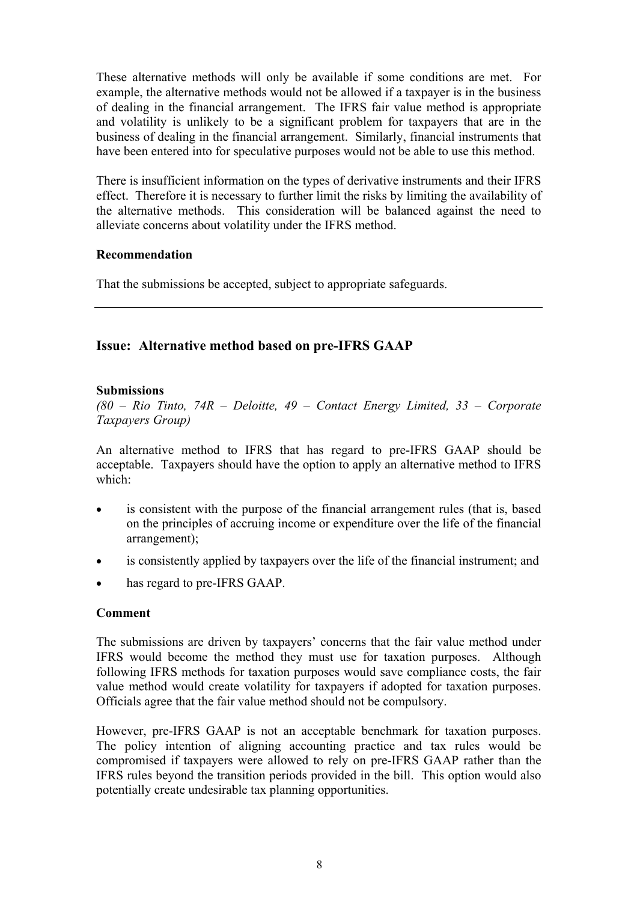These alternative methods will only be available if some conditions are met. For example, the alternative methods would not be allowed if a taxpayer is in the business of dealing in the financial arrangement. The IFRS fair value method is appropriate and volatility is unlikely to be a significant problem for taxpayers that are in the business of dealing in the financial arrangement. Similarly, financial instruments that have been entered into for speculative purposes would not be able to use this method.

There is insufficient information on the types of derivative instruments and their IFRS effect. Therefore it is necessary to further limit the risks by limiting the availability of the alternative methods. This consideration will be balanced against the need to alleviate concerns about volatility under the IFRS method.

**Recommendation**

That the submissions be accepted, subject to appropriate safeguards.

---

## Issue: Alternative method based on pre-IFRS GAAP

**Submissions**
*(80 – Rio Tinto, 74R – Deloitte, 49 – Contact Energy Limited, 33 – Corporate Taxpayers Group)*

An alternative method to IFRS that has regard to pre-IFRS GAAP should be acceptable. Taxpayers should have the option to apply an alternative method to IFRS which:

- is consistent with the purpose of the financial arrangement rules (that is, based on the principles of accruing income or expenditure over the life of the financial arrangement);
- is consistently applied by taxpayers over the life of the financial instrument; and
- has regard to pre-IFRS GAAP.

**Comment**

The submissions are driven by taxpayers' concerns that the fair value method under IFRS would become the method they must use for taxation purposes. Although following IFRS methods for taxation purposes would save compliance costs, the fair value method would create volatility for taxpayers if adopted for taxation purposes. Officials agree that the fair value method should not be compulsory.

However, pre-IFRS GAAP is not an acceptable benchmark for taxation purposes. The policy intention of aligning accounting practice and tax rules would be compromised if taxpayers were allowed to rely on pre-IFRS GAAP rather than the IFRS rules beyond the transition periods provided in the bill. This option would also potentially create undesirable tax planning opportunities.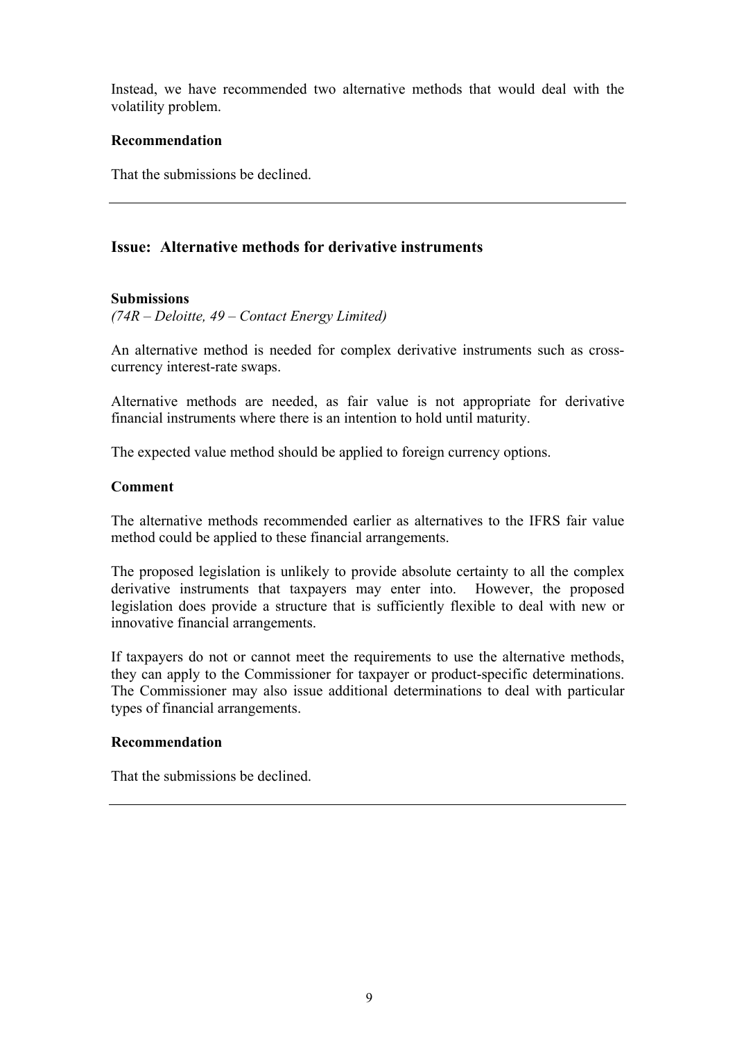Instead, we have recommended two alternative methods that would deal with the volatility problem.

**Recommendation**

That the submissions be declined.

---

## Issue: Alternative methods for derivative instruments

**Submissions**

*(74R – Deloitte, 49 – Contact Energy Limited)*

An alternative method is needed for complex derivative instruments such as cross-currency interest-rate swaps.

Alternative methods are needed, as fair value is not appropriate for derivative financial instruments where there is an intention to hold until maturity.

The expected value method should be applied to foreign currency options.

**Comment**

The alternative methods recommended earlier as alternatives to the IFRS fair value method could be applied to these financial arrangements.

The proposed legislation is unlikely to provide absolute certainty to all the complex derivative instruments that taxpayers may enter into. However, the proposed legislation does provide a structure that is sufficiently flexible to deal with new or innovative financial arrangements.

If taxpayers do not or cannot meet the requirements to use the alternative methods, they can apply to the Commissioner for taxpayer or product-specific determinations. The Commissioner may also issue additional determinations to deal with particular types of financial arrangements.

**Recommendation**

That the submissions be declined.

---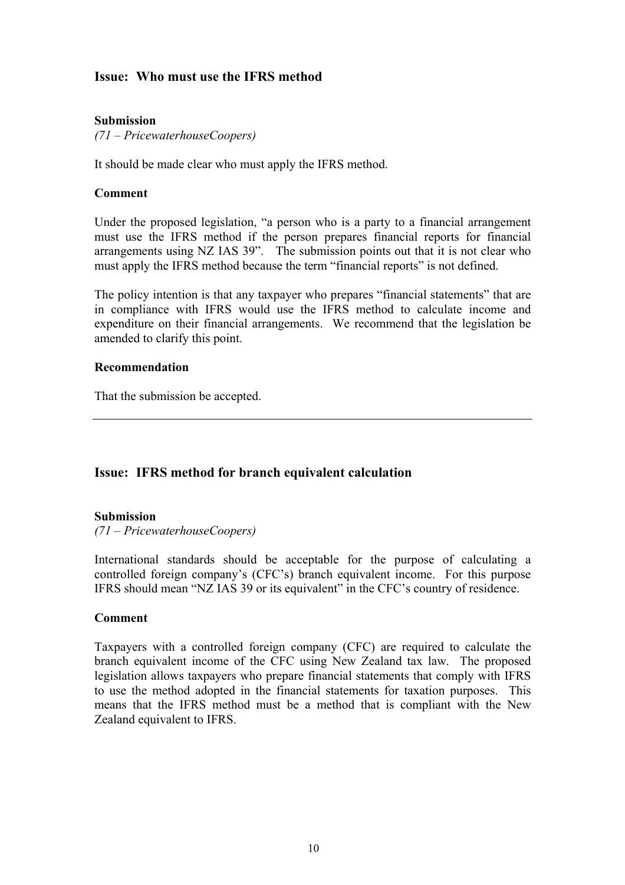## Issue: Who must use the IFRS method

**Submission**
*(71 – PricewaterhouseCoopers)*

It should be made clear who must apply the IFRS method.

**Comment**

Under the proposed legislation, "a person who is a party to a financial arrangement must use the IFRS method if the person prepares financial reports for financial arrangements using NZ IAS 39". The submission points out that it is not clear who must apply the IFRS method because the term "financial reports" is not defined.

The policy intention is that any taxpayer who prepares "financial statements" that are in compliance with IFRS would use the IFRS method to calculate income and expenditure on their financial arrangements. We recommend that the legislation be amended to clarify this point.

**Recommendation**

That the submission be accepted.

---

## Issue: IFRS method for branch equivalent calculation

**Submission**
*(71 – PricewaterhouseCoopers)*

International standards should be acceptable for the purpose of calculating a controlled foreign company's (CFC's) branch equivalent income. For this purpose IFRS should mean "NZ IAS 39 or its equivalent" in the CFC's country of residence.

**Comment**

Taxpayers with a controlled foreign company (CFC) are required to calculate the branch equivalent income of the CFC using New Zealand tax law. The proposed legislation allows taxpayers who prepare financial statements that comply with IFRS to use the method adopted in the financial statements for taxation purposes. This means that the IFRS method must be a method that is compliant with the New Zealand equivalent to IFRS.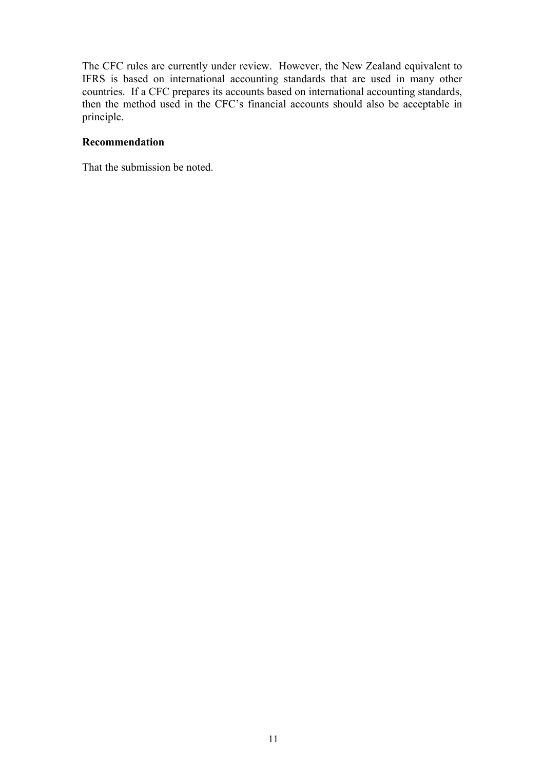The CFC rules are currently under review. However, the New Zealand equivalent to IFRS is based on international accounting standards that are used in many other countries. If a CFC prepares its accounts based on international accounting standards, then the method used in the CFC's financial accounts should also be acceptable in principle.

**Recommendation**

That the submission be noted.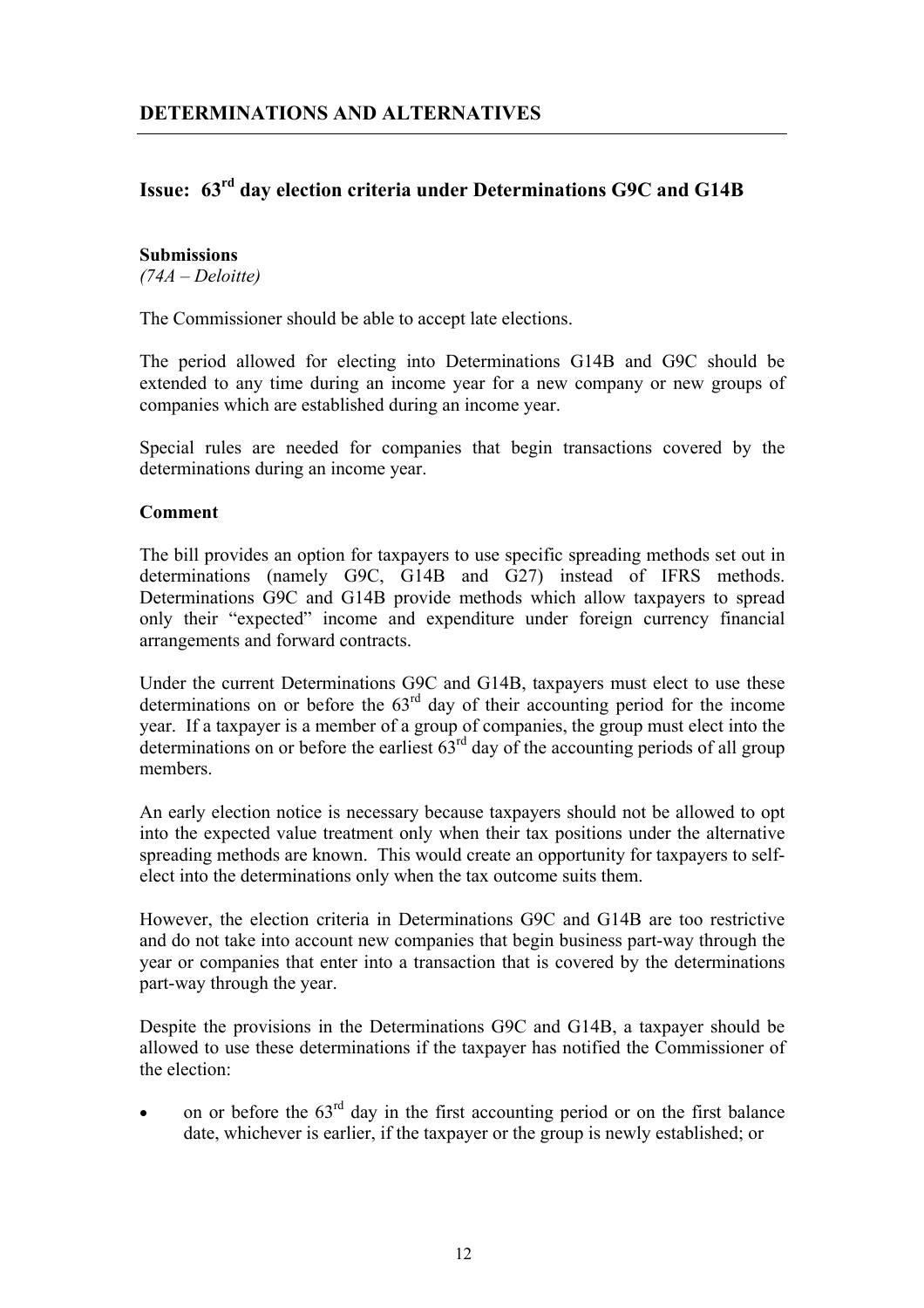## DETERMINATIONS AND ALTERNATIVES

### Issue: 63rd day election criteria under Determinations G9C and G14B

**Submissions**
*(74A – Deloitte)*

The Commissioner should be able to accept late elections.

The period allowed for electing into Determinations G14B and G9C should be extended to any time during an income year for a new company or new groups of companies which are established during an income year.

Special rules are needed for companies that begin transactions covered by the determinations during an income year.

**Comment**

The bill provides an option for taxpayers to use specific spreading methods set out in determinations (namely G9C, G14B and G27) instead of IFRS methods. Determinations G9C and G14B provide methods which allow taxpayers to spread only their "expected" income and expenditure under foreign currency financial arrangements and forward contracts.

Under the current Determinations G9C and G14B, taxpayers must elect to use these determinations on or before the 63rd day of their accounting period for the income year. If a taxpayer is a member of a group of companies, the group must elect into the determinations on or before the earliest 63rd day of the accounting periods of all group members.

An early election notice is necessary because taxpayers should not be allowed to opt into the expected value treatment only when their tax positions under the alternative spreading methods are known. This would create an opportunity for taxpayers to self-elect into the determinations only when the tax outcome suits them.

However, the election criteria in Determinations G9C and G14B are too restrictive and do not take into account new companies that begin business part-way through the year or companies that enter into a transaction that is covered by the determinations part-way through the year.

Despite the provisions in the Determinations G9C and G14B, a taxpayer should be allowed to use these determinations if the taxpayer has notified the Commissioner of the election:

- on or before the 63rd day in the first accounting period or on the first balance date, whichever is earlier, if the taxpayer or the group is newly established; or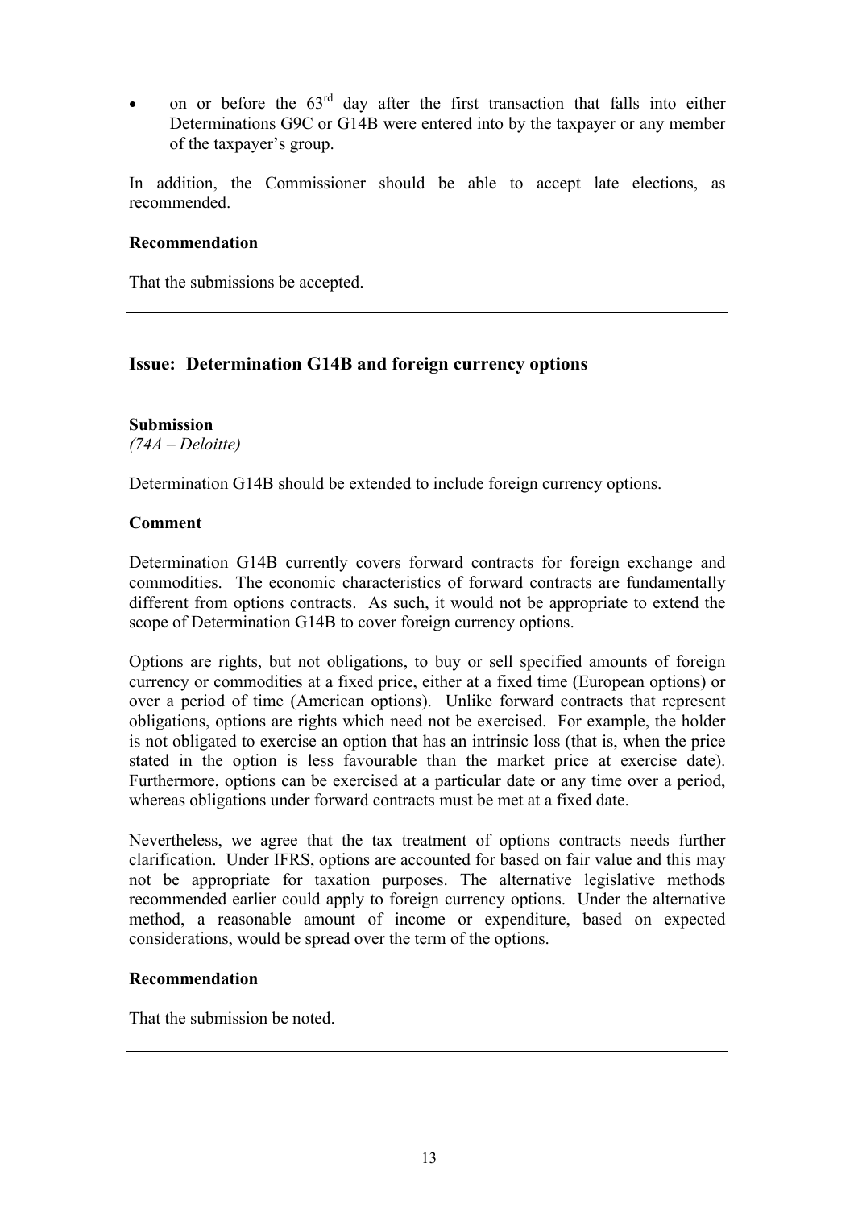- on or before the 63rd day after the first transaction that falls into either Determinations G9C or G14B were entered into by the taxpayer or any member of the taxpayer's group.

In addition, the Commissioner should be able to accept late elections, as recommended.

**Recommendation**

That the submissions be accepted.

---

## Issue: Determination G14B and foreign currency options

**Submission**
*(74A – Deloitte)*

Determination G14B should be extended to include foreign currency options.

**Comment**

Determination G14B currently covers forward contracts for foreign exchange and commodities. The economic characteristics of forward contracts are fundamentally different from options contracts. As such, it would not be appropriate to extend the scope of Determination G14B to cover foreign currency options.

Options are rights, but not obligations, to buy or sell specified amounts of foreign currency or commodities at a fixed price, either at a fixed time (European options) or over a period of time (American options). Unlike forward contracts that represent obligations, options are rights which need not be exercised. For example, the holder is not obligated to exercise an option that has an intrinsic loss (that is, when the price stated in the option is less favourable than the market price at exercise date). Furthermore, options can be exercised at a particular date or any time over a period, whereas obligations under forward contracts must be met at a fixed date.

Nevertheless, we agree that the tax treatment of options contracts needs further clarification. Under IFRS, options are accounted for based on fair value and this may not be appropriate for taxation purposes. The alternative legislative methods recommended earlier could apply to foreign currency options. Under the alternative method, a reasonable amount of income or expenditure, based on expected considerations, would be spread over the term of the options.

**Recommendation**

That the submission be noted.

---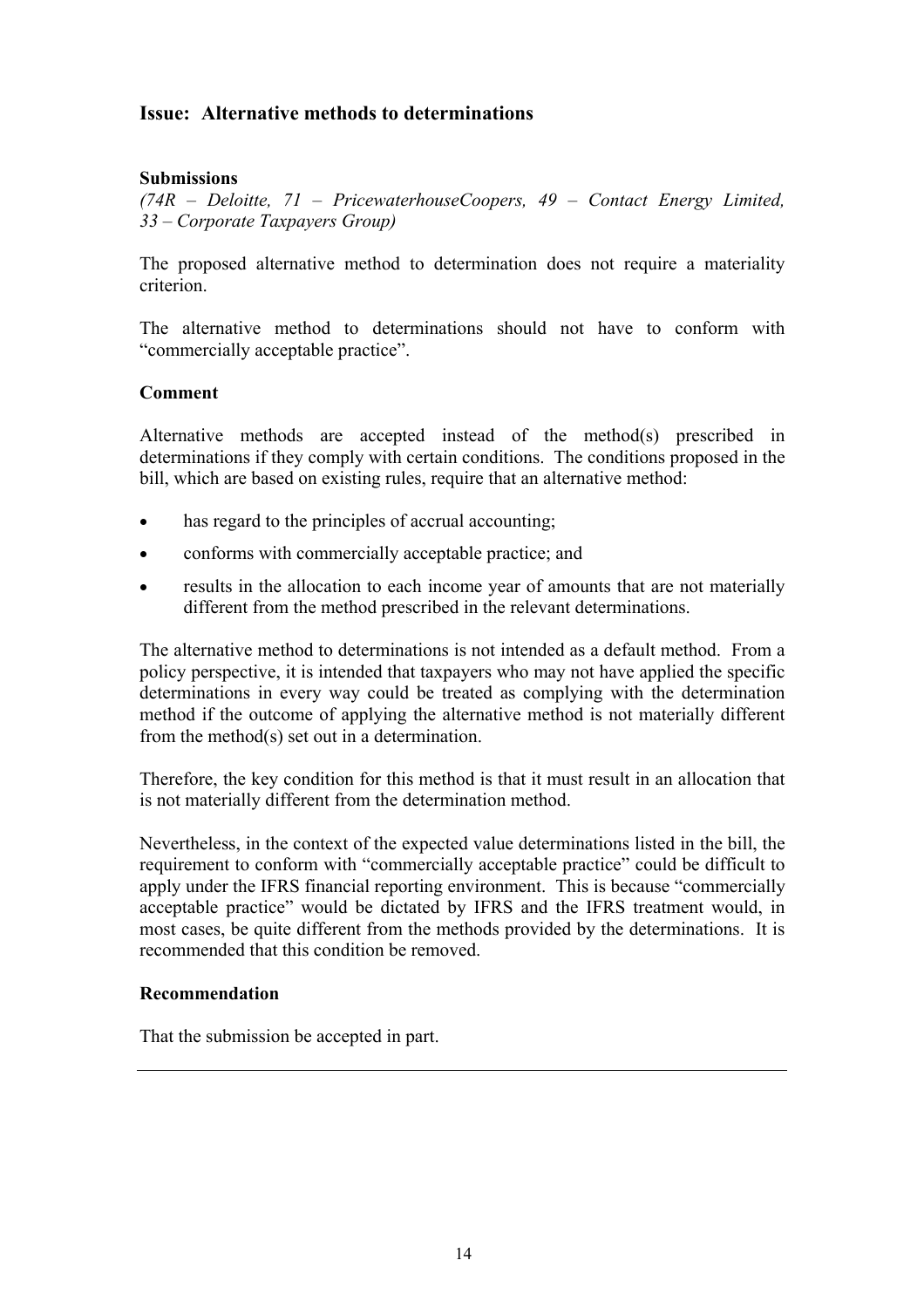## Issue: Alternative methods to determinations

### Submissions

*(74R – Deloitte, 71 – PricewaterhouseCoopers, 49 – Contact Energy Limited, 33 – Corporate Taxpayers Group)*

The proposed alternative method to determination does not require a materiality criterion.

The alternative method to determinations should not have to conform with "commercially acceptable practice".

### Comment

Alternative methods are accepted instead of the method(s) prescribed in determinations if they comply with certain conditions. The conditions proposed in the bill, which are based on existing rules, require that an alternative method:

- has regard to the principles of accrual accounting;
- conforms with commercially acceptable practice; and
- results in the allocation to each income year of amounts that are not materially different from the method prescribed in the relevant determinations.

The alternative method to determinations is not intended as a default method. From a policy perspective, it is intended that taxpayers who may not have applied the specific determinations in every way could be treated as complying with the determination method if the outcome of applying the alternative method is not materially different from the method(s) set out in a determination.

Therefore, the key condition for this method is that it must result in an allocation that is not materially different from the determination method.

Nevertheless, in the context of the expected value determinations listed in the bill, the requirement to conform with "commercially acceptable practice" could be difficult to apply under the IFRS financial reporting environment. This is because "commercially acceptable practice" would be dictated by IFRS and the IFRS treatment would, in most cases, be quite different from the methods provided by the determinations. It is recommended that this condition be removed.

### Recommendation

That the submission be accepted in part.

---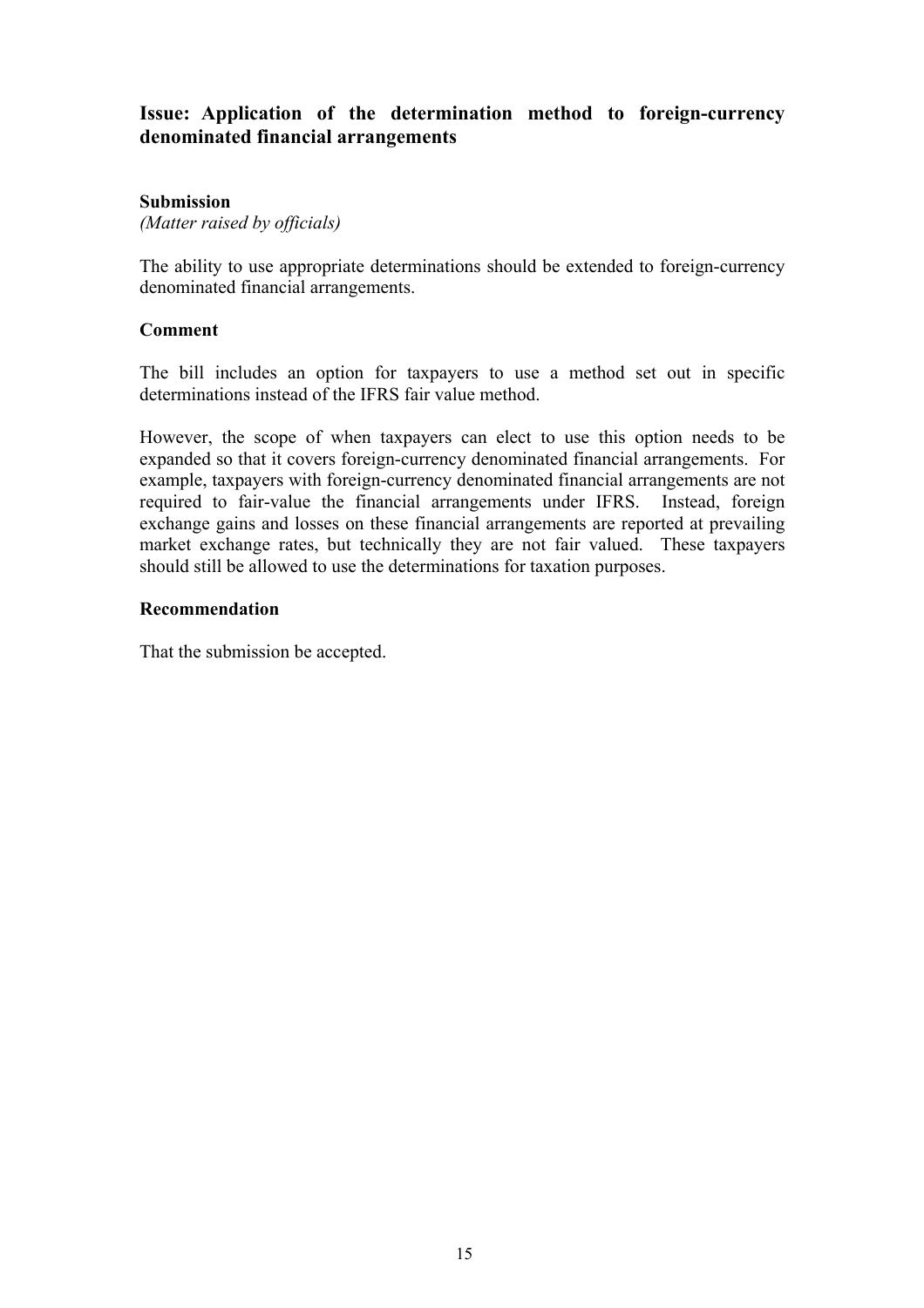## Issue: Application of the determination method to foreign-currency denominated financial arrangements

### Submission

*(Matter raised by officials)*

The ability to use appropriate determinations should be extended to foreign-currency denominated financial arrangements.

### Comment

The bill includes an option for taxpayers to use a method set out in specific determinations instead of the IFRS fair value method.

However, the scope of when taxpayers can elect to use this option needs to be expanded so that it covers foreign-currency denominated financial arrangements. For example, taxpayers with foreign-currency denominated financial arrangements are not required to fair-value the financial arrangements under IFRS. Instead, foreign exchange gains and losses on these financial arrangements are reported at prevailing market exchange rates, but technically they are not fair valued. These taxpayers should still be allowed to use the determinations for taxation purposes.

### Recommendation

That the submission be accepted.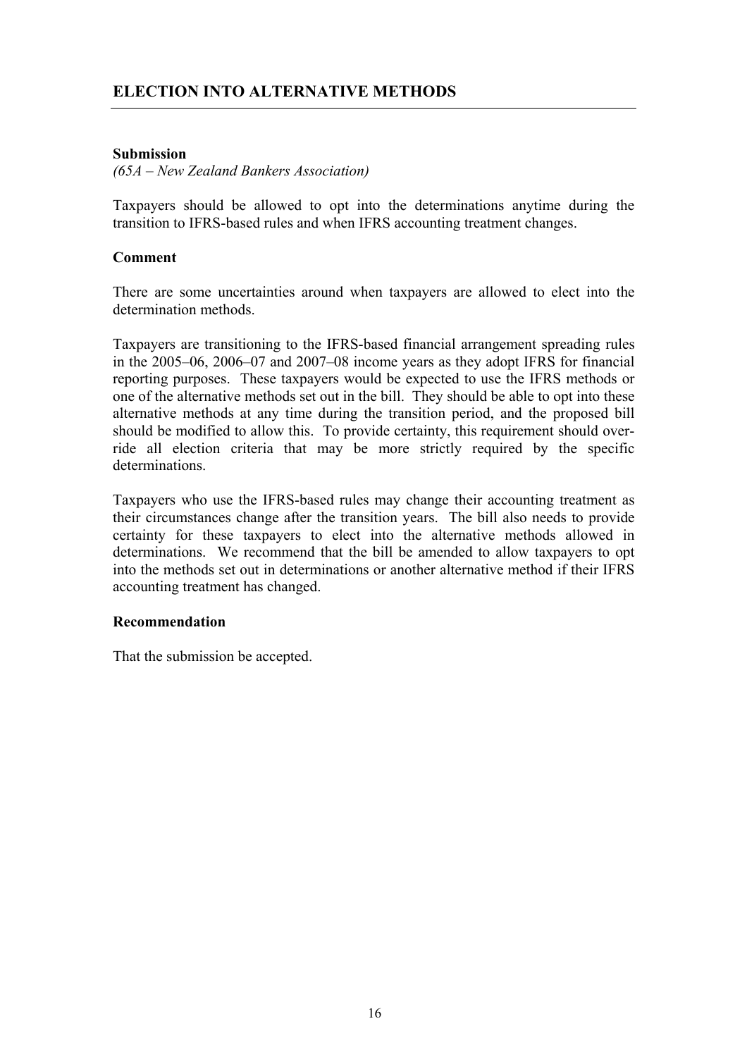## ELECTION INTO ALTERNATIVE METHODS

**Submission**

*(65A – New Zealand Bankers Association)*

Taxpayers should be allowed to opt into the determinations anytime during the transition to IFRS-based rules and when IFRS accounting treatment changes.

**Comment**

There are some uncertainties around when taxpayers are allowed to elect into the determination methods.

Taxpayers are transitioning to the IFRS-based financial arrangement spreading rules in the 2005–06, 2006–07 and 2007–08 income years as they adopt IFRS for financial reporting purposes. These taxpayers would be expected to use the IFRS methods or one of the alternative methods set out in the bill. They should be able to opt into these alternative methods at any time during the transition period, and the proposed bill should be modified to allow this. To provide certainty, this requirement should override all election criteria that may be more strictly required by the specific determinations.

Taxpayers who use the IFRS-based rules may change their accounting treatment as their circumstances change after the transition years. The bill also needs to provide certainty for these taxpayers to elect into the alternative methods allowed in determinations. We recommend that the bill be amended to allow taxpayers to opt into the methods set out in determinations or another alternative method if their IFRS accounting treatment has changed.

**Recommendation**

That the submission be accepted.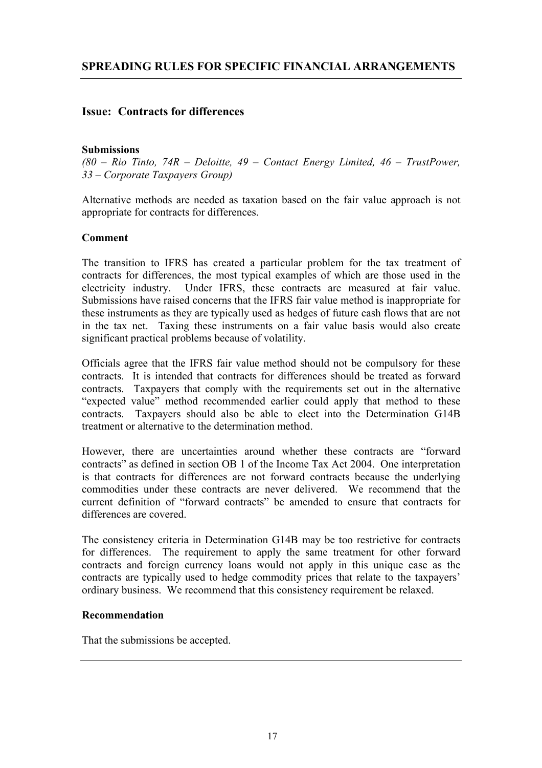## SPREADING RULES FOR SPECIFIC FINANCIAL ARRANGEMENTS

### Issue: Contracts for differences

**Submissions**

*(80 – Rio Tinto, 74R – Deloitte, 49 – Contact Energy Limited, 46 – TrustPower, 33 – Corporate Taxpayers Group)*

Alternative methods are needed as taxation based on the fair value approach is not appropriate for contracts for differences.

**Comment**

The transition to IFRS has created a particular problem for the tax treatment of contracts for differences, the most typical examples of which are those used in the electricity industry. Under IFRS, these contracts are measured at fair value. Submissions have raised concerns that the IFRS fair value method is inappropriate for these instruments as they are typically used as hedges of future cash flows that are not in the tax net. Taxing these instruments on a fair value basis would also create significant practical problems because of volatility.

Officials agree that the IFRS fair value method should not be compulsory for these contracts. It is intended that contracts for differences should be treated as forward contracts. Taxpayers that comply with the requirements set out in the alternative "expected value" method recommended earlier could apply that method to these contracts. Taxpayers should also be able to elect into the Determination G14B treatment or alternative to the determination method.

However, there are uncertainties around whether these contracts are "forward contracts" as defined in section OB 1 of the Income Tax Act 2004. One interpretation is that contracts for differences are not forward contracts because the underlying commodities under these contracts are never delivered. We recommend that the current definition of "forward contracts" be amended to ensure that contracts for differences are covered.

The consistency criteria in Determination G14B may be too restrictive for contracts for differences. The requirement to apply the same treatment for other forward contracts and foreign currency loans would not apply in this unique case as the contracts are typically used to hedge commodity prices that relate to the taxpayers' ordinary business. We recommend that this consistency requirement be relaxed.

**Recommendation**

That the submissions be accepted.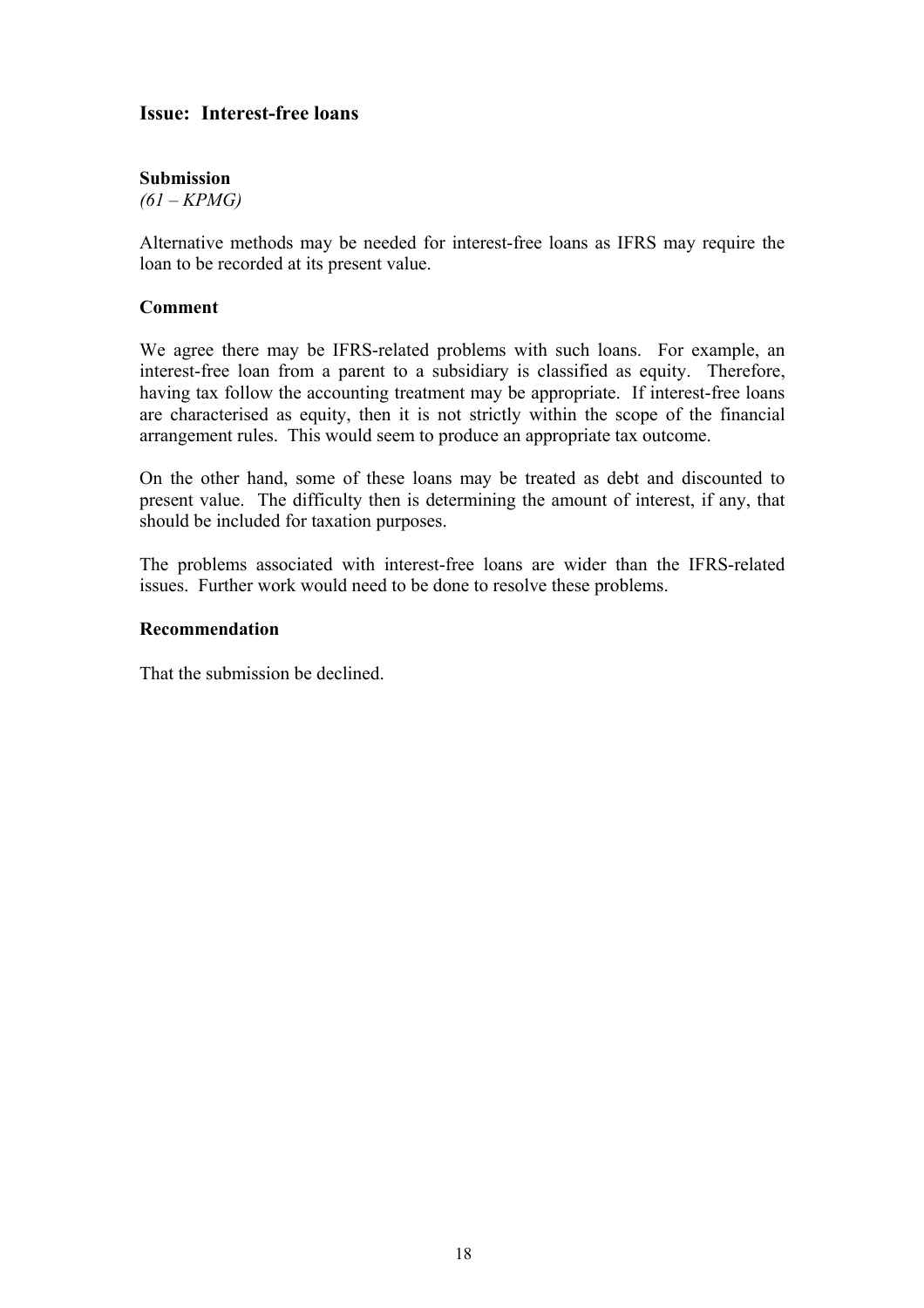## Issue: Interest-free loans

**Submission**

*(61 – KPMG)*

Alternative methods may be needed for interest-free loans as IFRS may require the loan to be recorded at its present value.

**Comment**

We agree there may be IFRS-related problems with such loans. For example, an interest-free loan from a parent to a subsidiary is classified as equity. Therefore, having tax follow the accounting treatment may be appropriate. If interest-free loans are characterised as equity, then it is not strictly within the scope of the financial arrangement rules. This would seem to produce an appropriate tax outcome.

On the other hand, some of these loans may be treated as debt and discounted to present value. The difficulty then is determining the amount of interest, if any, that should be included for taxation purposes.

The problems associated with interest-free loans are wider than the IFRS-related issues. Further work would need to be done to resolve these problems.

**Recommendation**

That the submission be declined.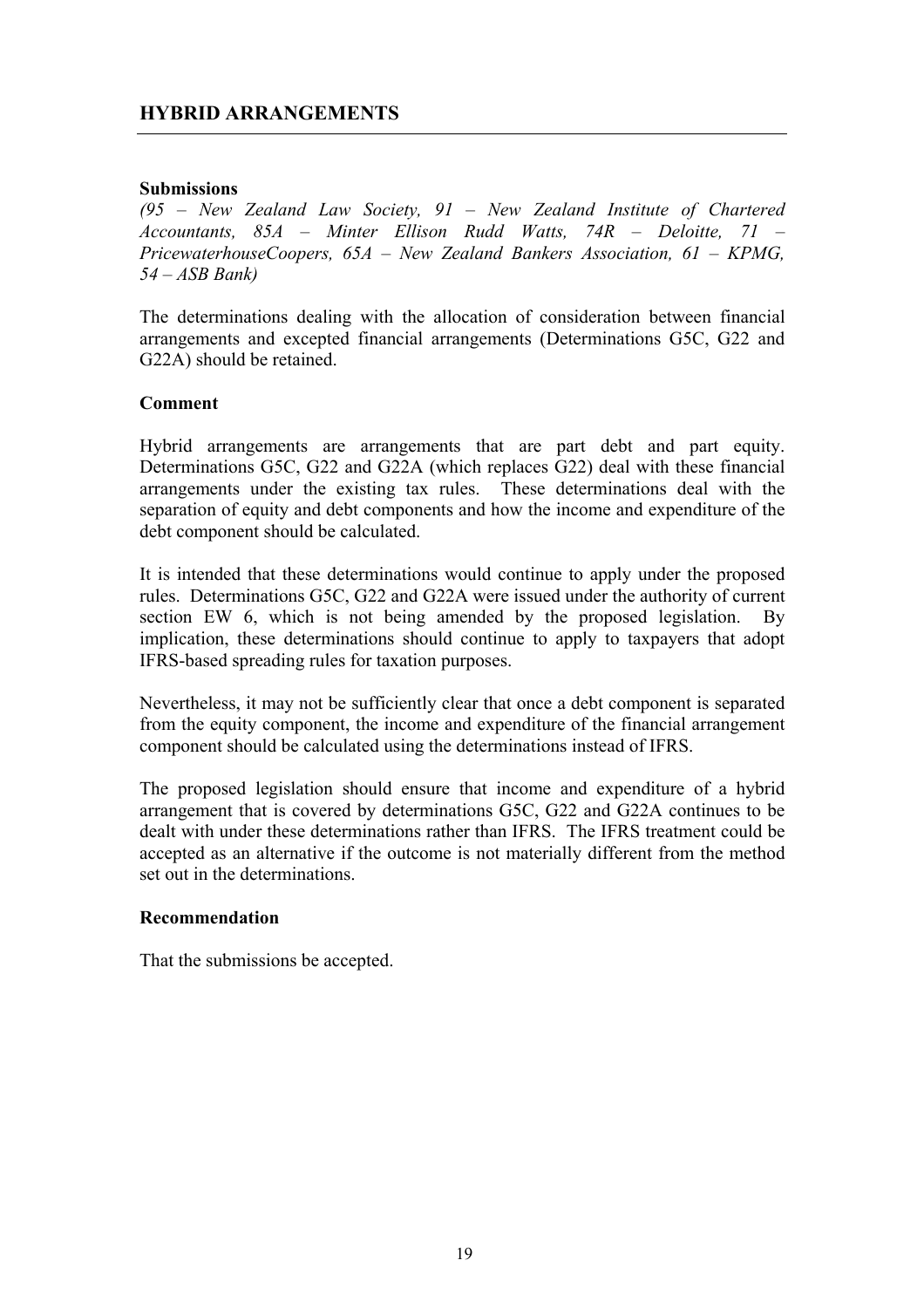## HYBRID ARRANGEMENTS

**Submissions**

*(95 – New Zealand Law Society, 91 – New Zealand Institute of Chartered Accountants, 85A – Minter Ellison Rudd Watts, 74R – Deloitte, 71 – PricewaterhouseCoopers, 65A – New Zealand Bankers Association, 61 – KPMG, 54 – ASB Bank)*

The determinations dealing with the allocation of consideration between financial arrangements and excepted financial arrangements (Determinations G5C, G22 and G22A) should be retained.

**Comment**

Hybrid arrangements are arrangements that are part debt and part equity. Determinations G5C, G22 and G22A (which replaces G22) deal with these financial arrangements under the existing tax rules. These determinations deal with the separation of equity and debt components and how the income and expenditure of the debt component should be calculated.

It is intended that these determinations would continue to apply under the proposed rules. Determinations G5C, G22 and G22A were issued under the authority of current section EW 6, which is not being amended by the proposed legislation. By implication, these determinations should continue to apply to taxpayers that adopt IFRS-based spreading rules for taxation purposes.

Nevertheless, it may not be sufficiently clear that once a debt component is separated from the equity component, the income and expenditure of the financial arrangement component should be calculated using the determinations instead of IFRS.

The proposed legislation should ensure that income and expenditure of a hybrid arrangement that is covered by determinations G5C, G22 and G22A continues to be dealt with under these determinations rather than IFRS. The IFRS treatment could be accepted as an alternative if the outcome is not materially different from the method set out in the determinations.

**Recommendation**

That the submissions be accepted.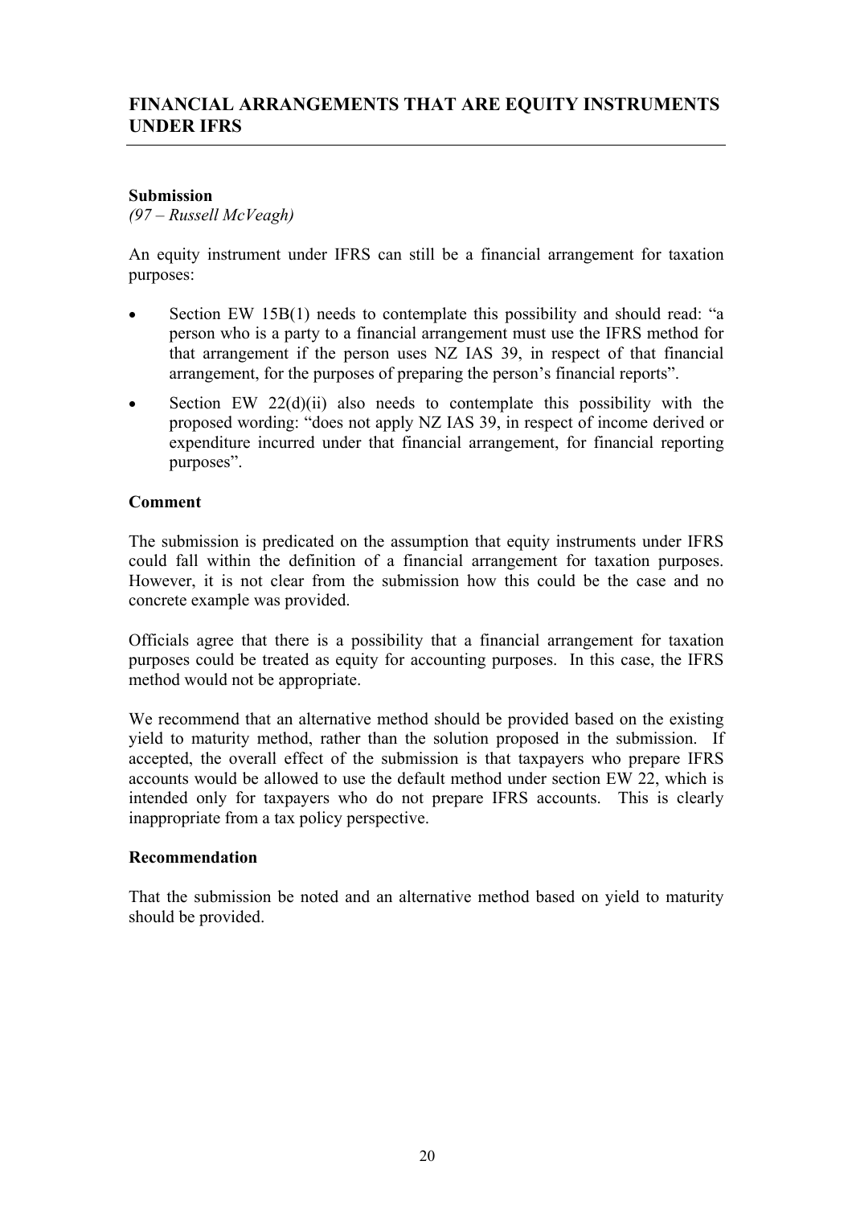## FINANCIAL ARRANGEMENTS THAT ARE EQUITY INSTRUMENTS UNDER IFRS

**Submission**

*(97 – Russell McVeagh)*

An equity instrument under IFRS can still be a financial arrangement for taxation purposes:

- Section EW 15B(1) needs to contemplate this possibility and should read: "a person who is a party to a financial arrangement must use the IFRS method for that arrangement if the person uses NZ IAS 39, in respect of that financial arrangement, for the purposes of preparing the person's financial reports".
- Section EW 22(d)(ii) also needs to contemplate this possibility with the proposed wording: "does not apply NZ IAS 39, in respect of income derived or expenditure incurred under that financial arrangement, for financial reporting purposes".

**Comment**

The submission is predicated on the assumption that equity instruments under IFRS could fall within the definition of a financial arrangement for taxation purposes. However, it is not clear from the submission how this could be the case and no concrete example was provided.

Officials agree that there is a possibility that a financial arrangement for taxation purposes could be treated as equity for accounting purposes. In this case, the IFRS method would not be appropriate.

We recommend that an alternative method should be provided based on the existing yield to maturity method, rather than the solution proposed in the submission. If accepted, the overall effect of the submission is that taxpayers who prepare IFRS accounts would be allowed to use the default method under section EW 22, which is intended only for taxpayers who do not prepare IFRS accounts. This is clearly inappropriate from a tax policy perspective.

**Recommendation**

That the submission be noted and an alternative method based on yield to maturity should be provided.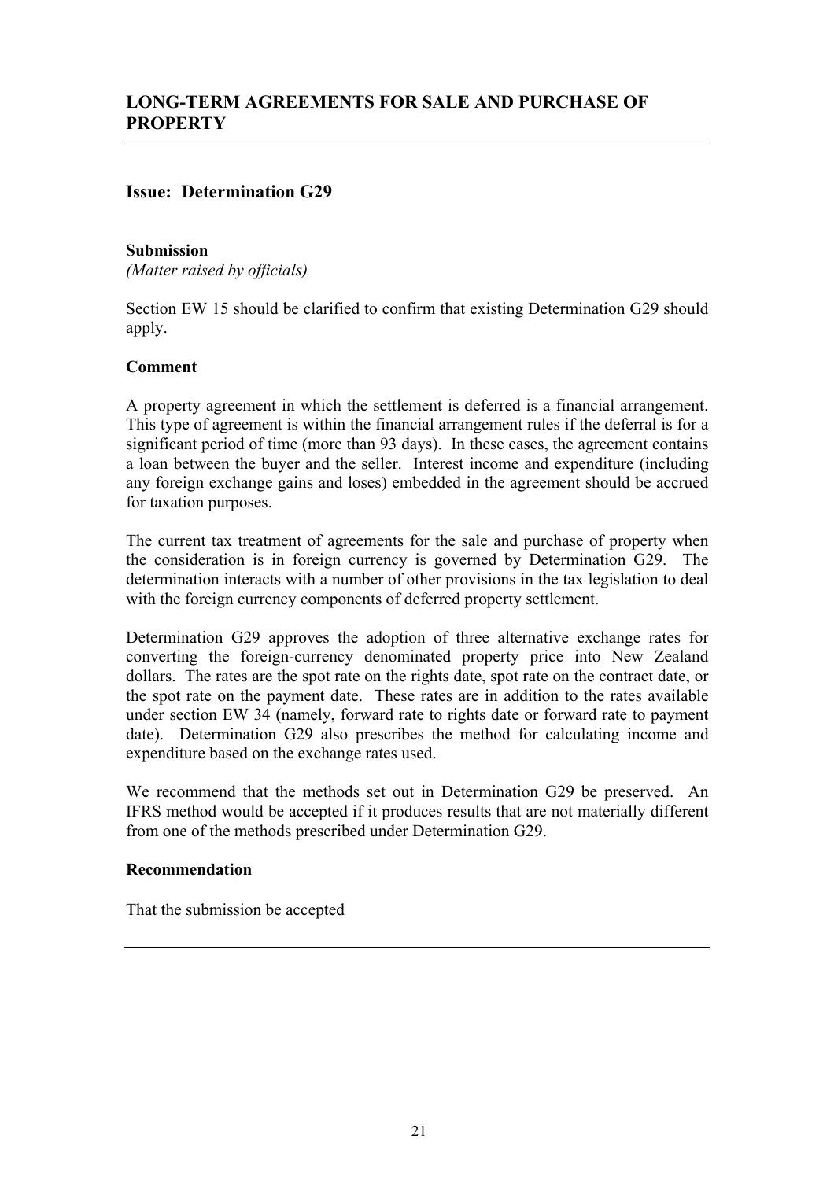## LONG-TERM AGREEMENTS FOR SALE AND PURCHASE OF PROPERTY

### Issue: Determination G29

**Submission**

*(Matter raised by officials)*

Section EW 15 should be clarified to confirm that existing Determination G29 should apply.

**Comment**

A property agreement in which the settlement is deferred is a financial arrangement. This type of agreement is within the financial arrangement rules if the deferral is for a significant period of time (more than 93 days). In these cases, the agreement contains a loan between the buyer and the seller. Interest income and expenditure (including any foreign exchange gains and loses) embedded in the agreement should be accrued for taxation purposes.

The current tax treatment of agreements for the sale and purchase of property when the consideration is in foreign currency is governed by Determination G29. The determination interacts with a number of other provisions in the tax legislation to deal with the foreign currency components of deferred property settlement.

Determination G29 approves the adoption of three alternative exchange rates for converting the foreign-currency denominated property price into New Zealand dollars. The rates are the spot rate on the rights date, spot rate on the contract date, or the spot rate on the payment date. These rates are in addition to the rates available under section EW 34 (namely, forward rate to rights date or forward rate to payment date). Determination G29 also prescribes the method for calculating income and expenditure based on the exchange rates used.

We recommend that the methods set out in Determination G29 be preserved. An IFRS method would be accepted if it produces results that are not materially different from one of the methods prescribed under Determination G29.

**Recommendation**

That the submission be accepted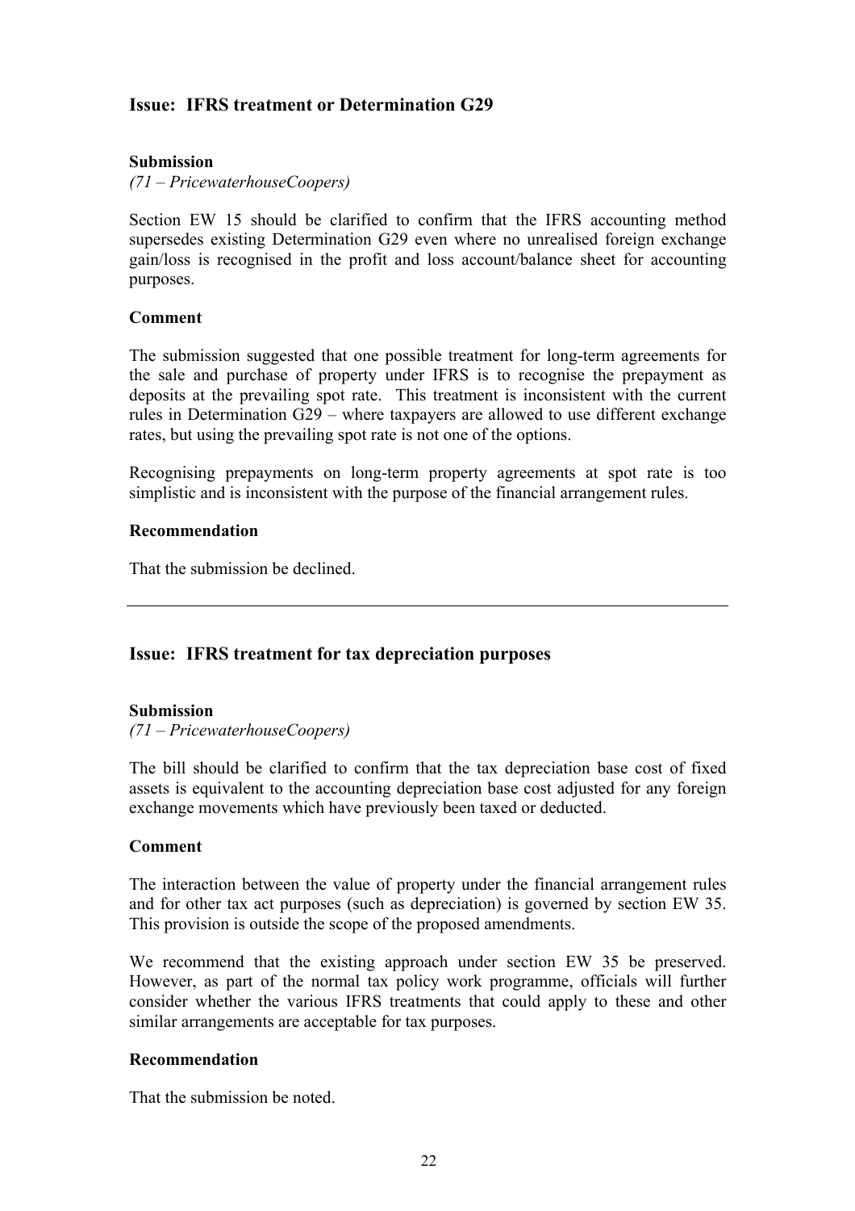## Issue: IFRS treatment or Determination G29

**Submission**

*(71 – PricewaterhouseCoopers)*

Section EW 15 should be clarified to confirm that the IFRS accounting method supersedes existing Determination G29 even where no unrealised foreign exchange gain/loss is recognised in the profit and loss account/balance sheet for accounting purposes.

**Comment**

The submission suggested that one possible treatment for long-term agreements for the sale and purchase of property under IFRS is to recognise the prepayment as deposits at the prevailing spot rate. This treatment is inconsistent with the current rules in Determination G29 – where taxpayers are allowed to use different exchange rates, but using the prevailing spot rate is not one of the options.

Recognising prepayments on long-term property agreements at spot rate is too simplistic and is inconsistent with the purpose of the financial arrangement rules.

**Recommendation**

That the submission be declined.

---

## Issue: IFRS treatment for tax depreciation purposes

**Submission**

*(71 – PricewaterhouseCoopers)*

The bill should be clarified to confirm that the tax depreciation base cost of fixed assets is equivalent to the accounting depreciation base cost adjusted for any foreign exchange movements which have previously been taxed or deducted.

**Comment**

The interaction between the value of property under the financial arrangement rules and for other tax act purposes (such as depreciation) is governed by section EW 35. This provision is outside the scope of the proposed amendments.

We recommend that the existing approach under section EW 35 be preserved. However, as part of the normal tax policy work programme, officials will further consider whether the various IFRS treatments that could apply to these and other similar arrangements are acceptable for tax purposes.

**Recommendation**

That the submission be noted.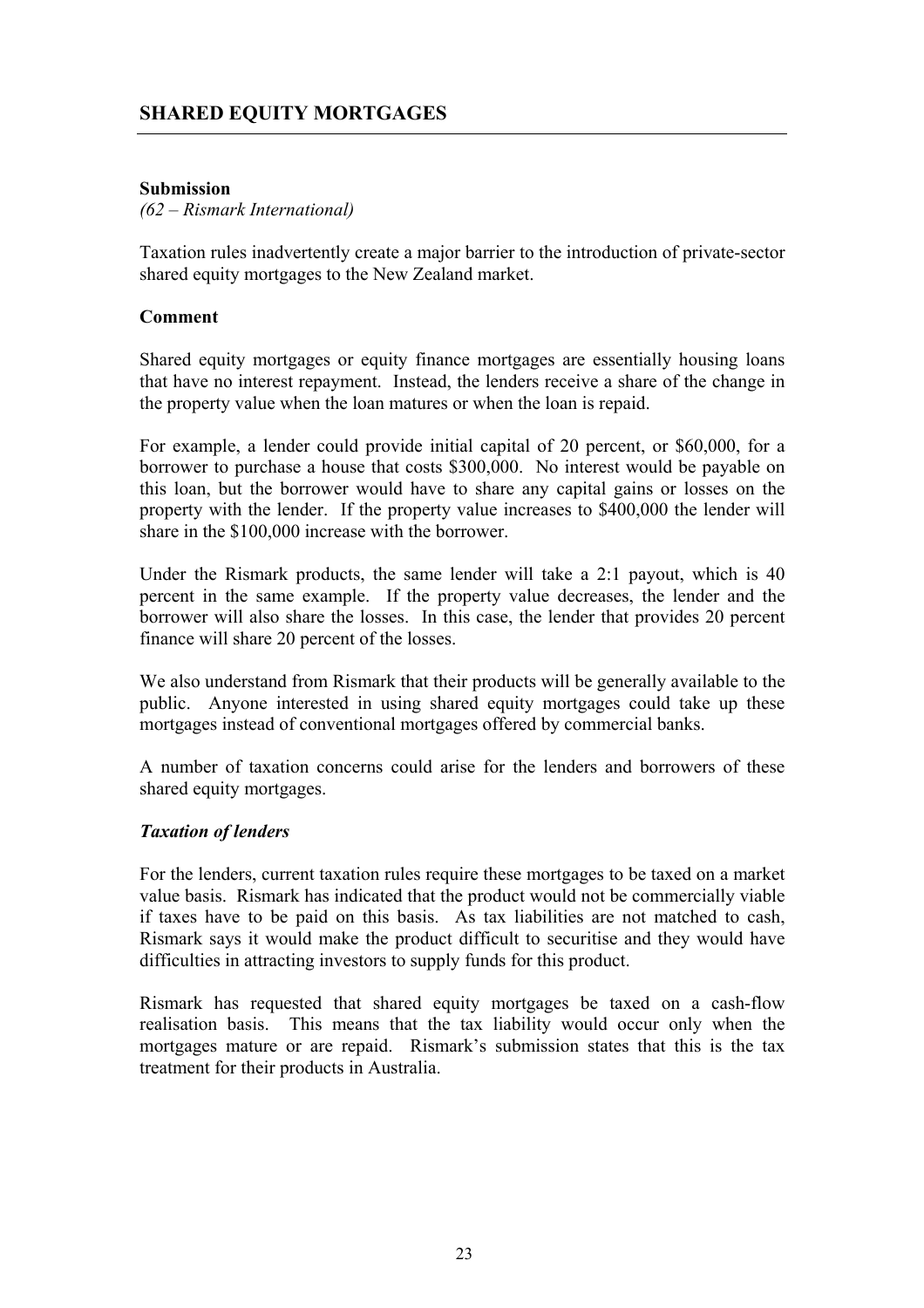## SHARED EQUITY MORTGAGES

**Submission**

*(62 – Rismark International)*

Taxation rules inadvertently create a major barrier to the introduction of private-sector shared equity mortgages to the New Zealand market.

**Comment**

Shared equity mortgages or equity finance mortgages are essentially housing loans that have no interest repayment. Instead, the lenders receive a share of the change in the property value when the loan matures or when the loan is repaid.

For example, a lender could provide initial capital of 20 percent, or $60,000, for a borrower to purchase a house that costs $300,000. No interest would be payable on this loan, but the borrower would have to share any capital gains or losses on the property with the lender. If the property value increases to $400,000 the lender will share in the $100,000 increase with the borrower.

Under the Rismark products, the same lender will take a 2:1 payout, which is 40 percent in the same example. If the property value decreases, the lender and the borrower will also share the losses. In this case, the lender that provides 20 percent finance will share 20 percent of the losses.

We also understand from Rismark that their products will be generally available to the public. Anyone interested in using shared equity mortgages could take up these mortgages instead of conventional mortgages offered by commercial banks.

A number of taxation concerns could arise for the lenders and borrowers of these shared equity mortgages.

***Taxation of lenders***

For the lenders, current taxation rules require these mortgages to be taxed on a market value basis. Rismark has indicated that the product would not be commercially viable if taxes have to be paid on this basis. As tax liabilities are not matched to cash, Rismark says it would make the product difficult to securitise and they would have difficulties in attracting investors to supply funds for this product.

Rismark has requested that shared equity mortgages be taxed on a cash-flow realisation basis. This means that the tax liability would occur only when the mortgages mature or are repaid. Rismark's submission states that this is the tax treatment for their products in Australia.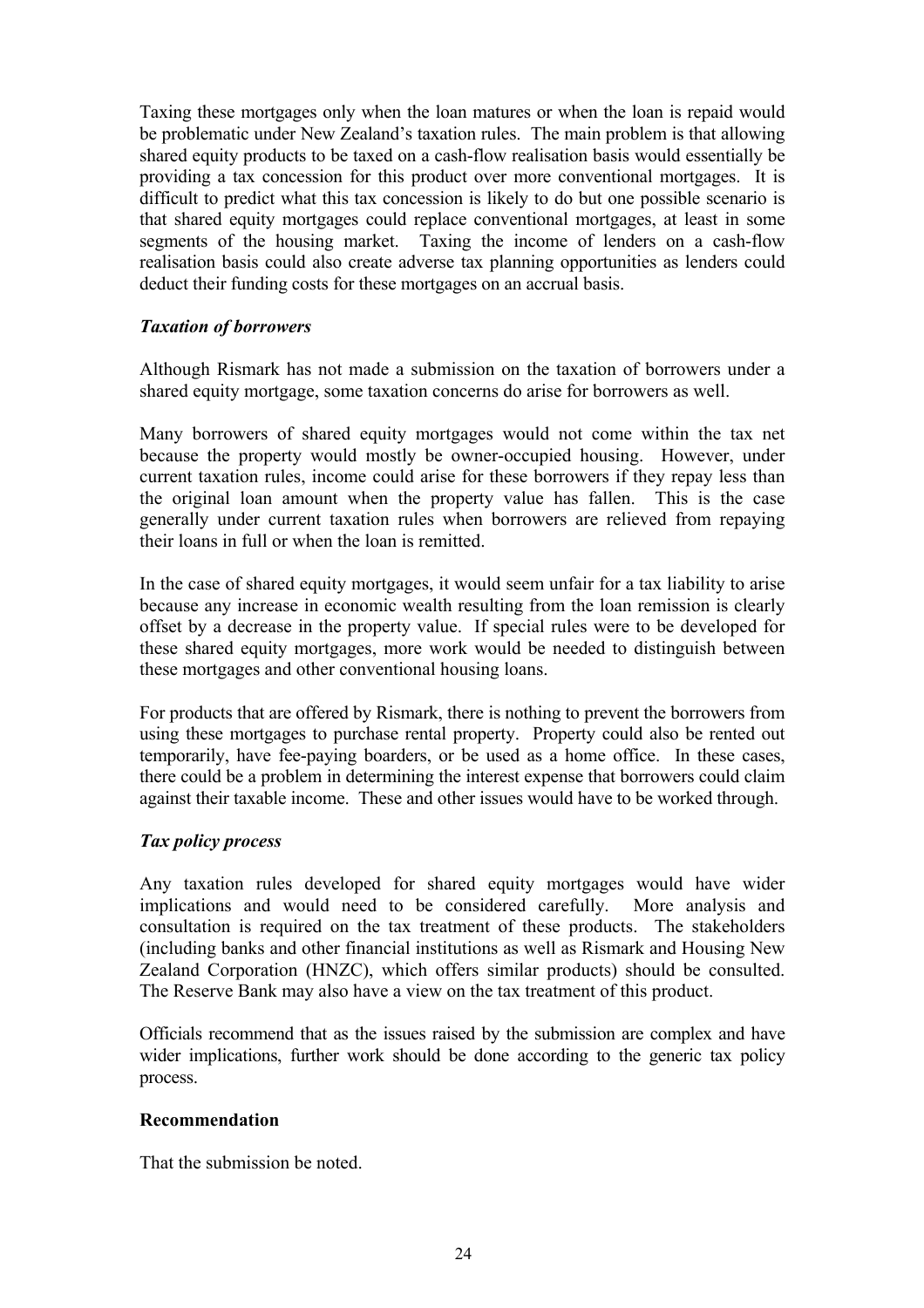Taxing these mortgages only when the loan matures or when the loan is repaid would be problematic under New Zealand's taxation rules. The main problem is that allowing shared equity products to be taxed on a cash-flow realisation basis would essentially be providing a tax concession for this product over more conventional mortgages. It is difficult to predict what this tax concession is likely to do but one possible scenario is that shared equity mortgages could replace conventional mortgages, at least in some segments of the housing market. Taxing the income of lenders on a cash-flow realisation basis could also create adverse tax planning opportunities as lenders could deduct their funding costs for these mortgages on an accrual basis.

***Taxation of borrowers***

Although Rismark has not made a submission on the taxation of borrowers under a shared equity mortgage, some taxation concerns do arise for borrowers as well.

Many borrowers of shared equity mortgages would not come within the tax net because the property would mostly be owner-occupied housing. However, under current taxation rules, income could arise for these borrowers if they repay less than the original loan amount when the property value has fallen. This is the case generally under current taxation rules when borrowers are relieved from repaying their loans in full or when the loan is remitted.

In the case of shared equity mortgages, it would seem unfair for a tax liability to arise because any increase in economic wealth resulting from the loan remission is clearly offset by a decrease in the property value. If special rules were to be developed for these shared equity mortgages, more work would be needed to distinguish between these mortgages and other conventional housing loans.

For products that are offered by Rismark, there is nothing to prevent the borrowers from using these mortgages to purchase rental property. Property could also be rented out temporarily, have fee-paying boarders, or be used as a home office. In these cases, there could be a problem in determining the interest expense that borrowers could claim against their taxable income. These and other issues would have to be worked through.

***Tax policy process***

Any taxation rules developed for shared equity mortgages would have wider implications and would need to be considered carefully. More analysis and consultation is required on the tax treatment of these products. The stakeholders (including banks and other financial institutions as well as Rismark and Housing New Zealand Corporation (HNZC), which offers similar products) should be consulted. The Reserve Bank may also have a view on the tax treatment of this product.

Officials recommend that as the issues raised by the submission are complex and have wider implications, further work should be done according to the generic tax policy process.

**Recommendation**

That the submission be noted.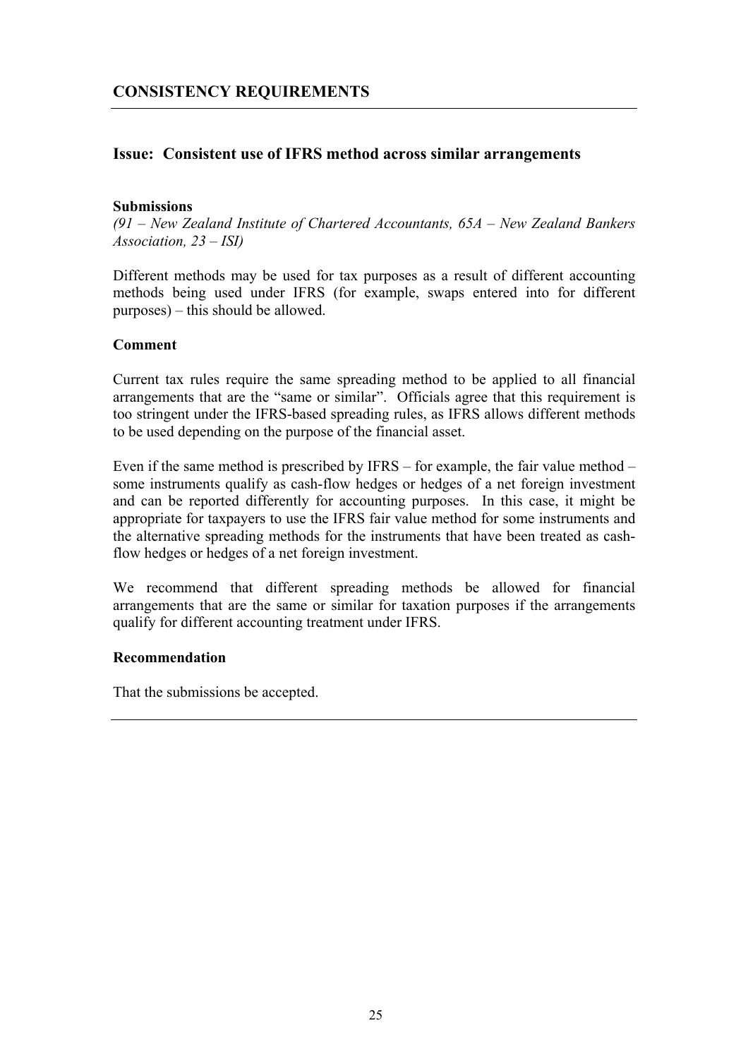## CONSISTENCY REQUIREMENTS

### Issue: Consistent use of IFRS method across similar arrangements

**Submissions**

*(91 – New Zealand Institute of Chartered Accountants, 65A – New Zealand Bankers Association, 23 – ISI)*

Different methods may be used for tax purposes as a result of different accounting methods being used under IFRS (for example, swaps entered into for different purposes) – this should be allowed.

**Comment**

Current tax rules require the same spreading method to be applied to all financial arrangements that are the "same or similar". Officials agree that this requirement is too stringent under the IFRS-based spreading rules, as IFRS allows different methods to be used depending on the purpose of the financial asset.

Even if the same method is prescribed by IFRS – for example, the fair value method – some instruments qualify as cash-flow hedges or hedges of a net foreign investment and can be reported differently for accounting purposes. In this case, it might be appropriate for taxpayers to use the IFRS fair value method for some instruments and the alternative spreading methods for the instruments that have been treated as cash-flow hedges or hedges of a net foreign investment.

We recommend that different spreading methods be allowed for financial arrangements that are the same or similar for taxation purposes if the arrangements qualify for different accounting treatment under IFRS.

**Recommendation**

That the submissions be accepted.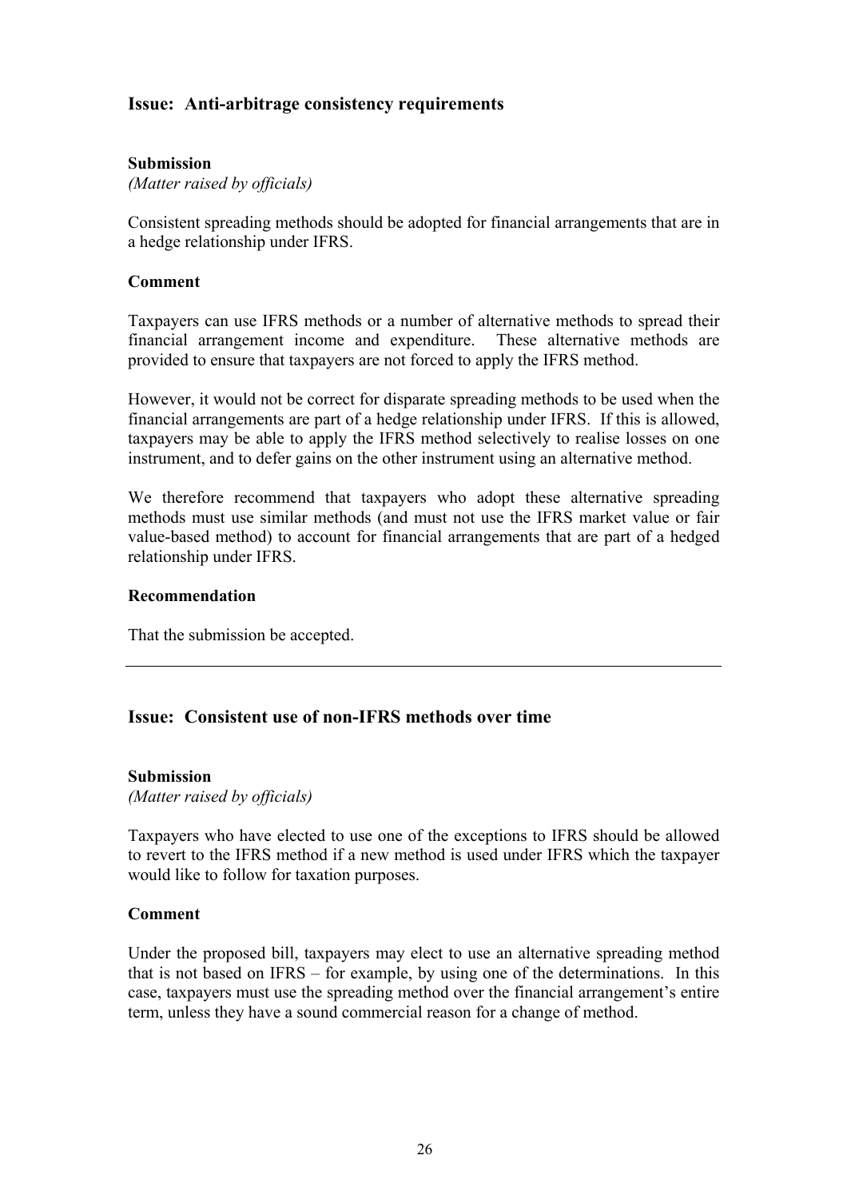## Issue: Anti-arbitrage consistency requirements

**Submission**

*(Matter raised by officials)*

Consistent spreading methods should be adopted for financial arrangements that are in a hedge relationship under IFRS.

**Comment**

Taxpayers can use IFRS methods or a number of alternative methods to spread their financial arrangement income and expenditure. These alternative methods are provided to ensure that taxpayers are not forced to apply the IFRS method.

However, it would not be correct for disparate spreading methods to be used when the financial arrangements are part of a hedge relationship under IFRS. If this is allowed, taxpayers may be able to apply the IFRS method selectively to realise losses on one instrument, and to defer gains on the other instrument using an alternative method.

We therefore recommend that taxpayers who adopt these alternative spreading methods must use similar methods (and must not use the IFRS market value or fair value-based method) to account for financial arrangements that are part of a hedged relationship under IFRS.

**Recommendation**

That the submission be accepted.

---

## Issue: Consistent use of non-IFRS methods over time

**Submission**

*(Matter raised by officials)*

Taxpayers who have elected to use one of the exceptions to IFRS should be allowed to revert to the IFRS method if a new method is used under IFRS which the taxpayer would like to follow for taxation purposes.

**Comment**

Under the proposed bill, taxpayers may elect to use an alternative spreading method that is not based on IFRS – for example, by using one of the determinations. In this case, taxpayers must use the spreading method over the financial arrangement's entire term, unless they have a sound commercial reason for a change of method.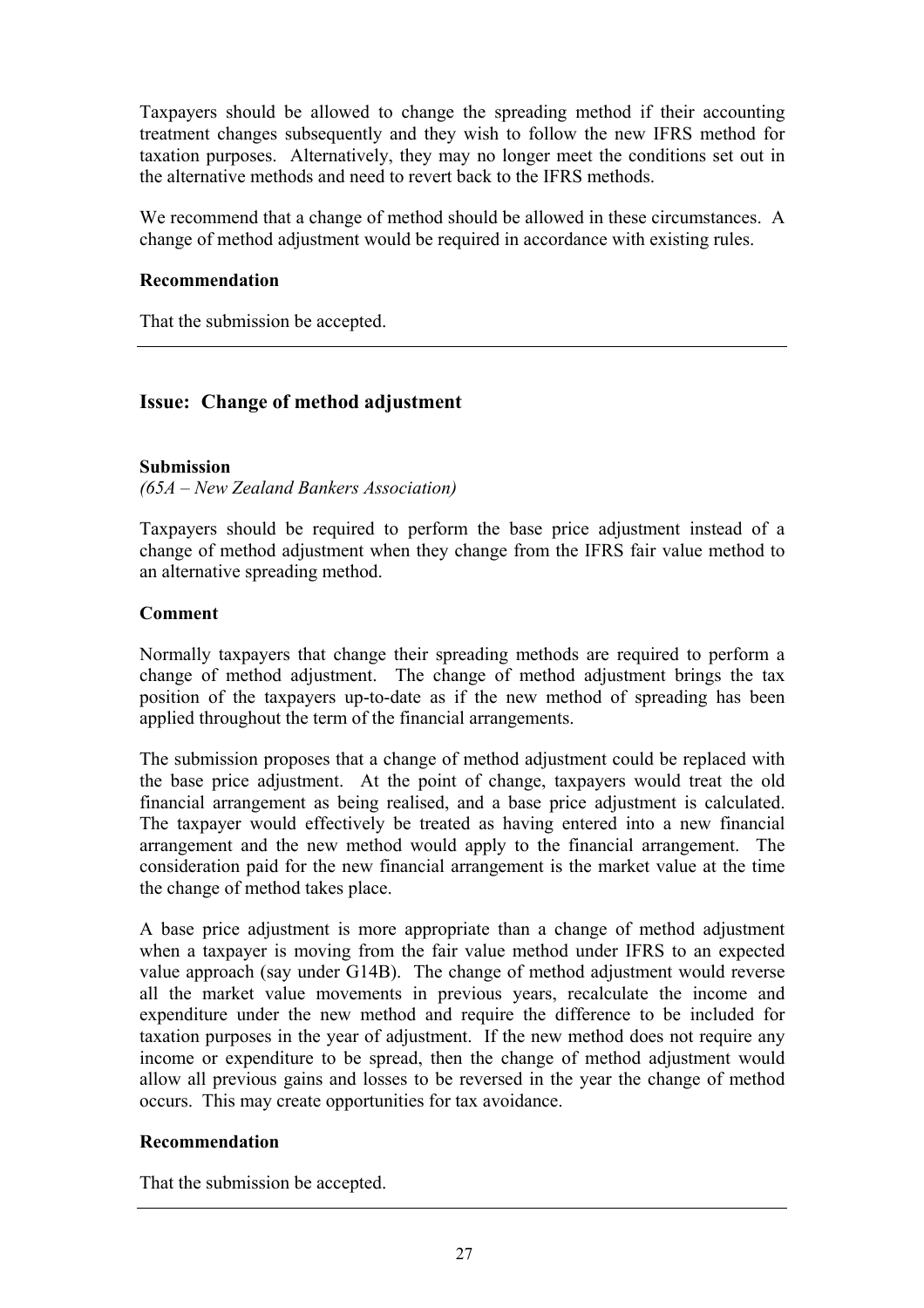Taxpayers should be allowed to change the spreading method if their accounting treatment changes subsequently and they wish to follow the new IFRS method for taxation purposes. Alternatively, they may no longer meet the conditions set out in the alternative methods and need to revert back to the IFRS methods.

We recommend that a change of method should be allowed in these circumstances. A change of method adjustment would be required in accordance with existing rules.

**Recommendation**

That the submission be accepted.

---

## Issue: Change of method adjustment

**Submission**
*(65A – New Zealand Bankers Association)*

Taxpayers should be required to perform the base price adjustment instead of a change of method adjustment when they change from the IFRS fair value method to an alternative spreading method.

**Comment**

Normally taxpayers that change their spreading methods are required to perform a change of method adjustment. The change of method adjustment brings the tax position of the taxpayers up-to-date as if the new method of spreading has been applied throughout the term of the financial arrangements.

The submission proposes that a change of method adjustment could be replaced with the base price adjustment. At the point of change, taxpayers would treat the old financial arrangement as being realised, and a base price adjustment is calculated. The taxpayer would effectively be treated as having entered into a new financial arrangement and the new method would apply to the financial arrangement. The consideration paid for the new financial arrangement is the market value at the time the change of method takes place.

A base price adjustment is more appropriate than a change of method adjustment when a taxpayer is moving from the fair value method under IFRS to an expected value approach (say under G14B). The change of method adjustment would reverse all the market value movements in previous years, recalculate the income and expenditure under the new method and require the difference to be included for taxation purposes in the year of adjustment. If the new method does not require any income or expenditure to be spread, then the change of method adjustment would allow all previous gains and losses to be reversed in the year the change of method occurs. This may create opportunities for tax avoidance.

**Recommendation**

That the submission be accepted.

---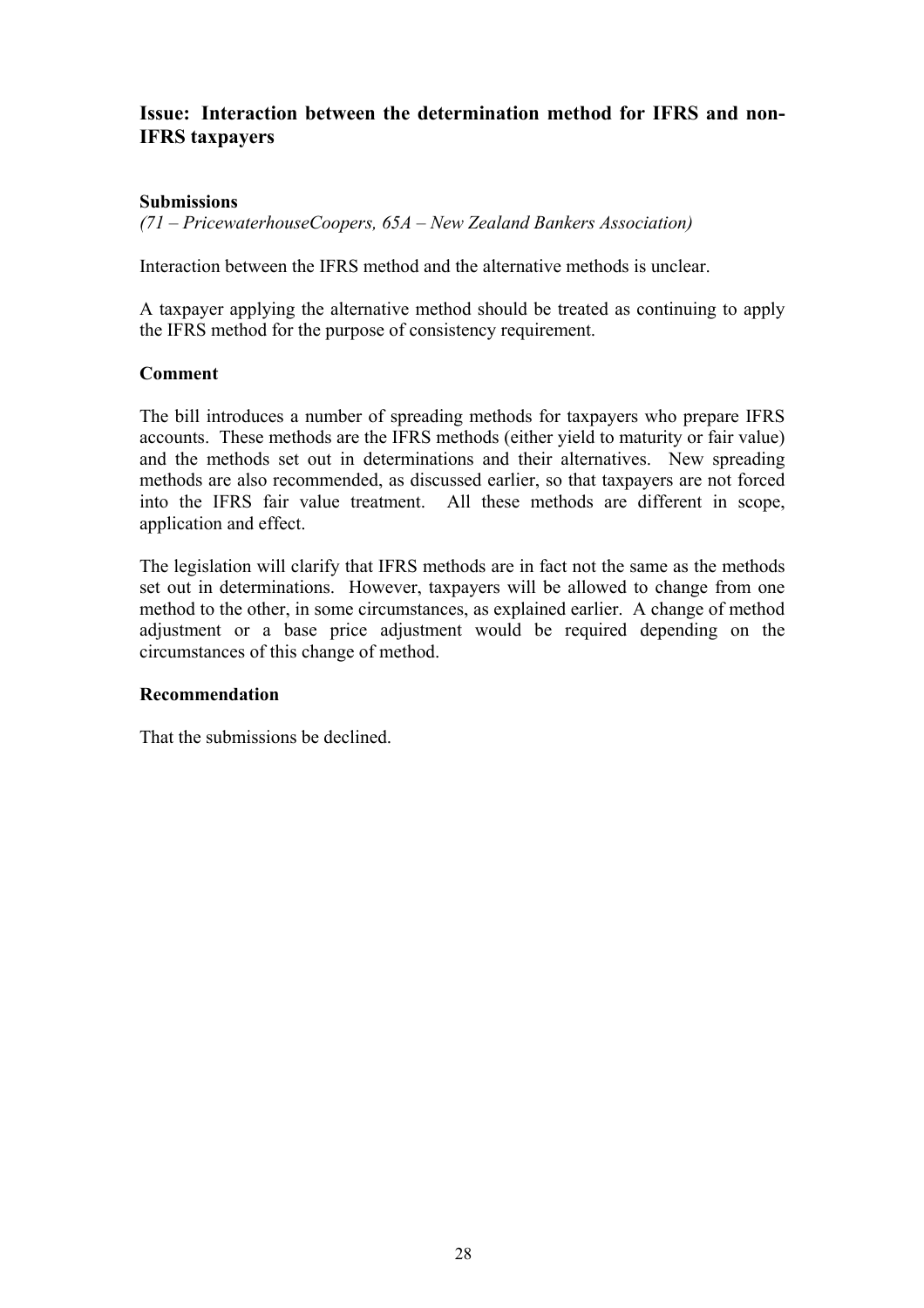## Issue: Interaction between the determination method for IFRS and non-IFRS taxpayers

**Submissions**

*(71 – PricewaterhouseCoopers, 65A – New Zealand Bankers Association)*

Interaction between the IFRS method and the alternative methods is unclear.

A taxpayer applying the alternative method should be treated as continuing to apply the IFRS method for the purpose of consistency requirement.

**Comment**

The bill introduces a number of spreading methods for taxpayers who prepare IFRS accounts. These methods are the IFRS methods (either yield to maturity or fair value) and the methods set out in determinations and their alternatives. New spreading methods are also recommended, as discussed earlier, so that taxpayers are not forced into the IFRS fair value treatment. All these methods are different in scope, application and effect.

The legislation will clarify that IFRS methods are in fact not the same as the methods set out in determinations. However, taxpayers will be allowed to change from one method to the other, in some circumstances, as explained earlier. A change of method adjustment or a base price adjustment would be required depending on the circumstances of this change of method.

**Recommendation**

That the submissions be declined.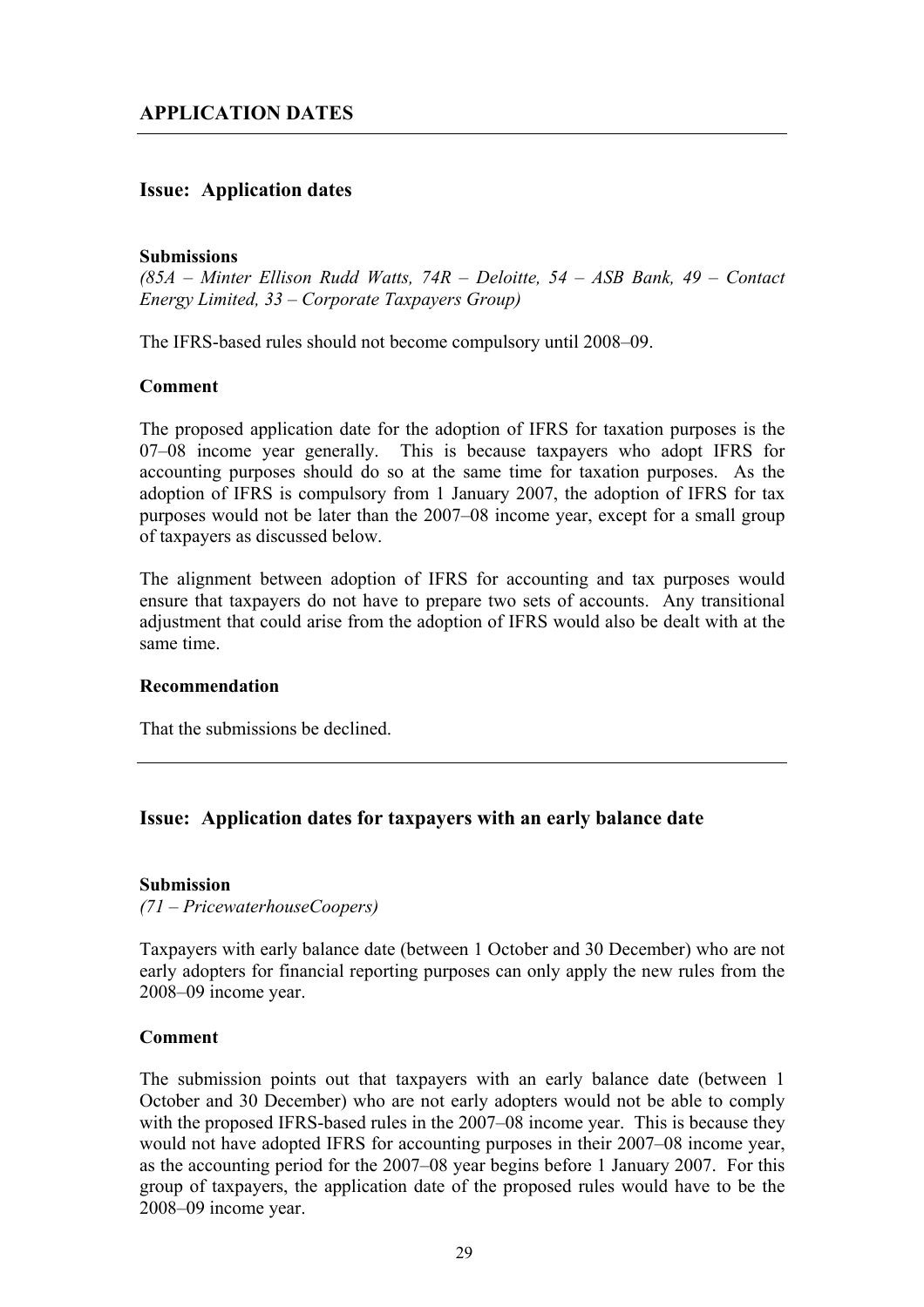## APPLICATION DATES

### Issue: Application dates

**Submissions**

*(85A – Minter Ellison Rudd Watts, 74R – Deloitte, 54 – ASB Bank, 49 – Contact Energy Limited, 33 – Corporate Taxpayers Group)*

The IFRS-based rules should not become compulsory until 2008–09.

**Comment**

The proposed application date for the adoption of IFRS for taxation purposes is the 07–08 income year generally. This is because taxpayers who adopt IFRS for accounting purposes should do so at the same time for taxation purposes. As the adoption of IFRS is compulsory from 1 January 2007, the adoption of IFRS for tax purposes would not be later than the 2007–08 income year, except for a small group of taxpayers as discussed below.

The alignment between adoption of IFRS for accounting and tax purposes would ensure that taxpayers do not have to prepare two sets of accounts. Any transitional adjustment that could arise from the adoption of IFRS would also be dealt with at the same time.

**Recommendation**

That the submissions be declined.

---

### Issue: Application dates for taxpayers with an early balance date

**Submission**

*(71 – PricewaterhouseCoopers)*

Taxpayers with early balance date (between 1 October and 30 December) who are not early adopters for financial reporting purposes can only apply the new rules from the 2008–09 income year.

**Comment**

The submission points out that taxpayers with an early balance date (between 1 October and 30 December) who are not early adopters would not be able to comply with the proposed IFRS-based rules in the 2007–08 income year. This is because they would not have adopted IFRS for accounting purposes in their 2007–08 income year, as the accounting period for the 2007–08 year begins before 1 January 2007. For this group of taxpayers, the application date of the proposed rules would have to be the 2008–09 income year.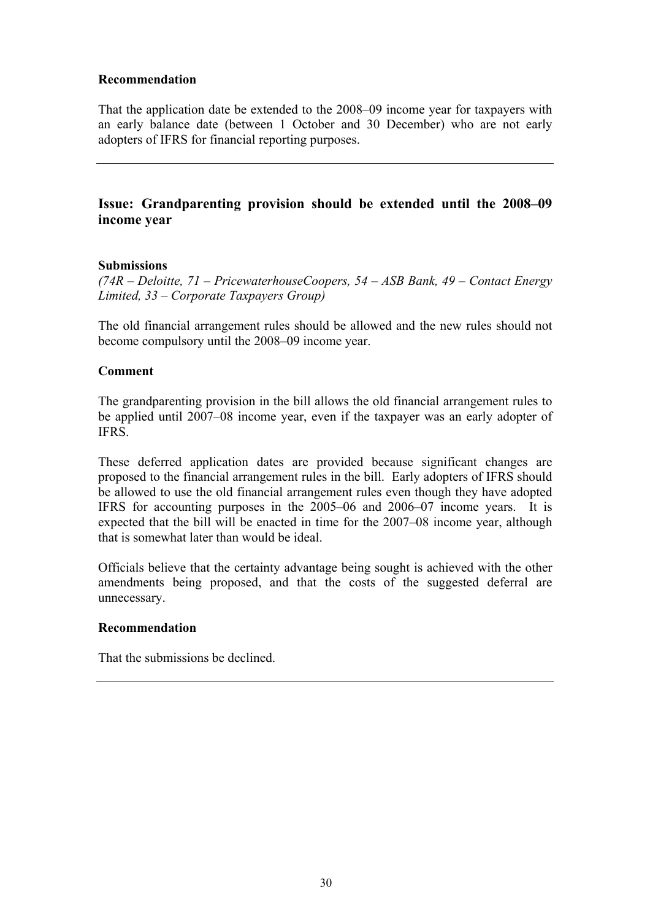**Recommendation**

That the application date be extended to the 2008–09 income year for taxpayers with an early balance date (between 1 October and 30 December) who are not early adopters of IFRS for financial reporting purposes.

---

## Issue: Grandparenting provision should be extended until the 2008–09 income year

**Submissions**

*(74R – Deloitte, 71 – PricewaterhouseCoopers, 54 – ASB Bank, 49 – Contact Energy Limited, 33 – Corporate Taxpayers Group)*

The old financial arrangement rules should be allowed and the new rules should not become compulsory until the 2008–09 income year.

**Comment**

The grandparenting provision in the bill allows the old financial arrangement rules to be applied until 2007–08 income year, even if the taxpayer was an early adopter of IFRS.

These deferred application dates are provided because significant changes are proposed to the financial arrangement rules in the bill. Early adopters of IFRS should be allowed to use the old financial arrangement rules even though they have adopted IFRS for accounting purposes in the 2005–06 and 2006–07 income years. It is expected that the bill will be enacted in time for the 2007–08 income year, although that is somewhat later than would be ideal.

Officials believe that the certainty advantage being sought is achieved with the other amendments being proposed, and that the costs of the suggested deferral are unnecessary.

**Recommendation**

That the submissions be declined.

---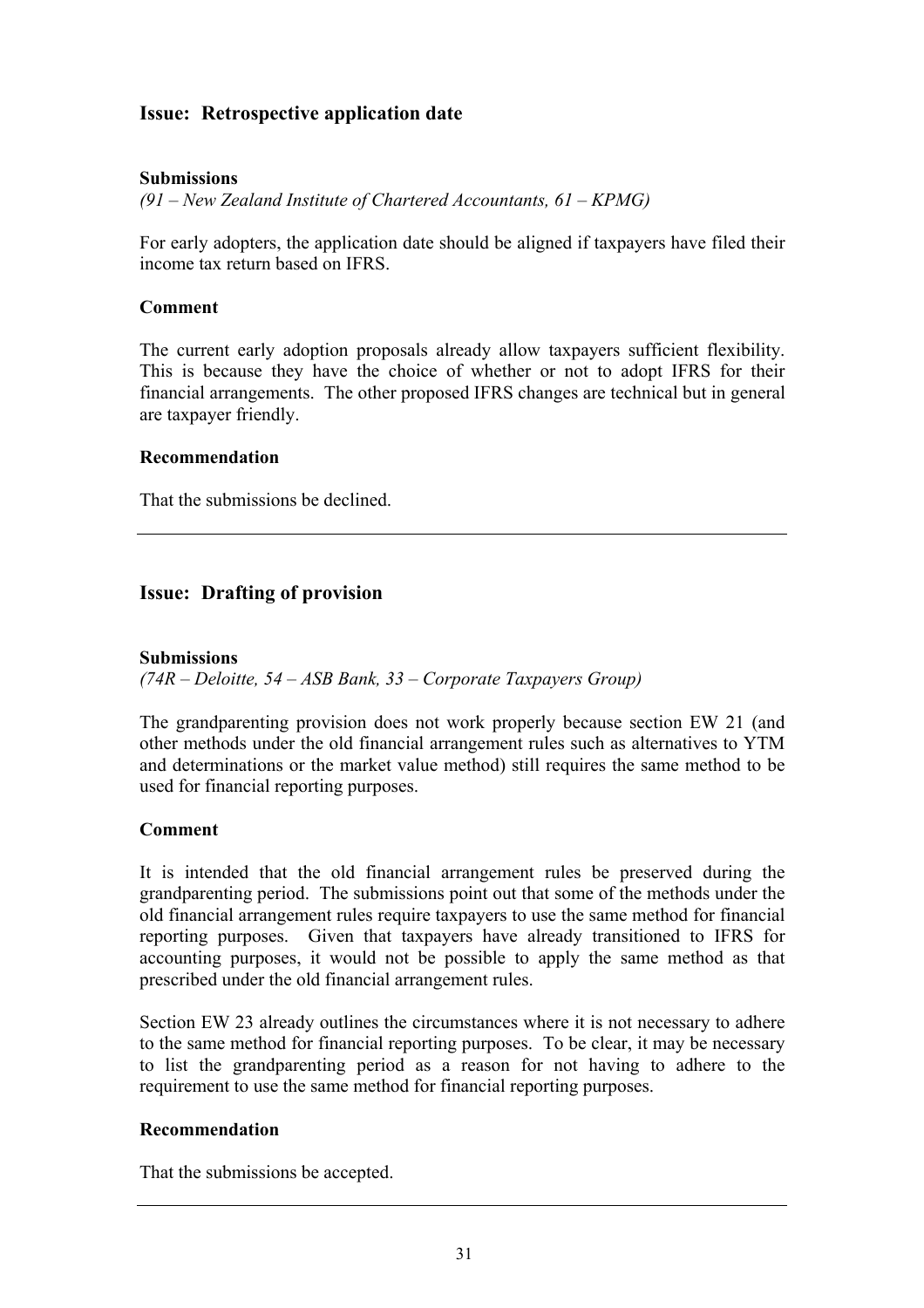## Issue: Retrospective application date

**Submissions**

*(91 – New Zealand Institute of Chartered Accountants, 61 – KPMG)*

For early adopters, the application date should be aligned if taxpayers have filed their income tax return based on IFRS.

**Comment**

The current early adoption proposals already allow taxpayers sufficient flexibility. This is because they have the choice of whether or not to adopt IFRS for their financial arrangements. The other proposed IFRS changes are technical but in general are taxpayer friendly.

**Recommendation**

That the submissions be declined.

---

## Issue: Drafting of provision

**Submissions**

*(74R – Deloitte, 54 – ASB Bank, 33 – Corporate Taxpayers Group)*

The grandparenting provision does not work properly because section EW 21 (and other methods under the old financial arrangement rules such as alternatives to YTM and determinations or the market value method) still requires the same method to be used for financial reporting purposes.

**Comment**

It is intended that the old financial arrangement rules be preserved during the grandparenting period. The submissions point out that some of the methods under the old financial arrangement rules require taxpayers to use the same method for financial reporting purposes. Given that taxpayers have already transitioned to IFRS for accounting purposes, it would not be possible to apply the same method as that prescribed under the old financial arrangement rules.

Section EW 23 already outlines the circumstances where it is not necessary to adhere to the same method for financial reporting purposes. To be clear, it may be necessary to list the grandparenting period as a reason for not having to adhere to the requirement to use the same method for financial reporting purposes.

**Recommendation**

That the submissions be accepted.

---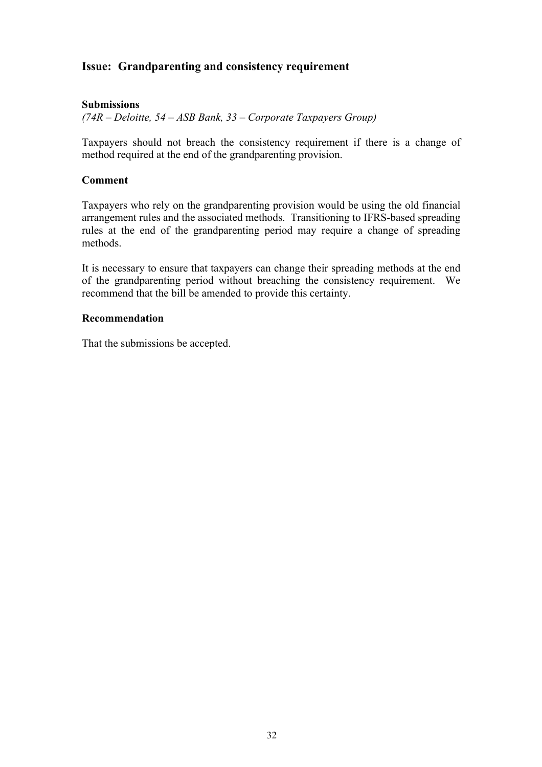## Issue: Grandparenting and consistency requirement

**Submissions**

*(74R – Deloitte, 54 – ASB Bank, 33 – Corporate Taxpayers Group)*

Taxpayers should not breach the consistency requirement if there is a change of method required at the end of the grandparenting provision.

**Comment**

Taxpayers who rely on the grandparenting provision would be using the old financial arrangement rules and the associated methods. Transitioning to IFRS-based spreading rules at the end of the grandparenting period may require a change of spreading methods.

It is necessary to ensure that taxpayers can change their spreading methods at the end of the grandparenting period without breaching the consistency requirement. We recommend that the bill be amended to provide this certainty.

**Recommendation**

That the submissions be accepted.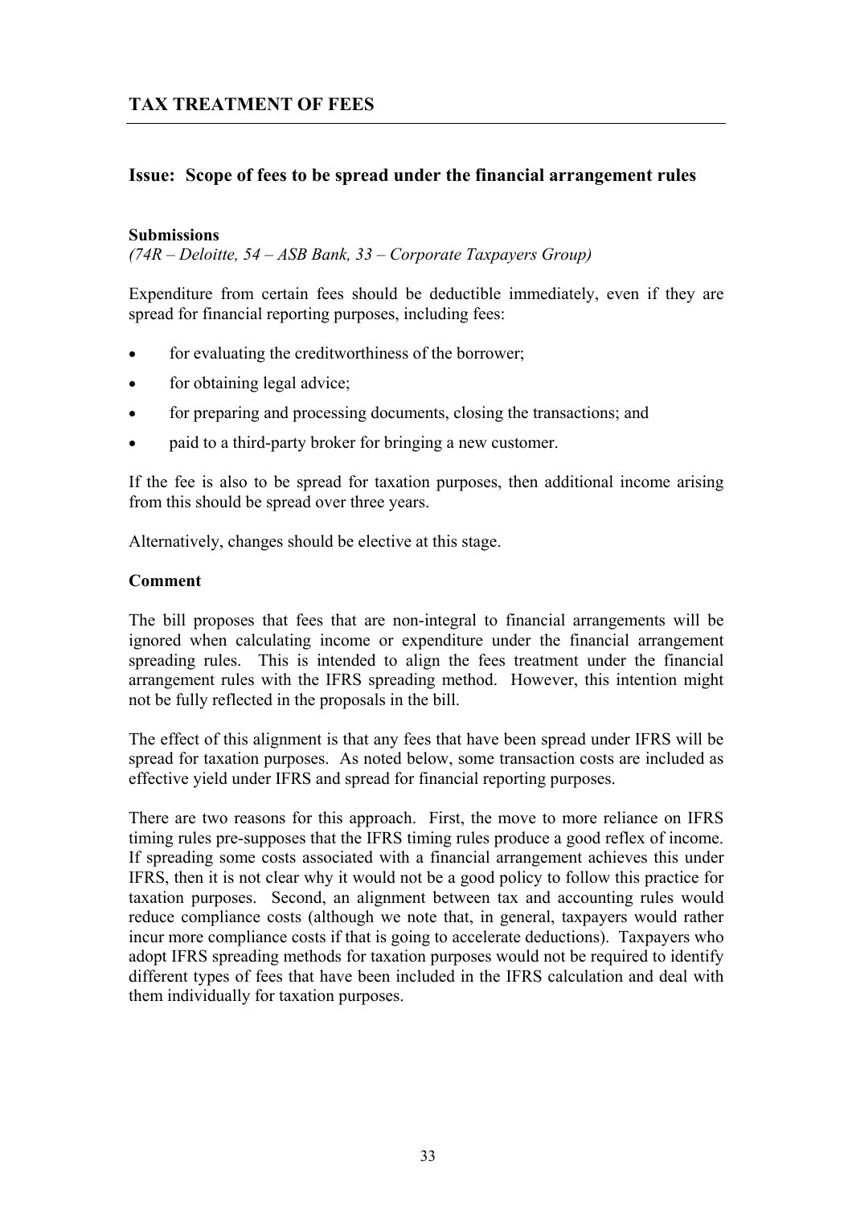## TAX TREATMENT OF FEES

### Issue: Scope of fees to be spread under the financial arrangement rules

**Submissions**

*(74R – Deloitte, 54 – ASB Bank, 33 – Corporate Taxpayers Group)*

Expenditure from certain fees should be deductible immediately, even if they are spread for financial reporting purposes, including fees:

- for evaluating the creditworthiness of the borrower;
- for obtaining legal advice;
- for preparing and processing documents, closing the transactions; and
- paid to a third-party broker for bringing a new customer.

If the fee is also to be spread for taxation purposes, then additional income arising from this should be spread over three years.

Alternatively, changes should be elective at this stage.

**Comment**

The bill proposes that fees that are non-integral to financial arrangements will be ignored when calculating income or expenditure under the financial arrangement spreading rules. This is intended to align the fees treatment under the financial arrangement rules with the IFRS spreading method. However, this intention might not be fully reflected in the proposals in the bill.

The effect of this alignment is that any fees that have been spread under IFRS will be spread for taxation purposes. As noted below, some transaction costs are included as effective yield under IFRS and spread for financial reporting purposes.

There are two reasons for this approach. First, the move to more reliance on IFRS timing rules pre-supposes that the IFRS timing rules produce a good reflex of income. If spreading some costs associated with a financial arrangement achieves this under IFRS, then it is not clear why it would not be a good policy to follow this practice for taxation purposes. Second, an alignment between tax and accounting rules would reduce compliance costs (although we note that, in general, taxpayers would rather incur more compliance costs if that is going to accelerate deductions). Taxpayers who adopt IFRS spreading methods for taxation purposes would not be required to identify different types of fees that have been included in the IFRS calculation and deal with them individually for taxation purposes.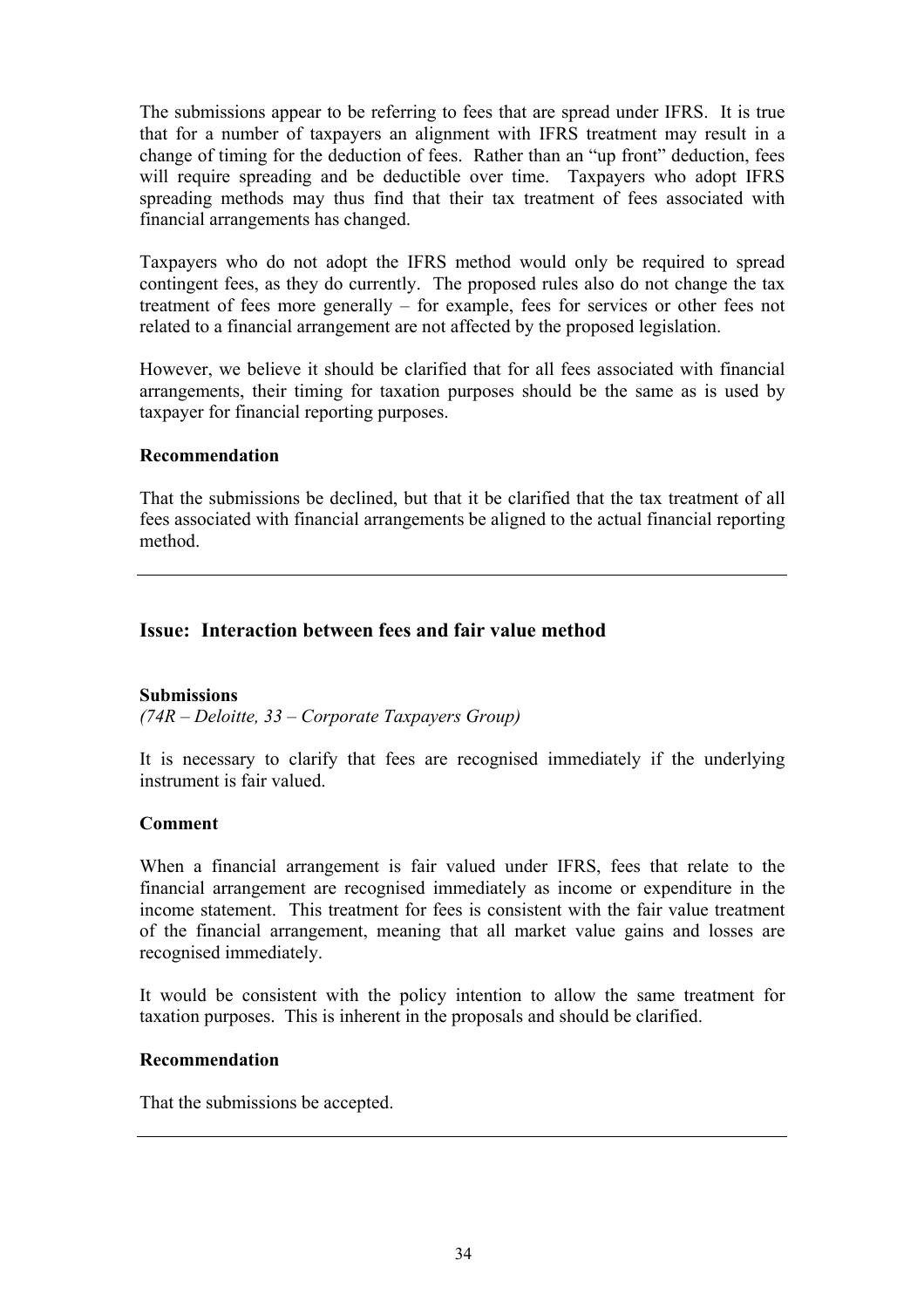The submissions appear to be referring to fees that are spread under IFRS. It is true that for a number of taxpayers an alignment with IFRS treatment may result in a change of timing for the deduction of fees. Rather than an "up front" deduction, fees will require spreading and be deductible over time. Taxpayers who adopt IFRS spreading methods may thus find that their tax treatment of fees associated with financial arrangements has changed.

Taxpayers who do not adopt the IFRS method would only be required to spread contingent fees, as they do currently. The proposed rules also do not change the tax treatment of fees more generally – for example, fees for services or other fees not related to a financial arrangement are not affected by the proposed legislation.

However, we believe it should be clarified that for all fees associated with financial arrangements, their timing for taxation purposes should be the same as is used by taxpayer for financial reporting purposes.

**Recommendation**

That the submissions be declined, but that it be clarified that the tax treatment of all fees associated with financial arrangements be aligned to the actual financial reporting method.

---

## Issue: Interaction between fees and fair value method

**Submissions**

*(74R – Deloitte, 33 – Corporate Taxpayers Group)*

It is necessary to clarify that fees are recognised immediately if the underlying instrument is fair valued.

**Comment**

When a financial arrangement is fair valued under IFRS, fees that relate to the financial arrangement are recognised immediately as income or expenditure in the income statement. This treatment for fees is consistent with the fair value treatment of the financial arrangement, meaning that all market value gains and losses are recognised immediately.

It would be consistent with the policy intention to allow the same treatment for taxation purposes. This is inherent in the proposals and should be clarified.

**Recommendation**

That the submissions be accepted.

---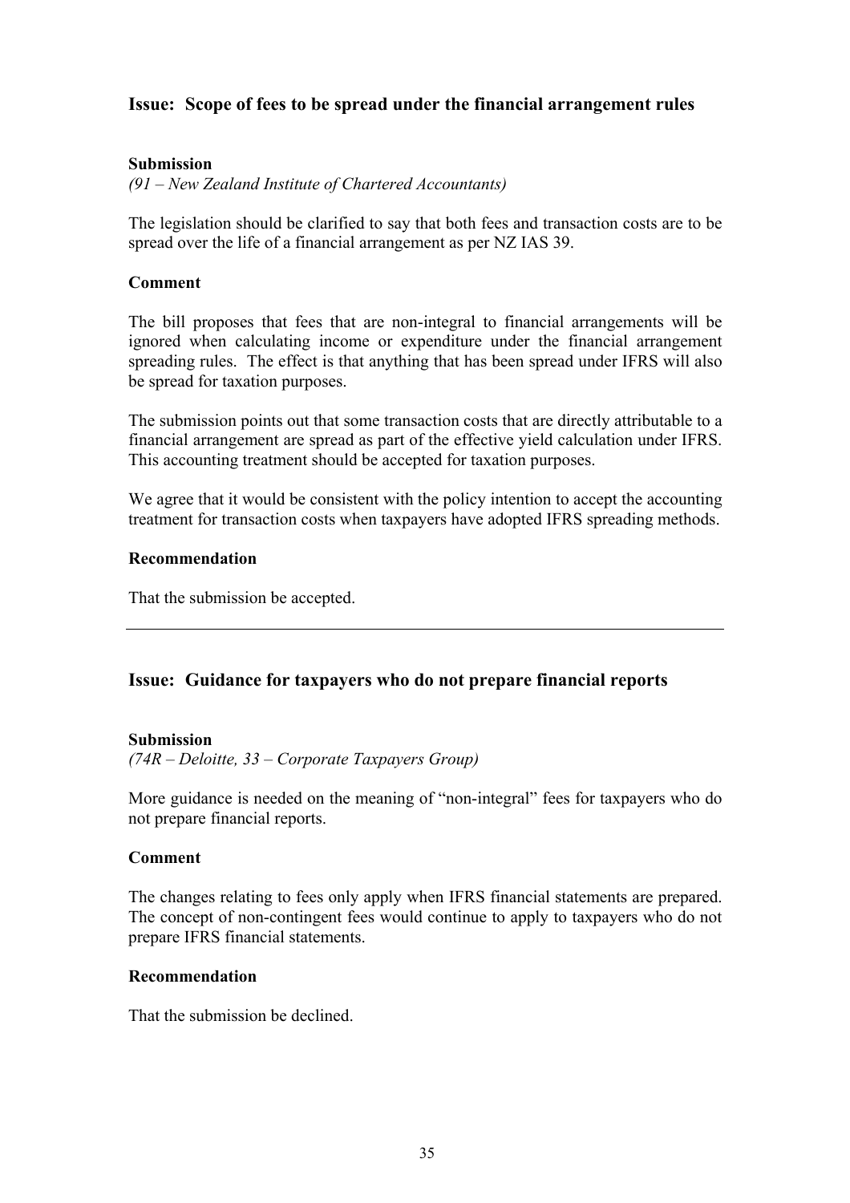## Issue: Scope of fees to be spread under the financial arrangement rules

**Submission**

*(91 – New Zealand Institute of Chartered Accountants)*

The legislation should be clarified to say that both fees and transaction costs are to be spread over the life of a financial arrangement as per NZ IAS 39.

**Comment**

The bill proposes that fees that are non-integral to financial arrangements will be ignored when calculating income or expenditure under the financial arrangement spreading rules. The effect is that anything that has been spread under IFRS will also be spread for taxation purposes.

The submission points out that some transaction costs that are directly attributable to a financial arrangement are spread as part of the effective yield calculation under IFRS. This accounting treatment should be accepted for taxation purposes.

We agree that it would be consistent with the policy intention to accept the accounting treatment for transaction costs when taxpayers have adopted IFRS spreading methods.

**Recommendation**

That the submission be accepted.

---

## Issue: Guidance for taxpayers who do not prepare financial reports

**Submission**

*(74R – Deloitte, 33 – Corporate Taxpayers Group)*

More guidance is needed on the meaning of "non-integral" fees for taxpayers who do not prepare financial reports.

**Comment**

The changes relating to fees only apply when IFRS financial statements are prepared. The concept of non-contingent fees would continue to apply to taxpayers who do not prepare IFRS financial statements.

**Recommendation**

That the submission be declined.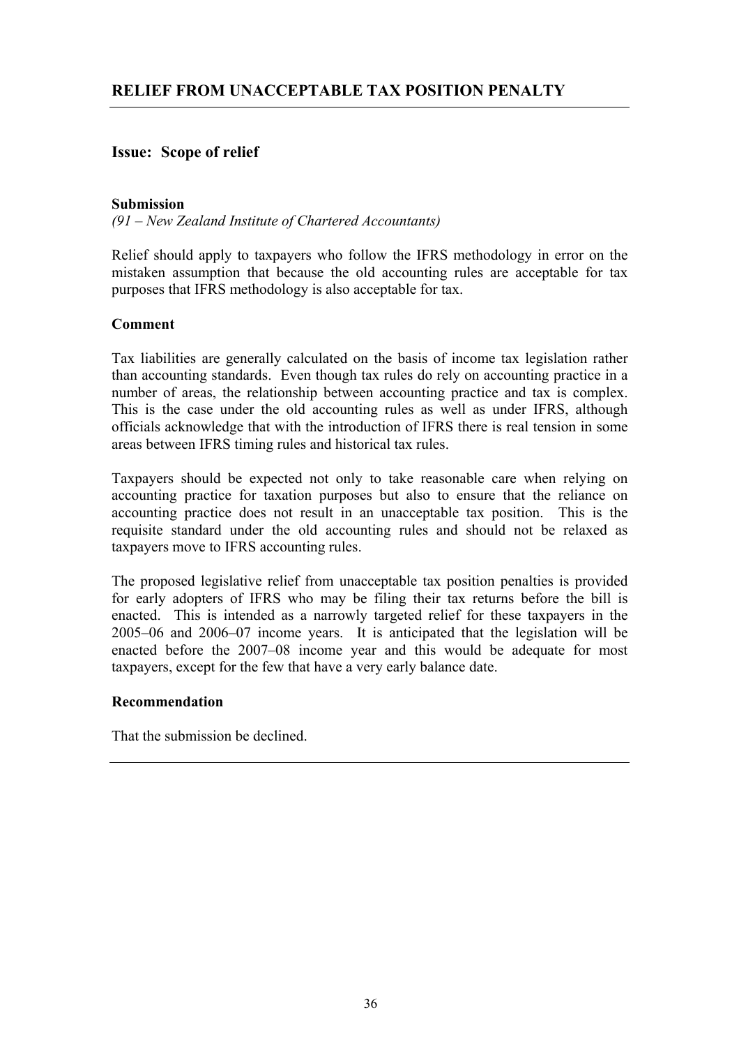## RELIEF FROM UNACCEPTABLE TAX POSITION PENALTY

### Issue: Scope of relief

**Submission**

*(91 – New Zealand Institute of Chartered Accountants)*

Relief should apply to taxpayers who follow the IFRS methodology in error on the mistaken assumption that because the old accounting rules are acceptable for tax purposes that IFRS methodology is also acceptable for tax.

**Comment**

Tax liabilities are generally calculated on the basis of income tax legislation rather than accounting standards. Even though tax rules do rely on accounting practice in a number of areas, the relationship between accounting practice and tax is complex. This is the case under the old accounting rules as well as under IFRS, although officials acknowledge that with the introduction of IFRS there is real tension in some areas between IFRS timing rules and historical tax rules.

Taxpayers should be expected not only to take reasonable care when relying on accounting practice for taxation purposes but also to ensure that the reliance on accounting practice does not result in an unacceptable tax position. This is the requisite standard under the old accounting rules and should not be relaxed as taxpayers move to IFRS accounting rules.

The proposed legislative relief from unacceptable tax position penalties is provided for early adopters of IFRS who may be filing their tax returns before the bill is enacted. This is intended as a narrowly targeted relief for these taxpayers in the 2005–06 and 2006–07 income years. It is anticipated that the legislation will be enacted before the 2007–08 income year and this would be adequate for most taxpayers, except for the few that have a very early balance date.

**Recommendation**

That the submission be declined.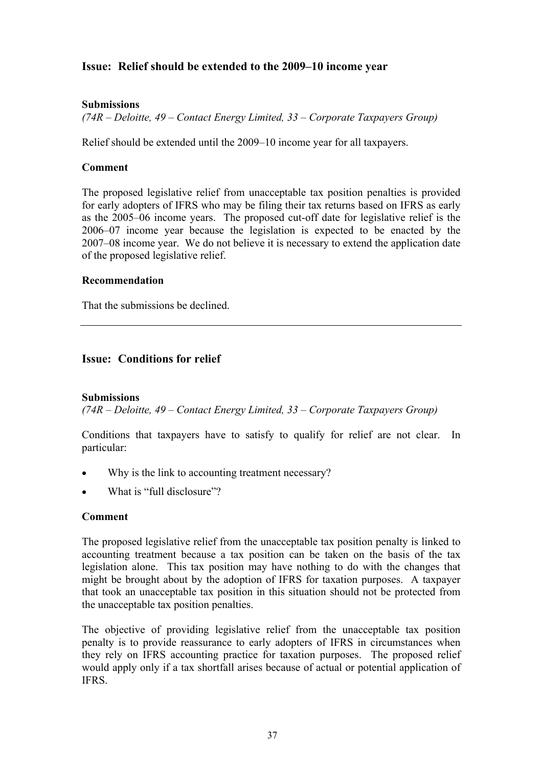## Issue: Relief should be extended to the 2009–10 income year

**Submissions**

*(74R – Deloitte, 49 – Contact Energy Limited, 33 – Corporate Taxpayers Group)*

Relief should be extended until the 2009–10 income year for all taxpayers.

**Comment**

The proposed legislative relief from unacceptable tax position penalties is provided for early adopters of IFRS who may be filing their tax returns based on IFRS as early as the 2005–06 income years. The proposed cut-off date for legislative relief is the 2006–07 income year because the legislation is expected to be enacted by the 2007–08 income year. We do not believe it is necessary to extend the application date of the proposed legislative relief.

**Recommendation**

That the submissions be declined.

---

## Issue: Conditions for relief

**Submissions**

*(74R – Deloitte, 49 – Contact Energy Limited, 33 – Corporate Taxpayers Group)*

Conditions that taxpayers have to satisfy to qualify for relief are not clear. In particular:

- Why is the link to accounting treatment necessary?
- What is "full disclosure"?

**Comment**

The proposed legislative relief from the unacceptable tax position penalty is linked to accounting treatment because a tax position can be taken on the basis of the tax legislation alone. This tax position may have nothing to do with the changes that might be brought about by the adoption of IFRS for taxation purposes. A taxpayer that took an unacceptable tax position in this situation should not be protected from the unacceptable tax position penalties.

The objective of providing legislative relief from the unacceptable tax position penalty is to provide reassurance to early adopters of IFRS in circumstances when they rely on IFRS accounting practice for taxation purposes. The proposed relief would apply only if a tax shortfall arises because of actual or potential application of IFRS.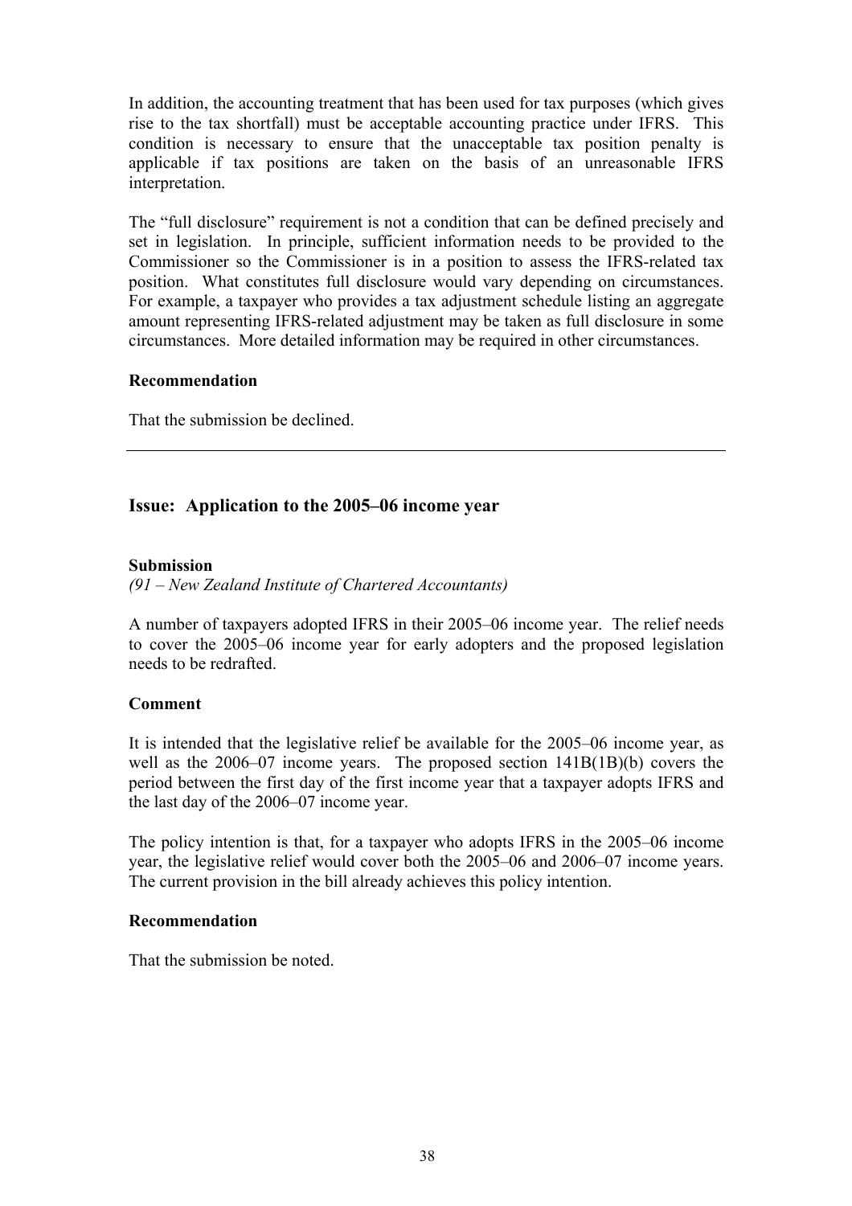In addition, the accounting treatment that has been used for tax purposes (which gives rise to the tax shortfall) must be acceptable accounting practice under IFRS. This condition is necessary to ensure that the unacceptable tax position penalty is applicable if tax positions are taken on the basis of an unreasonable IFRS interpretation.

The "full disclosure" requirement is not a condition that can be defined precisely and set in legislation. In principle, sufficient information needs to be provided to the Commissioner so the Commissioner is in a position to assess the IFRS-related tax position. What constitutes full disclosure would vary depending on circumstances. For example, a taxpayer who provides a tax adjustment schedule listing an aggregate amount representing IFRS-related adjustment may be taken as full disclosure in some circumstances. More detailed information may be required in other circumstances.

**Recommendation**

That the submission be declined.

---

## Issue: Application to the 2005–06 income year

**Submission**

*(91 – New Zealand Institute of Chartered Accountants)*

A number of taxpayers adopted IFRS in their 2005–06 income year. The relief needs to cover the 2005–06 income year for early adopters and the proposed legislation needs to be redrafted.

**Comment**

It is intended that the legislative relief be available for the 2005–06 income year, as well as the 2006–07 income years. The proposed section 141B(1B)(b) covers the period between the first day of the first income year that a taxpayer adopts IFRS and the last day of the 2006–07 income year.

The policy intention is that, for a taxpayer who adopts IFRS in the 2005–06 income year, the legislative relief would cover both the 2005–06 and 2006–07 income years. The current provision in the bill already achieves this policy intention.

**Recommendation**

That the submission be noted.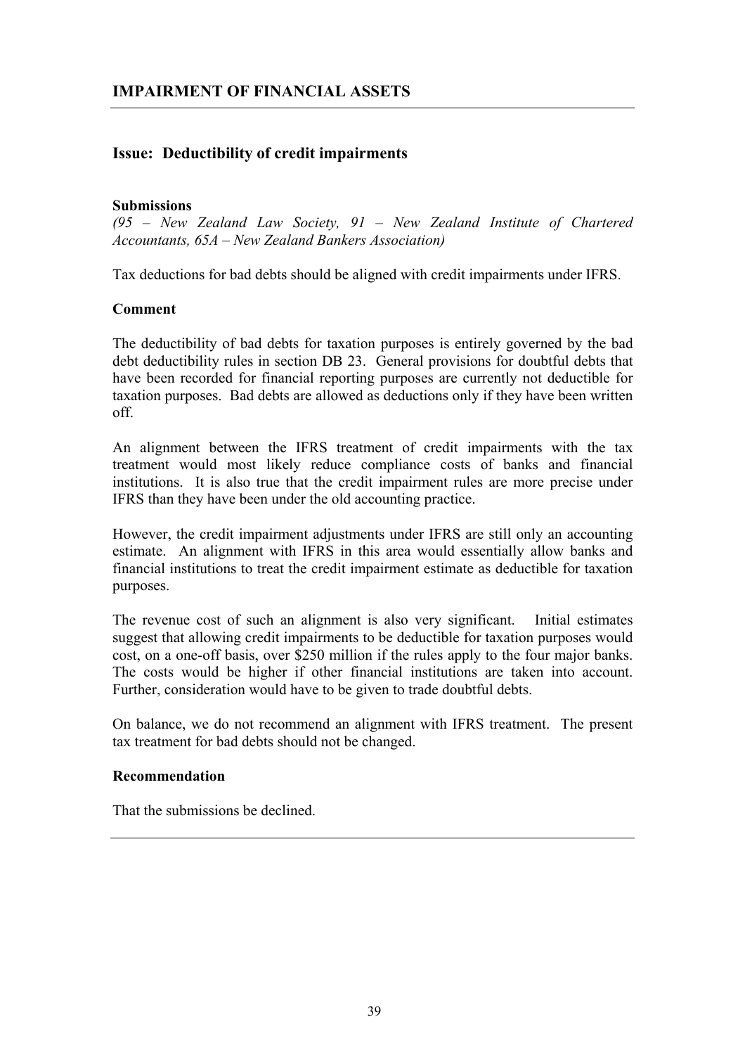## IMPAIRMENT OF FINANCIAL ASSETS

### Issue: Deductibility of credit impairments

**Submissions**

*(95 – New Zealand Law Society, 91 – New Zealand Institute of Chartered Accountants, 65A – New Zealand Bankers Association)*

Tax deductions for bad debts should be aligned with credit impairments under IFRS.

**Comment**

The deductibility of bad debts for taxation purposes is entirely governed by the bad debt deductibility rules in section DB 23. General provisions for doubtful debts that have been recorded for financial reporting purposes are currently not deductible for taxation purposes. Bad debts are allowed as deductions only if they have been written off.

An alignment between the IFRS treatment of credit impairments with the tax treatment would most likely reduce compliance costs of banks and financial institutions. It is also true that the credit impairment rules are more precise under IFRS than they have been under the old accounting practice.

However, the credit impairment adjustments under IFRS are still only an accounting estimate. An alignment with IFRS in this area would essentially allow banks and financial institutions to treat the credit impairment estimate as deductible for taxation purposes.

The revenue cost of such an alignment is also very significant. Initial estimates suggest that allowing credit impairments to be deductible for taxation purposes would cost, on a one-off basis, over $250 million if the rules apply to the four major banks. The costs would be higher if other financial institutions are taken into account. Further, consideration would have to be given to trade doubtful debts.

On balance, we do not recommend an alignment with IFRS treatment. The present tax treatment for bad debts should not be changed.

**Recommendation**

That the submissions be declined.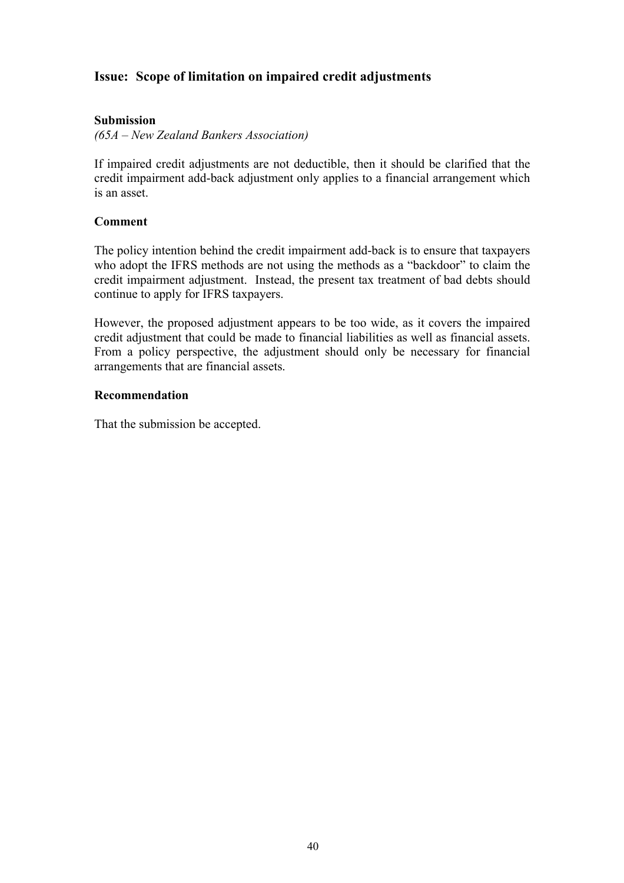## Issue: Scope of limitation on impaired credit adjustments

### Submission

*(65A – New Zealand Bankers Association)*

If impaired credit adjustments are not deductible, then it should be clarified that the credit impairment add-back adjustment only applies to a financial arrangement which is an asset.

### Comment

The policy intention behind the credit impairment add-back is to ensure that taxpayers who adopt the IFRS methods are not using the methods as a "backdoor" to claim the credit impairment adjustment. Instead, the present tax treatment of bad debts should continue to apply for IFRS taxpayers.

However, the proposed adjustment appears to be too wide, as it covers the impaired credit adjustment that could be made to financial liabilities as well as financial assets. From a policy perspective, the adjustment should only be necessary for financial arrangements that are financial assets.

### Recommendation

That the submission be accepted.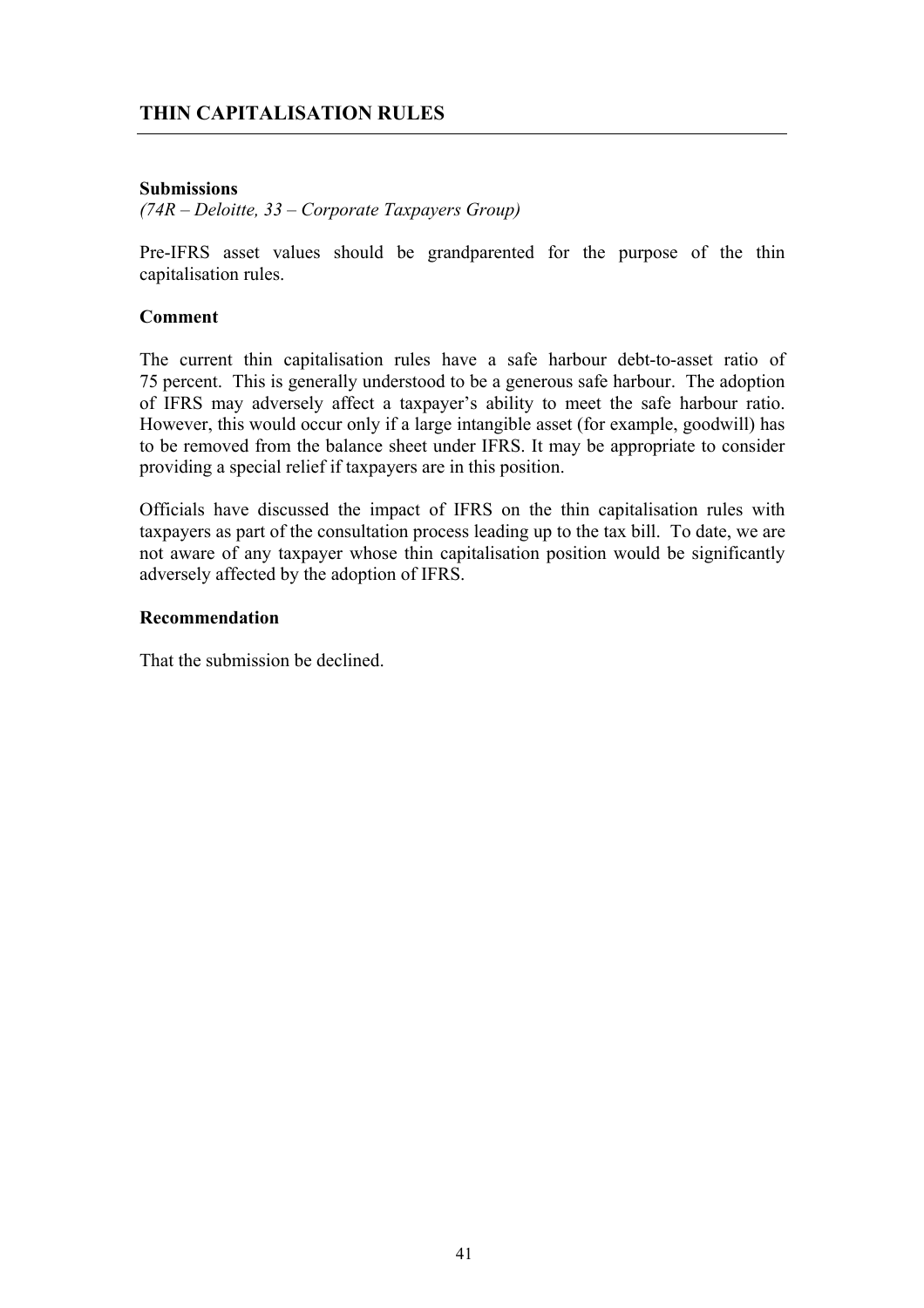## THIN CAPITALISATION RULES

**Submissions**

*(74R – Deloitte, 33 – Corporate Taxpayers Group)*

Pre-IFRS asset values should be grandparented for the purpose of the thin capitalisation rules.

**Comment**

The current thin capitalisation rules have a safe harbour debt-to-asset ratio of 75 percent. This is generally understood to be a generous safe harbour. The adoption of IFRS may adversely affect a taxpayer's ability to meet the safe harbour ratio. However, this would occur only if a large intangible asset (for example, goodwill) has to be removed from the balance sheet under IFRS. It may be appropriate to consider providing a special relief if taxpayers are in this position.

Officials have discussed the impact of IFRS on the thin capitalisation rules with taxpayers as part of the consultation process leading up to the tax bill. To date, we are not aware of any taxpayer whose thin capitalisation position would be significantly adversely affected by the adoption of IFRS.

**Recommendation**

That the submission be declined.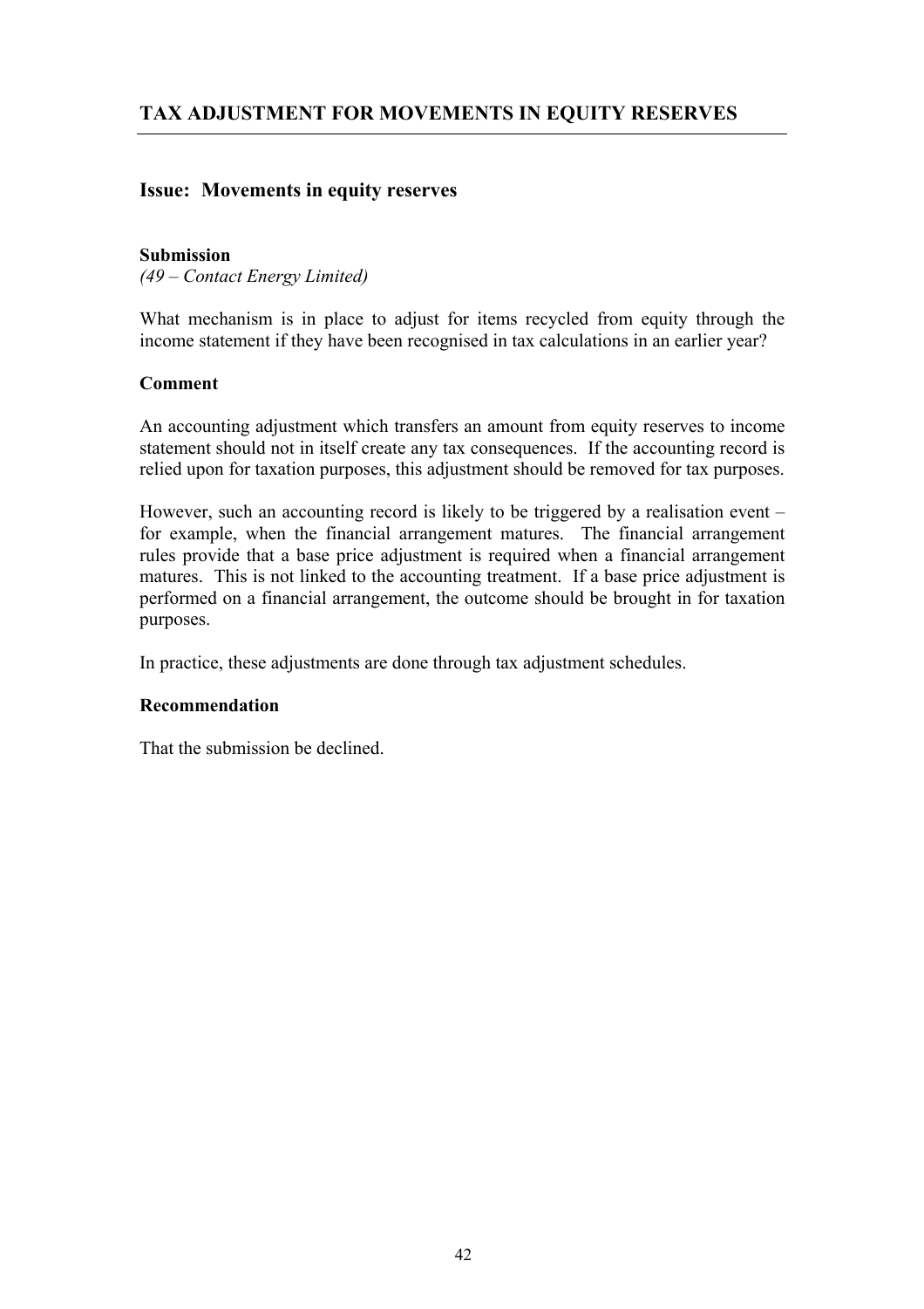## TAX ADJUSTMENT FOR MOVEMENTS IN EQUITY RESERVES

### Issue: Movements in equity reserves

**Submission**

*(49 – Contact Energy Limited)*

What mechanism is in place to adjust for items recycled from equity through the income statement if they have been recognised in tax calculations in an earlier year?

**Comment**

An accounting adjustment which transfers an amount from equity reserves to income statement should not in itself create any tax consequences. If the accounting record is relied upon for taxation purposes, this adjustment should be removed for tax purposes.

However, such an accounting record is likely to be triggered by a realisation event – for example, when the financial arrangement matures. The financial arrangement rules provide that a base price adjustment is required when a financial arrangement matures. This is not linked to the accounting treatment. If a base price adjustment is performed on a financial arrangement, the outcome should be brought in for taxation purposes.

In practice, these adjustments are done through tax adjustment schedules.

**Recommendation**

That the submission be declined.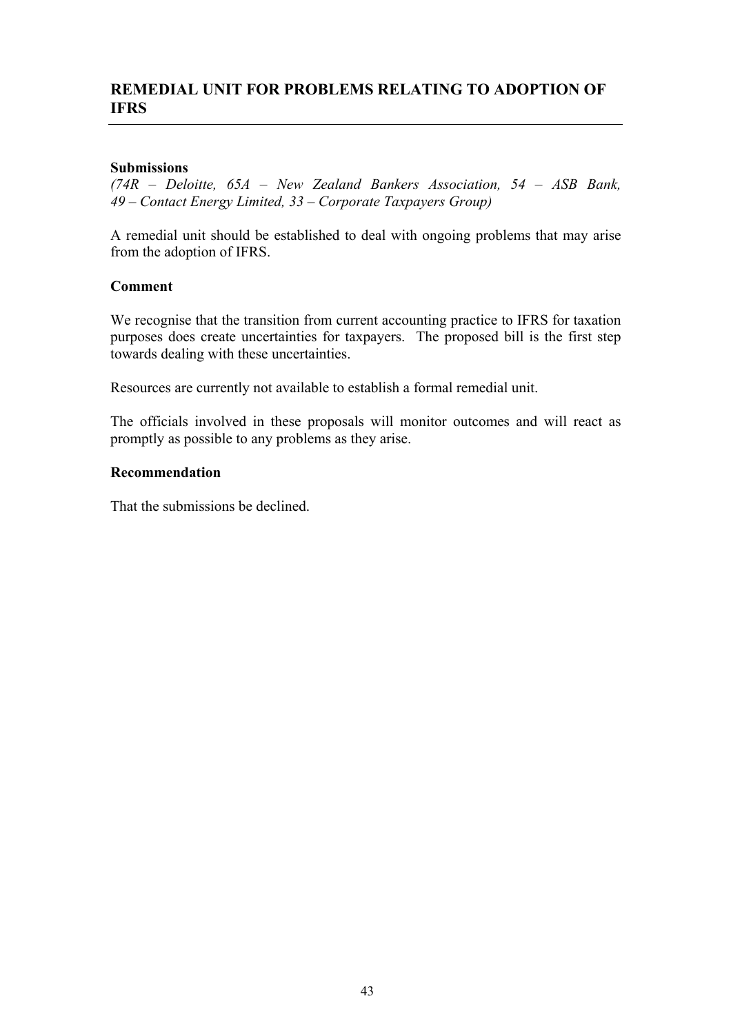## REMEDIAL UNIT FOR PROBLEMS RELATING TO ADOPTION OF IFRS

### Submissions

*(74R – Deloitte, 65A – New Zealand Bankers Association, 54 – ASB Bank, 49 – Contact Energy Limited, 33 – Corporate Taxpayers Group)*

A remedial unit should be established to deal with ongoing problems that may arise from the adoption of IFRS.

### Comment

We recognise that the transition from current accounting practice to IFRS for taxation purposes does create uncertainties for taxpayers. The proposed bill is the first step towards dealing with these uncertainties.

Resources are currently not available to establish a formal remedial unit.

The officials involved in these proposals will monitor outcomes and will react as promptly as possible to any problems as they arise.

### Recommendation

That the submissions be declined.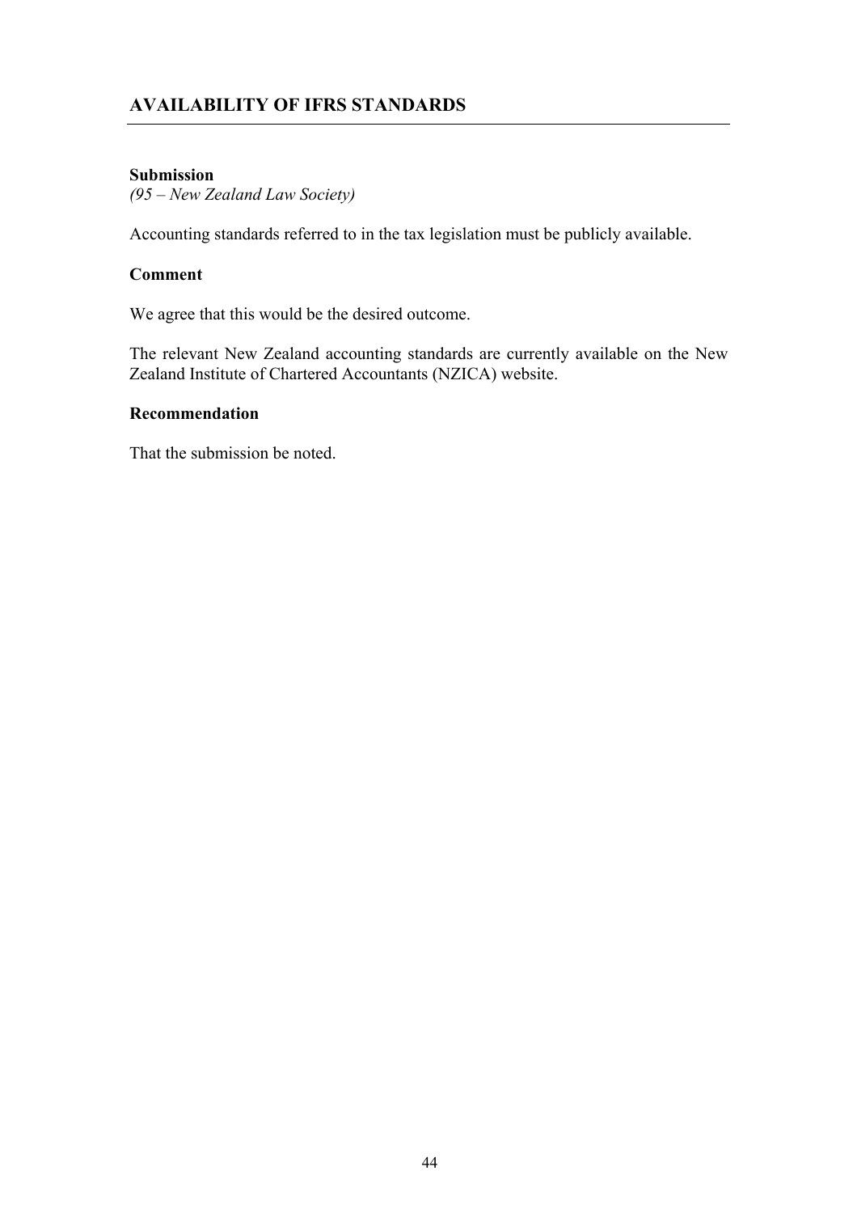## AVAILABILITY OF IFRS STANDARDS

**Submission**
*(95 – New Zealand Law Society)*

Accounting standards referred to in the tax legislation must be publicly available.

**Comment**

We agree that this would be the desired outcome.

The relevant New Zealand accounting standards are currently available on the New Zealand Institute of Chartered Accountants (NZICA) website.

**Recommendation**

That the submission be noted.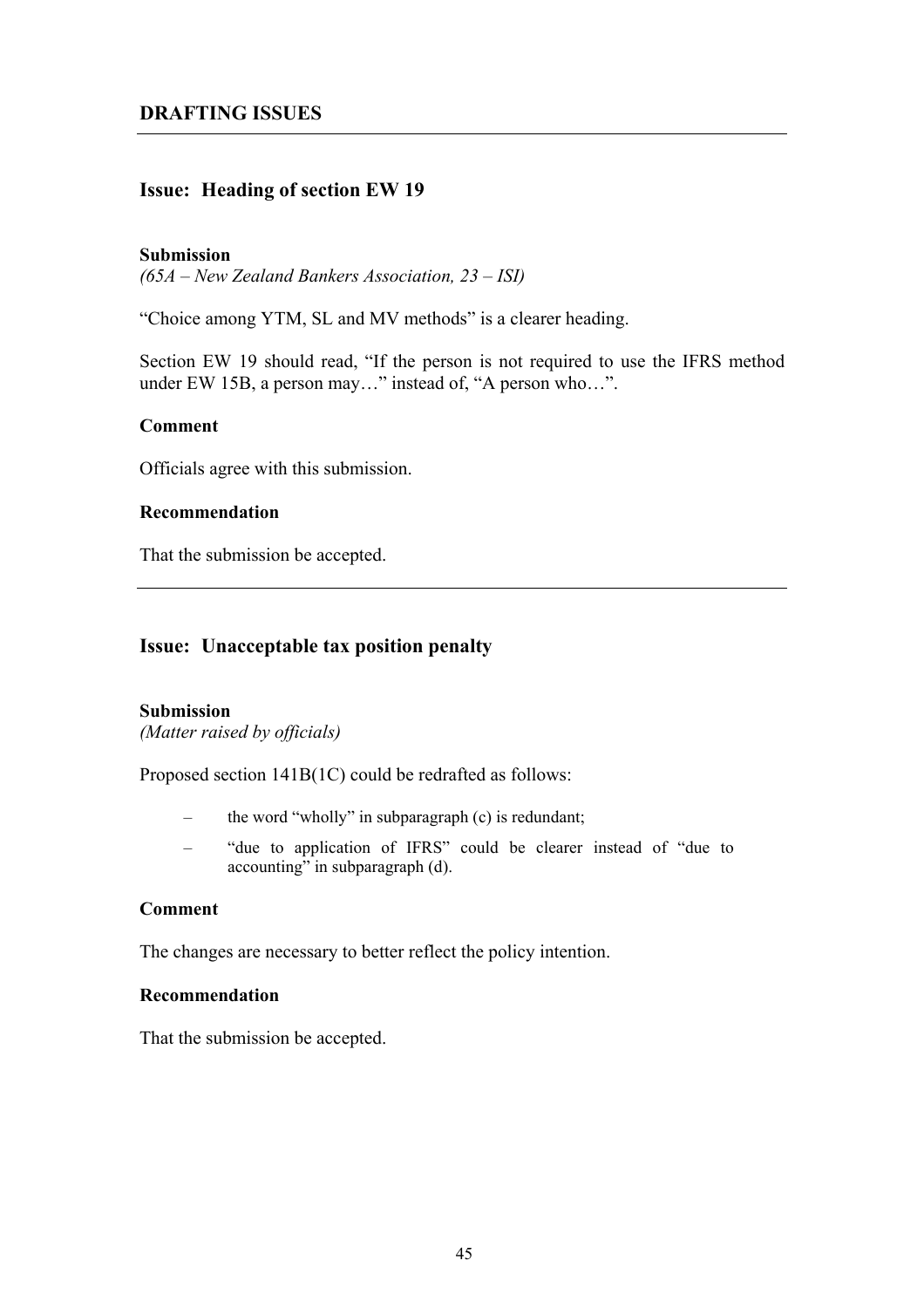## DRAFTING ISSUES

### Issue: Heading of section EW 19

**Submission**
*(65A – New Zealand Bankers Association, 23 – ISI)*

"Choice among YTM, SL and MV methods" is a clearer heading.

Section EW 19 should read, "If the person is not required to use the IFRS method under EW 15B, a person may…" instead of, "A person who…".

**Comment**

Officials agree with this submission.

**Recommendation**

That the submission be accepted.

---

### Issue: Unacceptable tax position penalty

**Submission**
*(Matter raised by officials)*

Proposed section 141B(1C) could be redrafted as follows:

- the word "wholly" in subparagraph (c) is redundant;
- "due to application of IFRS" could be clearer instead of "due to accounting" in subparagraph (d).

**Comment**

The changes are necessary to better reflect the policy intention.

**Recommendation**

That the submission be accepted.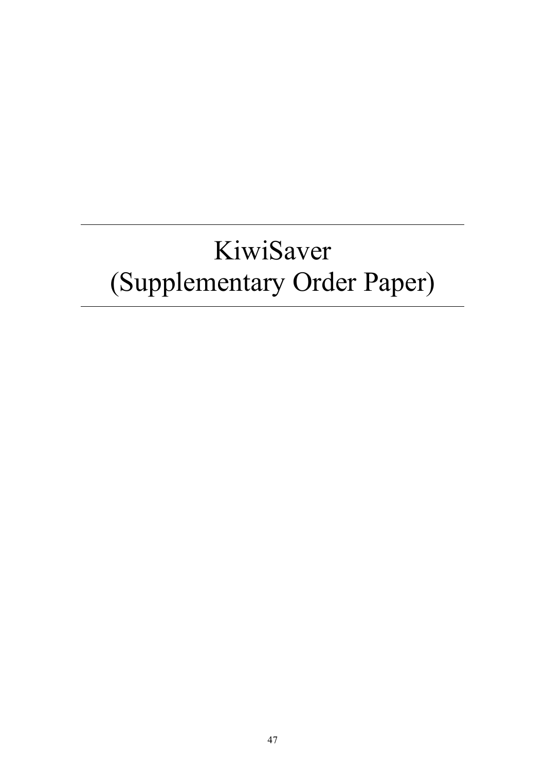# KiwiSaver (Supplementary Order Paper)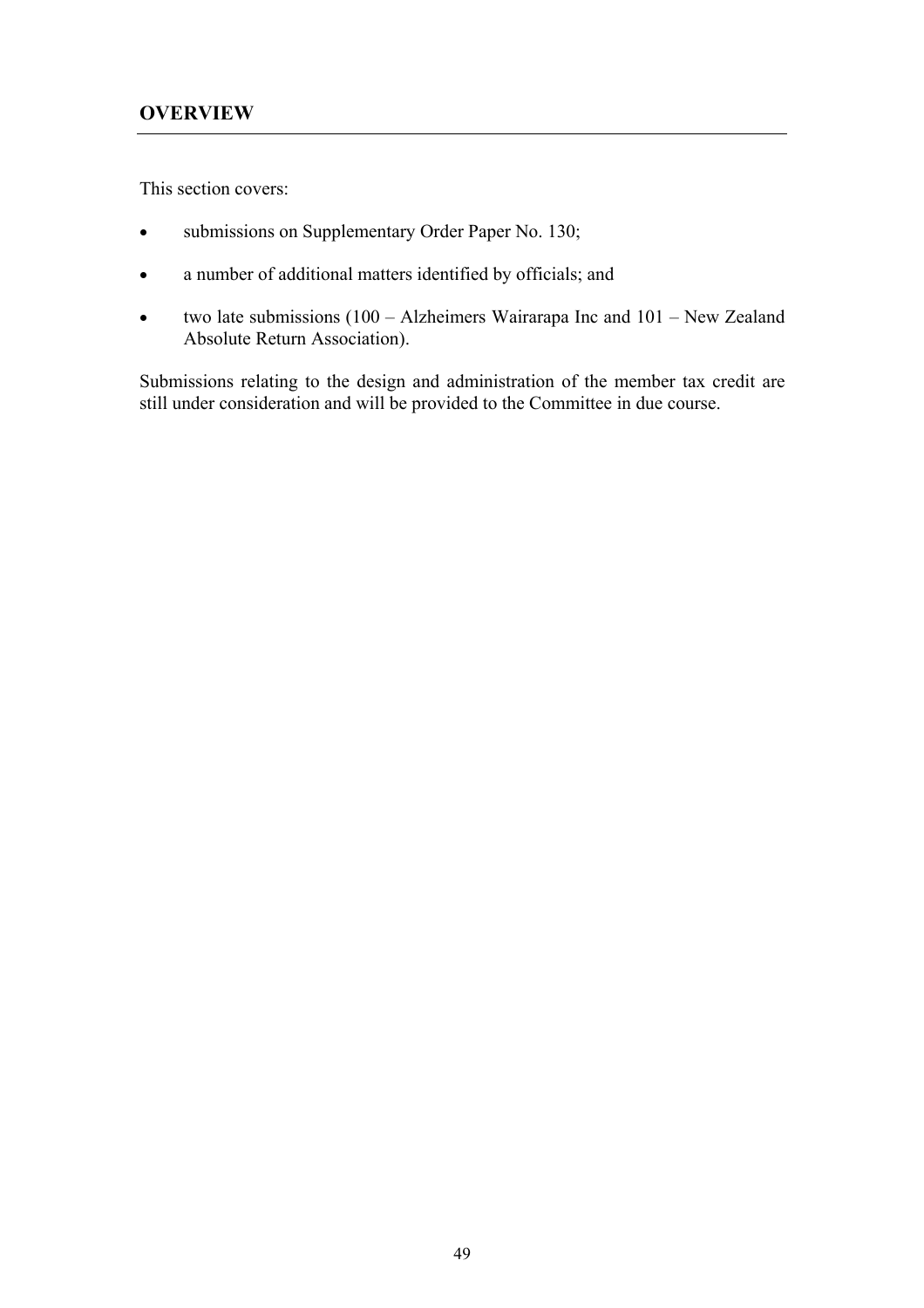## OVERVIEW

This section covers:

- submissions on Supplementary Order Paper No. 130;
- a number of additional matters identified by officials; and
- two late submissions (100 – Alzheimers Wairarapa Inc and 101 – New Zealand Absolute Return Association).

Submissions relating to the design and administration of the member tax credit are still under consideration and will be provided to the Committee in due course.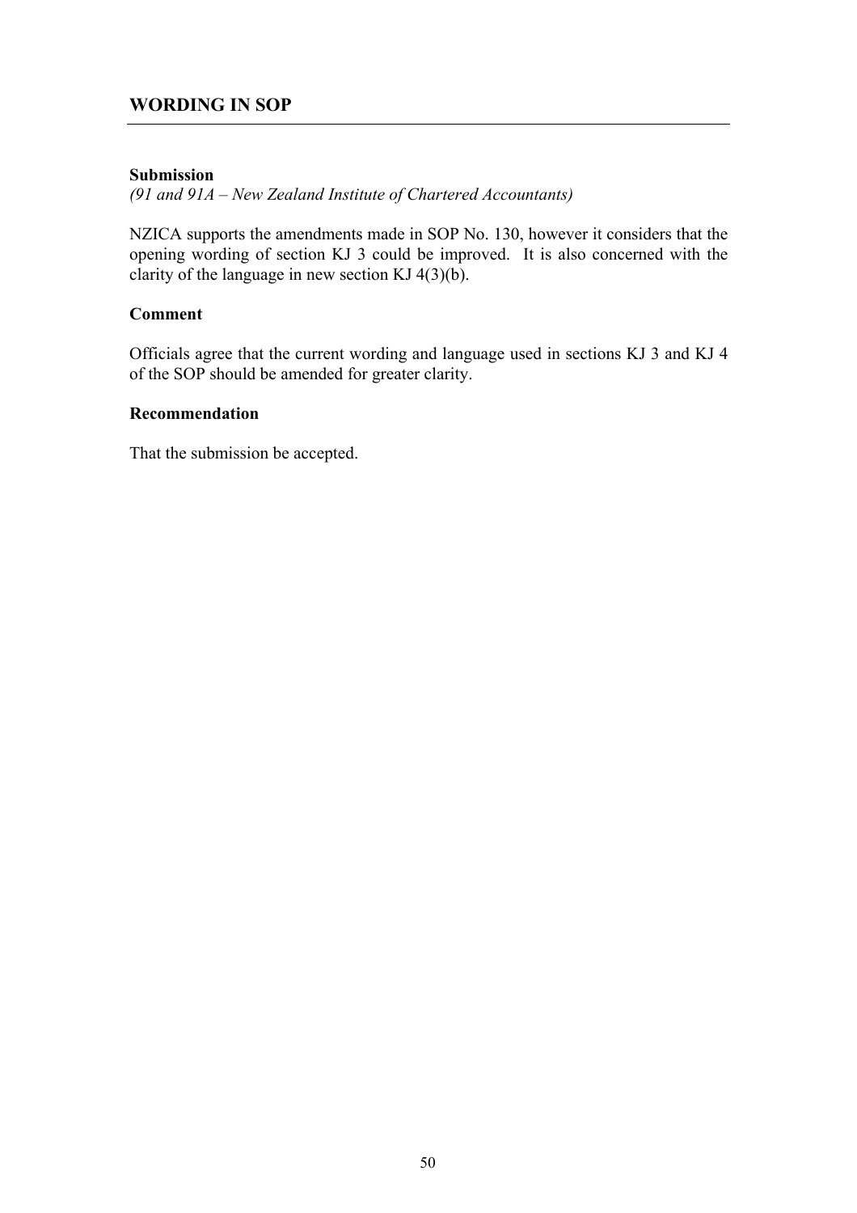## WORDING IN SOP

**Submission**

*(91 and 91A – New Zealand Institute of Chartered Accountants)*

NZICA supports the amendments made in SOP No. 130, however it considers that the opening wording of section KJ 3 could be improved. It is also concerned with the clarity of the language in new section KJ 4(3)(b).

**Comment**

Officials agree that the current wording and language used in sections KJ 3 and KJ 4 of the SOP should be amended for greater clarity.

**Recommendation**

That the submission be accepted.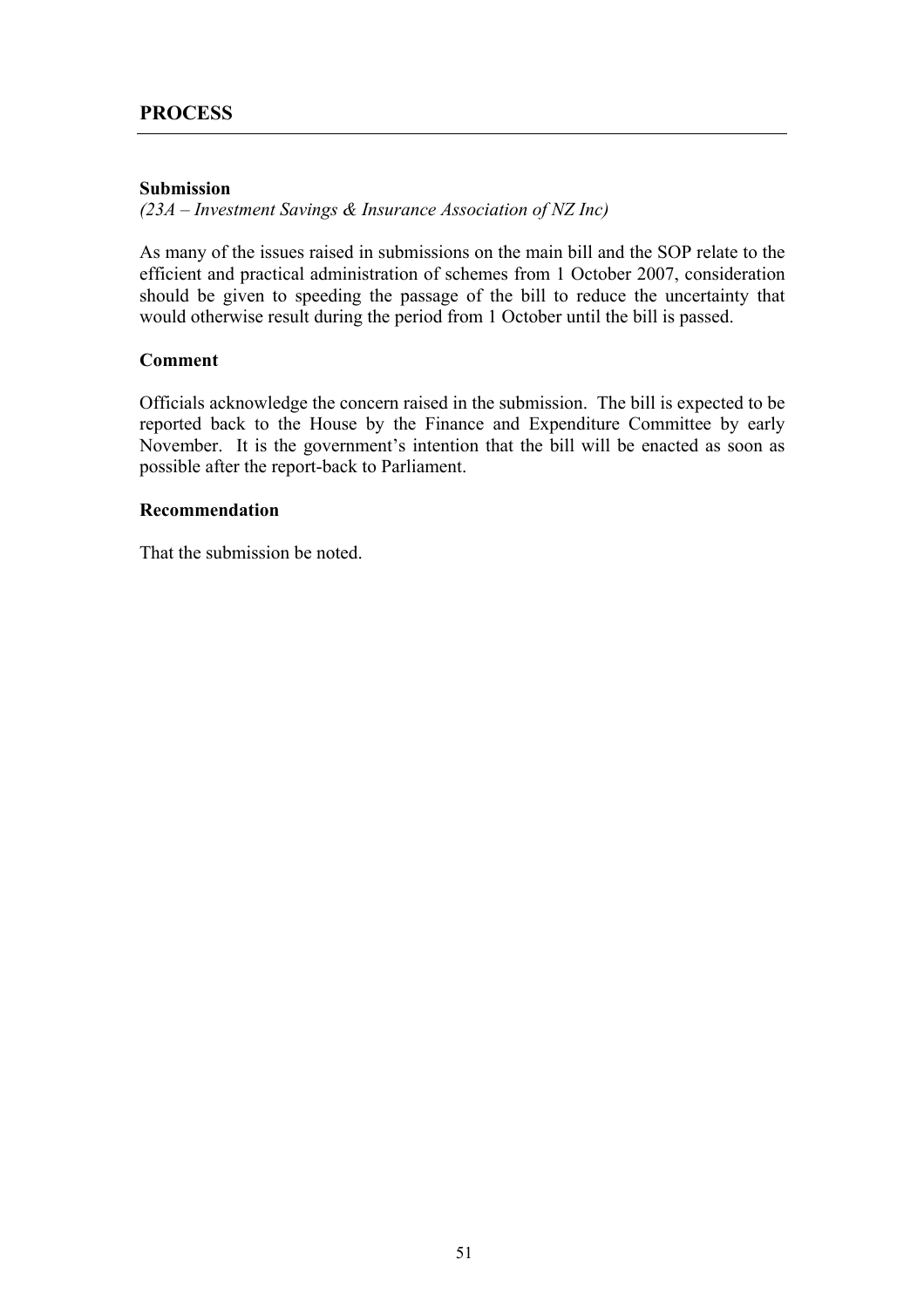## PROCESS

**Submission**

*(23A – Investment Savings & Insurance Association of NZ Inc)*

As many of the issues raised in submissions on the main bill and the SOP relate to the efficient and practical administration of schemes from 1 October 2007, consideration should be given to speeding the passage of the bill to reduce the uncertainty that would otherwise result during the period from 1 October until the bill is passed.

**Comment**

Officials acknowledge the concern raised in the submission. The bill is expected to be reported back to the House by the Finance and Expenditure Committee by early November. It is the government's intention that the bill will be enacted as soon as possible after the report-back to Parliament.

**Recommendation**

That the submission be noted.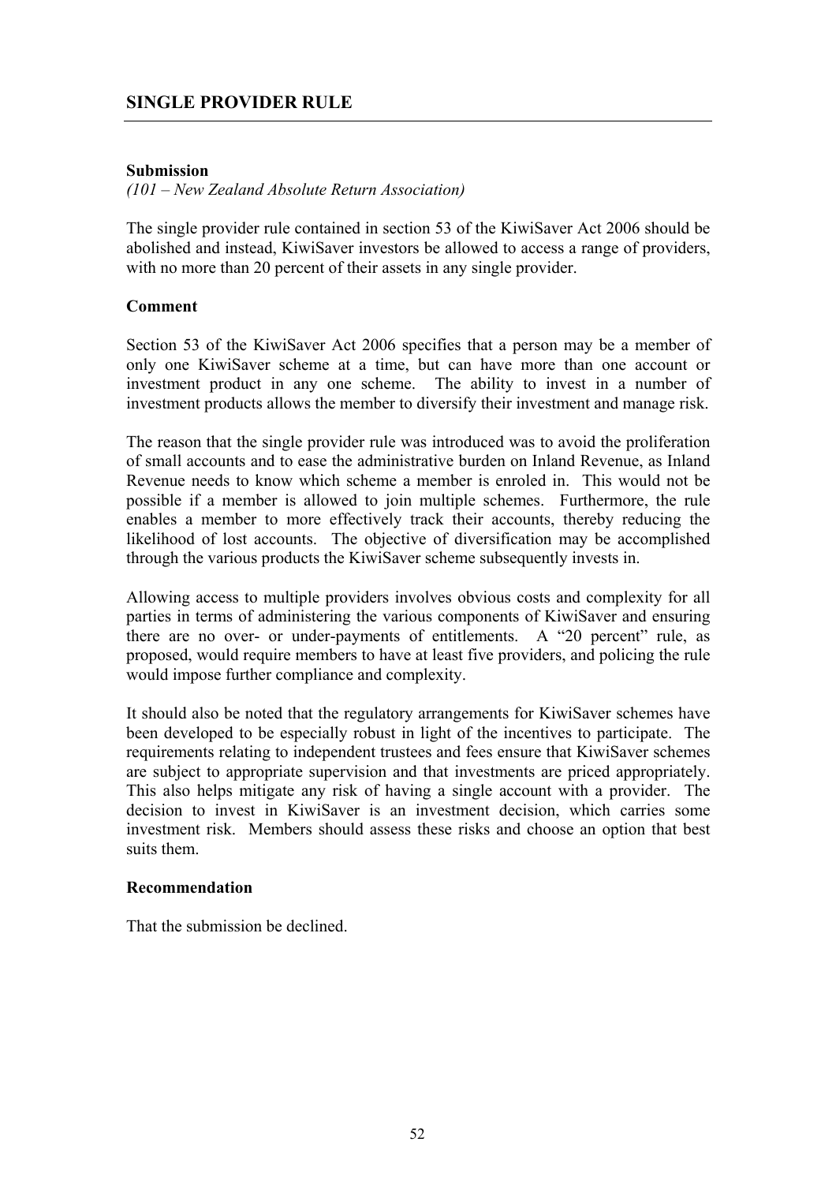## SINGLE PROVIDER RULE

**Submission**

*(101 – New Zealand Absolute Return Association)*

The single provider rule contained in section 53 of the KiwiSaver Act 2006 should be abolished and instead, KiwiSaver investors be allowed to access a range of providers, with no more than 20 percent of their assets in any single provider.

**Comment**

Section 53 of the KiwiSaver Act 2006 specifies that a person may be a member of only one KiwiSaver scheme at a time, but can have more than one account or investment product in any one scheme. The ability to invest in a number of investment products allows the member to diversify their investment and manage risk.

The reason that the single provider rule was introduced was to avoid the proliferation of small accounts and to ease the administrative burden on Inland Revenue, as Inland Revenue needs to know which scheme a member is enroled in. This would not be possible if a member is allowed to join multiple schemes. Furthermore, the rule enables a member to more effectively track their accounts, thereby reducing the likelihood of lost accounts. The objective of diversification may be accomplished through the various products the KiwiSaver scheme subsequently invests in.

Allowing access to multiple providers involves obvious costs and complexity for all parties in terms of administering the various components of KiwiSaver and ensuring there are no over- or under-payments of entitlements. A "20 percent" rule, as proposed, would require members to have at least five providers, and policing the rule would impose further compliance and complexity.

It should also be noted that the regulatory arrangements for KiwiSaver schemes have been developed to be especially robust in light of the incentives to participate. The requirements relating to independent trustees and fees ensure that KiwiSaver schemes are subject to appropriate supervision and that investments are priced appropriately. This also helps mitigate any risk of having a single account with a provider. The decision to invest in KiwiSaver is an investment decision, which carries some investment risk. Members should assess these risks and choose an option that best suits them.

**Recommendation**

That the submission be declined.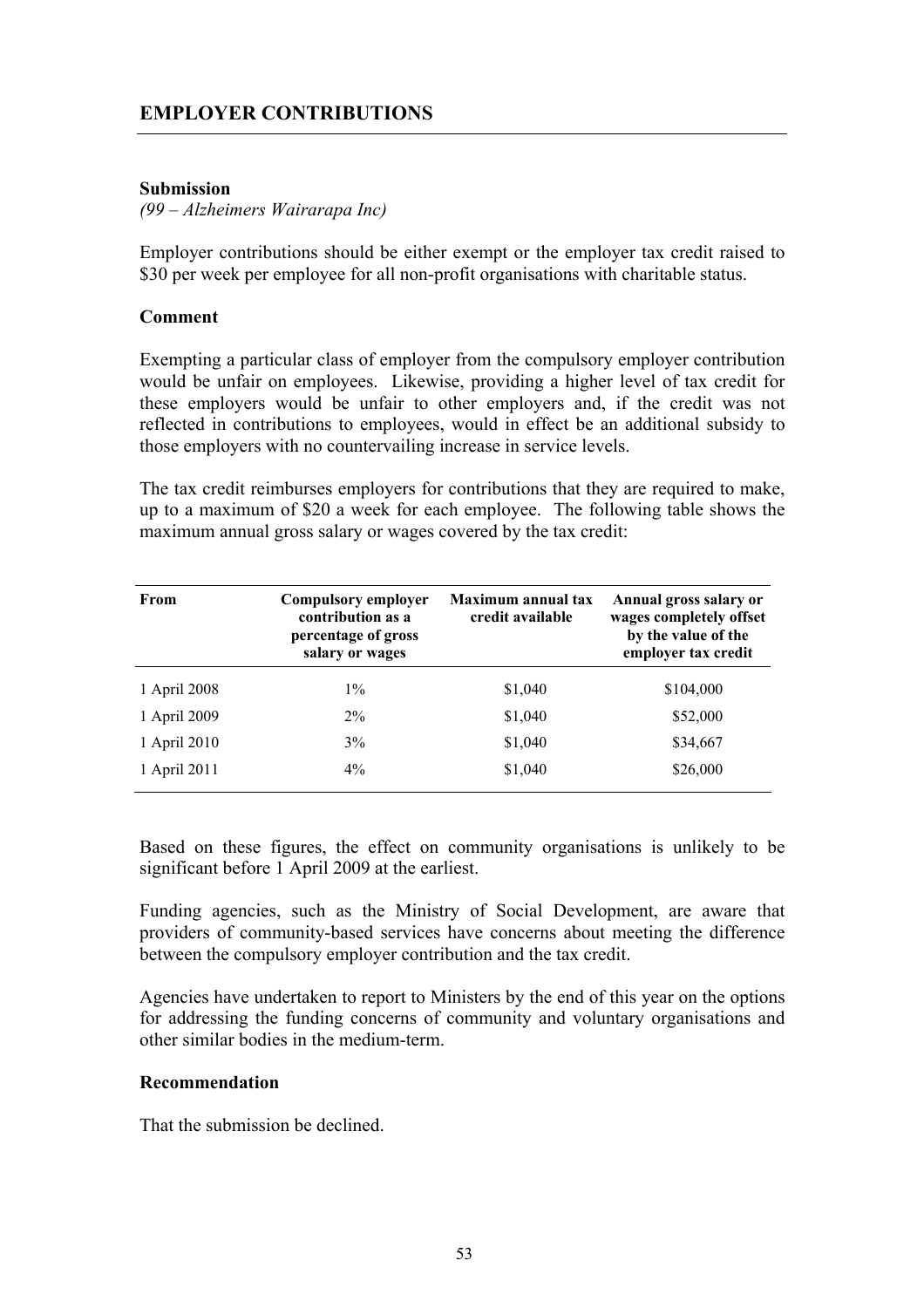## EMPLOYER CONTRIBUTIONS

**Submission**

*(99 – Alzheimers Wairarapa Inc)*

Employer contributions should be either exempt or the employer tax credit raised to $30 per week per employee for all non-profit organisations with charitable status.

**Comment**

Exempting a particular class of employer from the compulsory employer contribution would be unfair on employees. Likewise, providing a higher level of tax credit for these employers would be unfair to other employers and, if the credit was not reflected in contributions to employees, would in effect be an additional subsidy to those employers with no countervailing increase in service levels.

The tax credit reimburses employers for contributions that they are required to make, up to a maximum of $20 a week for each employee. The following table shows the maximum annual gross salary or wages covered by the tax credit:

| From | Compulsory employer contribution as a percentage of gross salary or wages | Maximum annual tax credit available | Annual gross salary or wages completely offset by the value of the employer tax credit |
|---|---|---|---|
| 1 April 2008 | 1% | $1,040 | $104,000 |
| 1 April 2009 | 2% | $1,040 | $52,000 |
| 1 April 2010 | 3% | $1,040 | $34,667 |
| 1 April 2011 | 4% | $1,040 | $26,000 |

Based on these figures, the effect on community organisations is unlikely to be significant before 1 April 2009 at the earliest.

Funding agencies, such as the Ministry of Social Development, are aware that providers of community-based services have concerns about meeting the difference between the compulsory employer contribution and the tax credit.

Agencies have undertaken to report to Ministers by the end of this year on the options for addressing the funding concerns of community and voluntary organisations and other similar bodies in the medium-term.

**Recommendation**

That the submission be declined.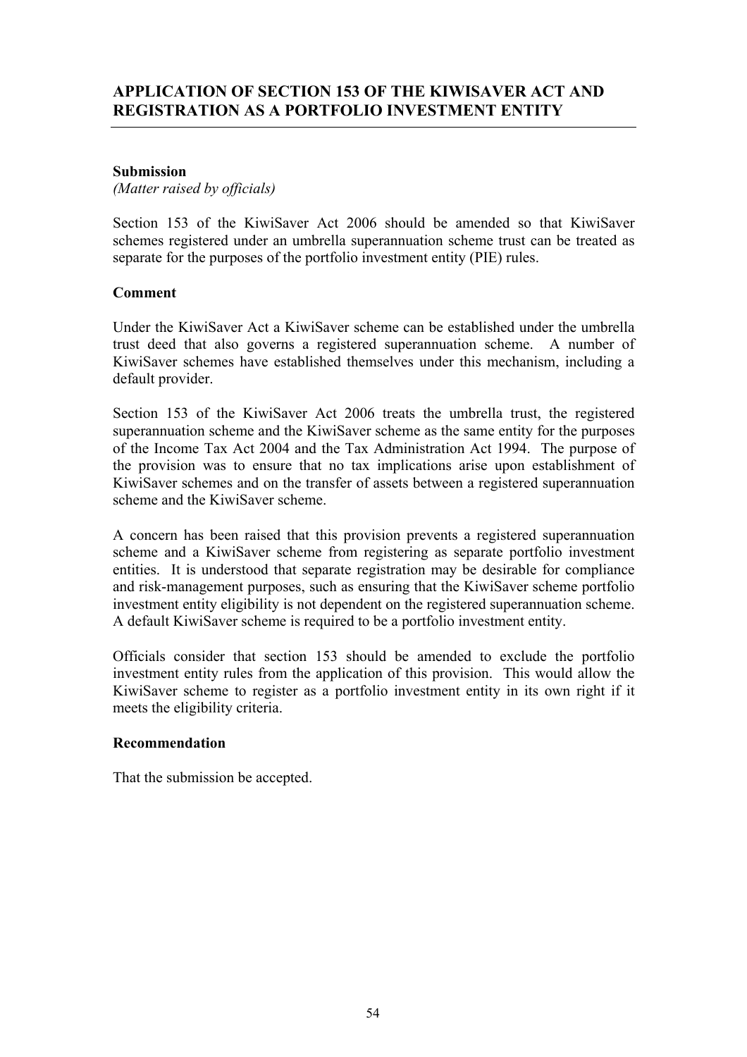## APPLICATION OF SECTION 153 OF THE KIWISAVER ACT AND REGISTRATION AS A PORTFOLIO INVESTMENT ENTITY

---

**Submission**

*(Matter raised by officials)*

Section 153 of the KiwiSaver Act 2006 should be amended so that KiwiSaver schemes registered under an umbrella superannuation scheme trust can be treated as separate for the purposes of the portfolio investment entity (PIE) rules.

**Comment**

Under the KiwiSaver Act a KiwiSaver scheme can be established under the umbrella trust deed that also governs a registered superannuation scheme. A number of KiwiSaver schemes have established themselves under this mechanism, including a default provider.

Section 153 of the KiwiSaver Act 2006 treats the umbrella trust, the registered superannuation scheme and the KiwiSaver scheme as the same entity for the purposes of the Income Tax Act 2004 and the Tax Administration Act 1994. The purpose of the provision was to ensure that no tax implications arise upon establishment of KiwiSaver schemes and on the transfer of assets between a registered superannuation scheme and the KiwiSaver scheme.

A concern has been raised that this provision prevents a registered superannuation scheme and a KiwiSaver scheme from registering as separate portfolio investment entities. It is understood that separate registration may be desirable for compliance and risk-management purposes, such as ensuring that the KiwiSaver scheme portfolio investment entity eligibility is not dependent on the registered superannuation scheme. A default KiwiSaver scheme is required to be a portfolio investment entity.

Officials consider that section 153 should be amended to exclude the portfolio investment entity rules from the application of this provision. This would allow the KiwiSaver scheme to register as a portfolio investment entity in its own right if it meets the eligibility criteria.

**Recommendation**

That the submission be accepted.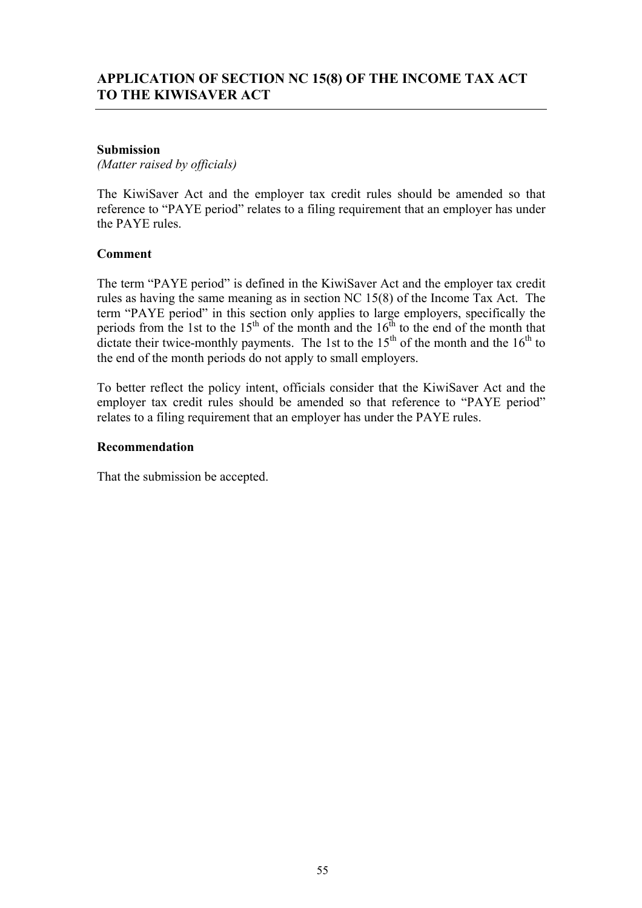## APPLICATION OF SECTION NC 15(8) OF THE INCOME TAX ACT TO THE KIWISAVER ACT

### Submission

*(Matter raised by officials)*

The KiwiSaver Act and the employer tax credit rules should be amended so that reference to "PAYE period" relates to a filing requirement that an employer has under the PAYE rules.

### Comment

The term "PAYE period" is defined in the KiwiSaver Act and the employer tax credit rules as having the same meaning as in section NC 15(8) of the Income Tax Act. The term "PAYE period" in this section only applies to large employers, specifically the periods from the 1st to the 15th of the month and the 16th to the end of the month that dictate their twice-monthly payments. The 1st to the 15th of the month and the 16th to the end of the month periods do not apply to small employers.

To better reflect the policy intent, officials consider that the KiwiSaver Act and the employer tax credit rules should be amended so that reference to "PAYE period" relates to a filing requirement that an employer has under the PAYE rules.

### Recommendation

That the submission be accepted.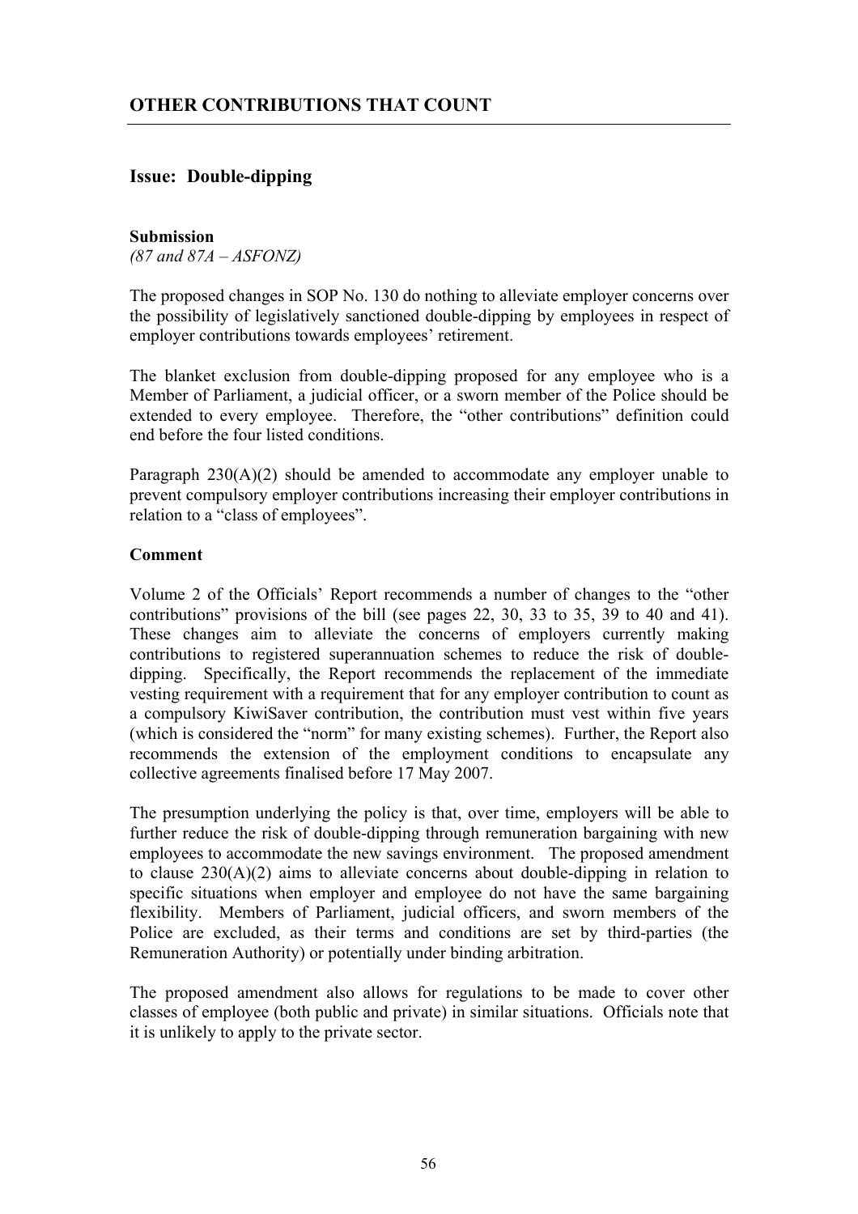## OTHER CONTRIBUTIONS THAT COUNT

### Issue: Double-dipping

**Submission**

*(87 and 87A – ASFONZ)*

The proposed changes in SOP No. 130 do nothing to alleviate employer concerns over the possibility of legislatively sanctioned double-dipping by employees in respect of employer contributions towards employees' retirement.

The blanket exclusion from double-dipping proposed for any employee who is a Member of Parliament, a judicial officer, or a sworn member of the Police should be extended to every employee. Therefore, the "other contributions" definition could end before the four listed conditions.

Paragraph 230(A)(2) should be amended to accommodate any employer unable to prevent compulsory employer contributions increasing their employer contributions in relation to a "class of employees".

**Comment**

Volume 2 of the Officials' Report recommends a number of changes to the "other contributions" provisions of the bill (see pages 22, 30, 33 to 35, 39 to 40 and 41). These changes aim to alleviate the concerns of employers currently making contributions to registered superannuation schemes to reduce the risk of double-dipping. Specifically, the Report recommends the replacement of the immediate vesting requirement with a requirement that for any employer contribution to count as a compulsory KiwiSaver contribution, the contribution must vest within five years (which is considered the "norm" for many existing schemes). Further, the Report also recommends the extension of the employment conditions to encapsulate any collective agreements finalised before 17 May 2007.

The presumption underlying the policy is that, over time, employers will be able to further reduce the risk of double-dipping through remuneration bargaining with new employees to accommodate the new savings environment. The proposed amendment to clause 230(A)(2) aims to alleviate concerns about double-dipping in relation to specific situations when employer and employee do not have the same bargaining flexibility. Members of Parliament, judicial officers, and sworn members of the Police are excluded, as their terms and conditions are set by third-parties (the Remuneration Authority) or potentially under binding arbitration.

The proposed amendment also allows for regulations to be made to cover other classes of employee (both public and private) in similar situations. Officials note that it is unlikely to apply to the private sector.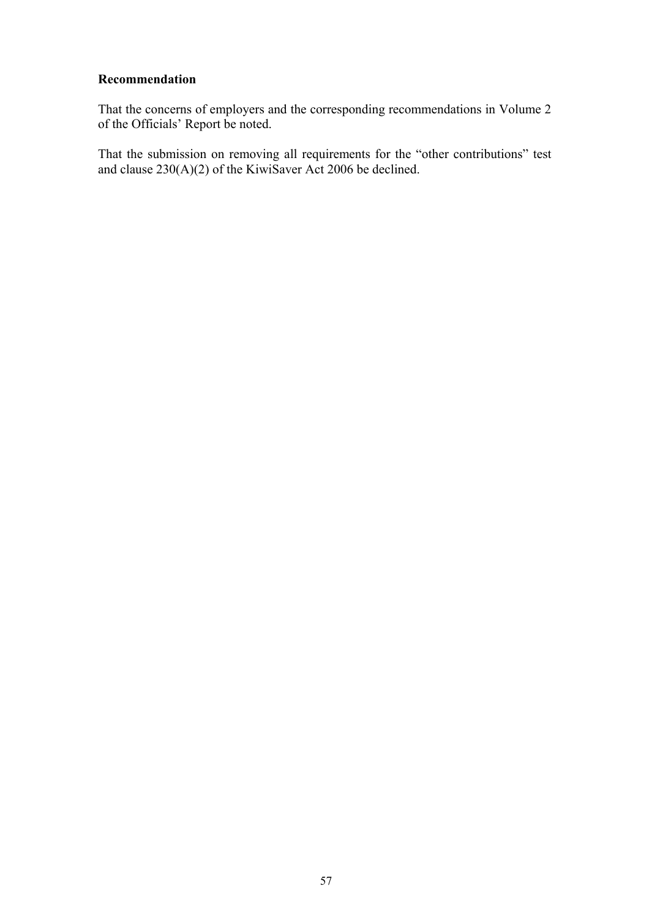**Recommendation**

That the concerns of employers and the corresponding recommendations in Volume 2 of the Officials' Report be noted.

That the submission on removing all requirements for the "other contributions" test and clause 230(A)(2) of the KiwiSaver Act 2006 be declined.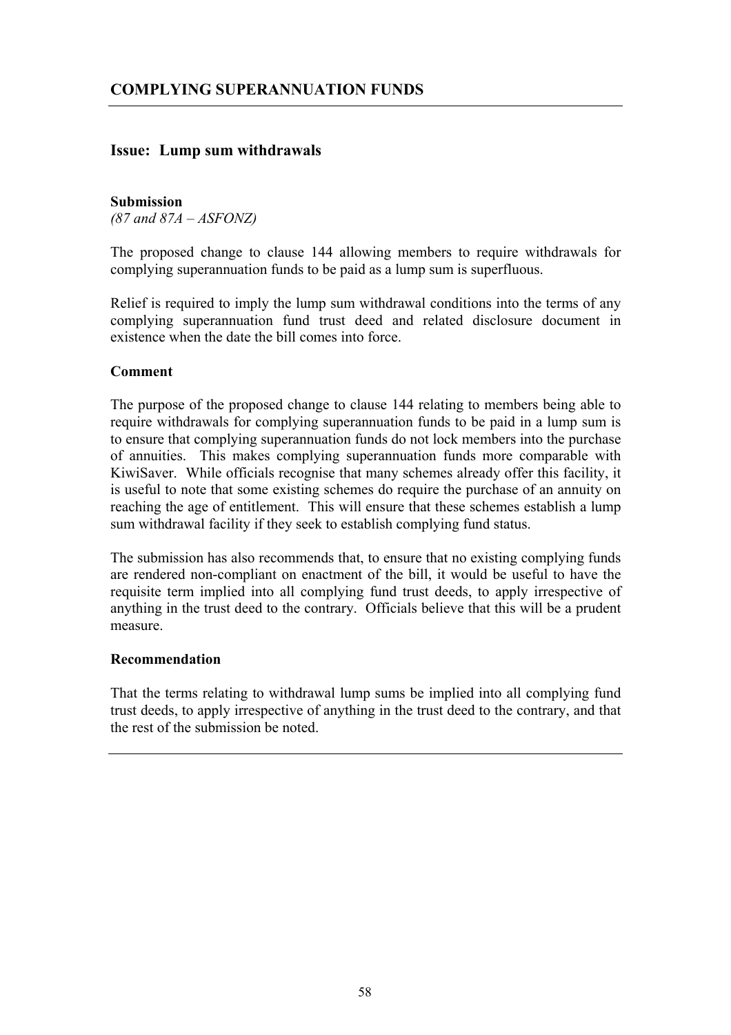## COMPLYING SUPERANNUATION FUNDS

### Issue: Lump sum withdrawals

**Submission**

*(87 and 87A – ASFONZ)*

The proposed change to clause 144 allowing members to require withdrawals for complying superannuation funds to be paid as a lump sum is superfluous.

Relief is required to imply the lump sum withdrawal conditions into the terms of any complying superannuation fund trust deed and related disclosure document in existence when the date the bill comes into force.

**Comment**

The purpose of the proposed change to clause 144 relating to members being able to require withdrawals for complying superannuation funds to be paid in a lump sum is to ensure that complying superannuation funds do not lock members into the purchase of annuities. This makes complying superannuation funds more comparable with KiwiSaver. While officials recognise that many schemes already offer this facility, it is useful to note that some existing schemes do require the purchase of an annuity on reaching the age of entitlement. This will ensure that these schemes establish a lump sum withdrawal facility if they seek to establish complying fund status.

The submission has also recommends that, to ensure that no existing complying funds are rendered non-compliant on enactment of the bill, it would be useful to have the requisite term implied into all complying fund trust deeds, to apply irrespective of anything in the trust deed to the contrary. Officials believe that this will be a prudent measure.

**Recommendation**

That the terms relating to withdrawal lump sums be implied into all complying fund trust deeds, to apply irrespective of anything in the trust deed to the contrary, and that the rest of the submission be noted.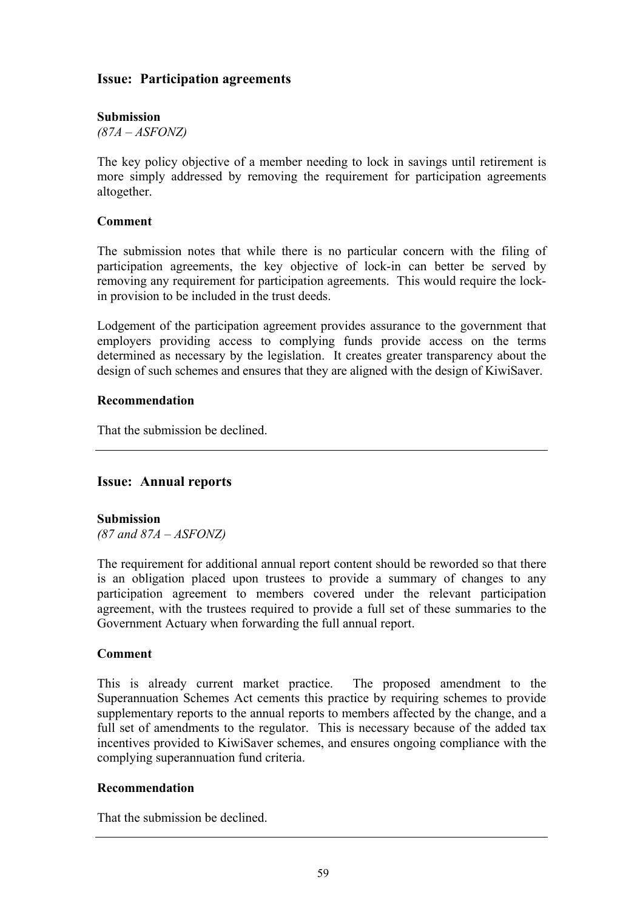## Issue: Participation agreements

**Submission**

*(87A – ASFONZ)*

The key policy objective of a member needing to lock in savings until retirement is more simply addressed by removing the requirement for participation agreements altogether.

**Comment**

The submission notes that while there is no particular concern with the filing of participation agreements, the key objective of lock-in can better be served by removing any requirement for participation agreements. This would require the lock-in provision to be included in the trust deeds.

Lodgement of the participation agreement provides assurance to the government that employers providing access to complying funds provide access on the terms determined as necessary by the legislation. It creates greater transparency about the design of such schemes and ensures that they are aligned with the design of KiwiSaver.

**Recommendation**

That the submission be declined.

---

## Issue: Annual reports

**Submission**

*(87 and 87A – ASFONZ)*

The requirement for additional annual report content should be reworded so that there is an obligation placed upon trustees to provide a summary of changes to any participation agreement to members covered under the relevant participation agreement, with the trustees required to provide a full set of these summaries to the Government Actuary when forwarding the full annual report.

**Comment**

This is already current market practice. The proposed amendment to the Superannuation Schemes Act cements this practice by requiring schemes to provide supplementary reports to the annual reports to members affected by the change, and a full set of amendments to the regulator. This is necessary because of the added tax incentives provided to KiwiSaver schemes, and ensures ongoing compliance with the complying superannuation fund criteria.

**Recommendation**

That the submission be declined.

---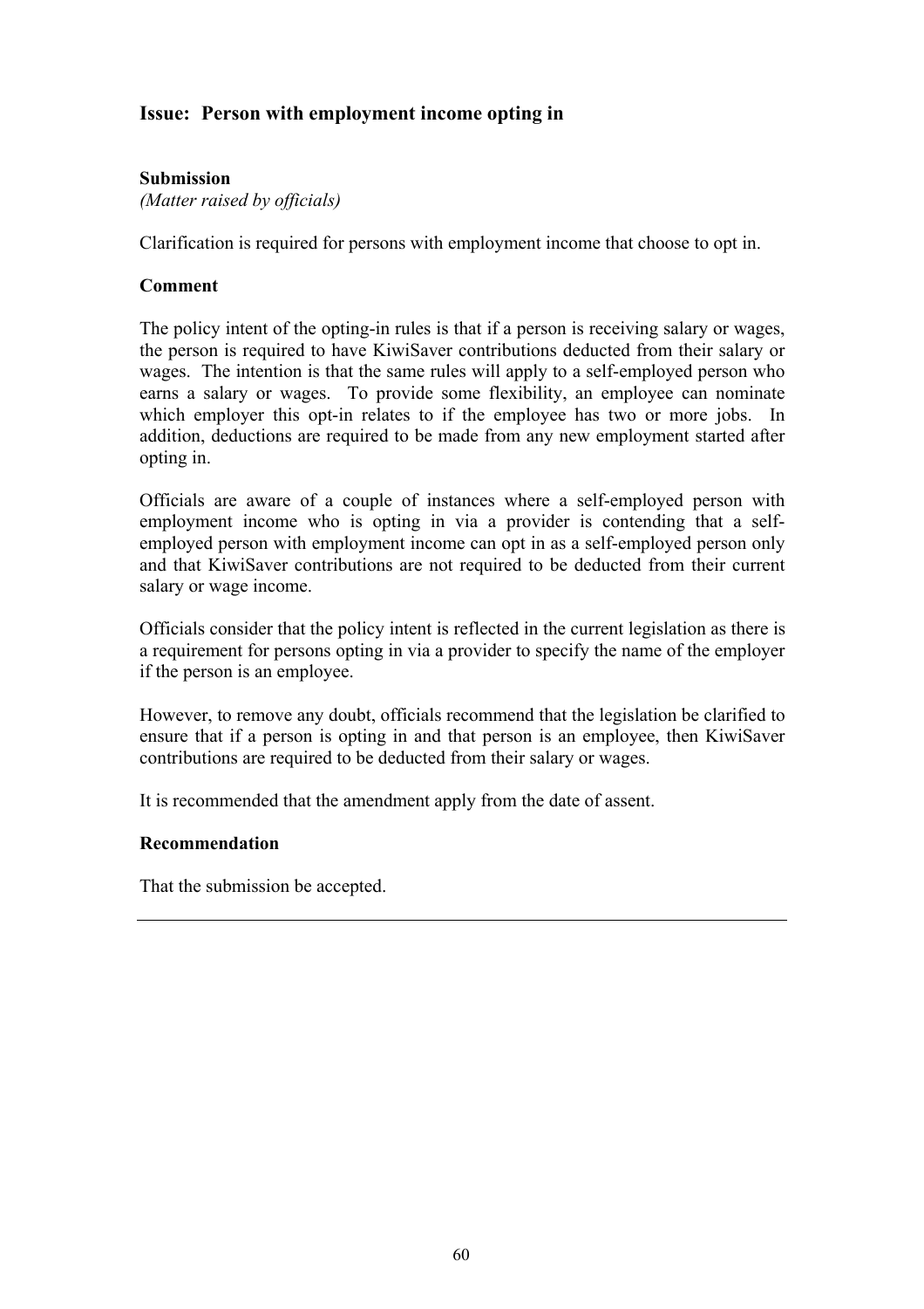## Issue: Person with employment income opting in

**Submission**
*(Matter raised by officials)*

Clarification is required for persons with employment income that choose to opt in.

**Comment**

The policy intent of the opting-in rules is that if a person is receiving salary or wages, the person is required to have KiwiSaver contributions deducted from their salary or wages. The intention is that the same rules will apply to a self-employed person who earns a salary or wages. To provide some flexibility, an employee can nominate which employer this opt-in relates to if the employee has two or more jobs. In addition, deductions are required to be made from any new employment started after opting in.

Officials are aware of a couple of instances where a self-employed person with employment income who is opting in via a provider is contending that a self-employed person with employment income can opt in as a self-employed person only and that KiwiSaver contributions are not required to be deducted from their current salary or wage income.

Officials consider that the policy intent is reflected in the current legislation as there is a requirement for persons opting in via a provider to specify the name of the employer if the person is an employee.

However, to remove any doubt, officials recommend that the legislation be clarified to ensure that if a person is opting in and that person is an employee, then KiwiSaver contributions are required to be deducted from their salary or wages.

It is recommended that the amendment apply from the date of assent.

**Recommendation**

That the submission be accepted.

---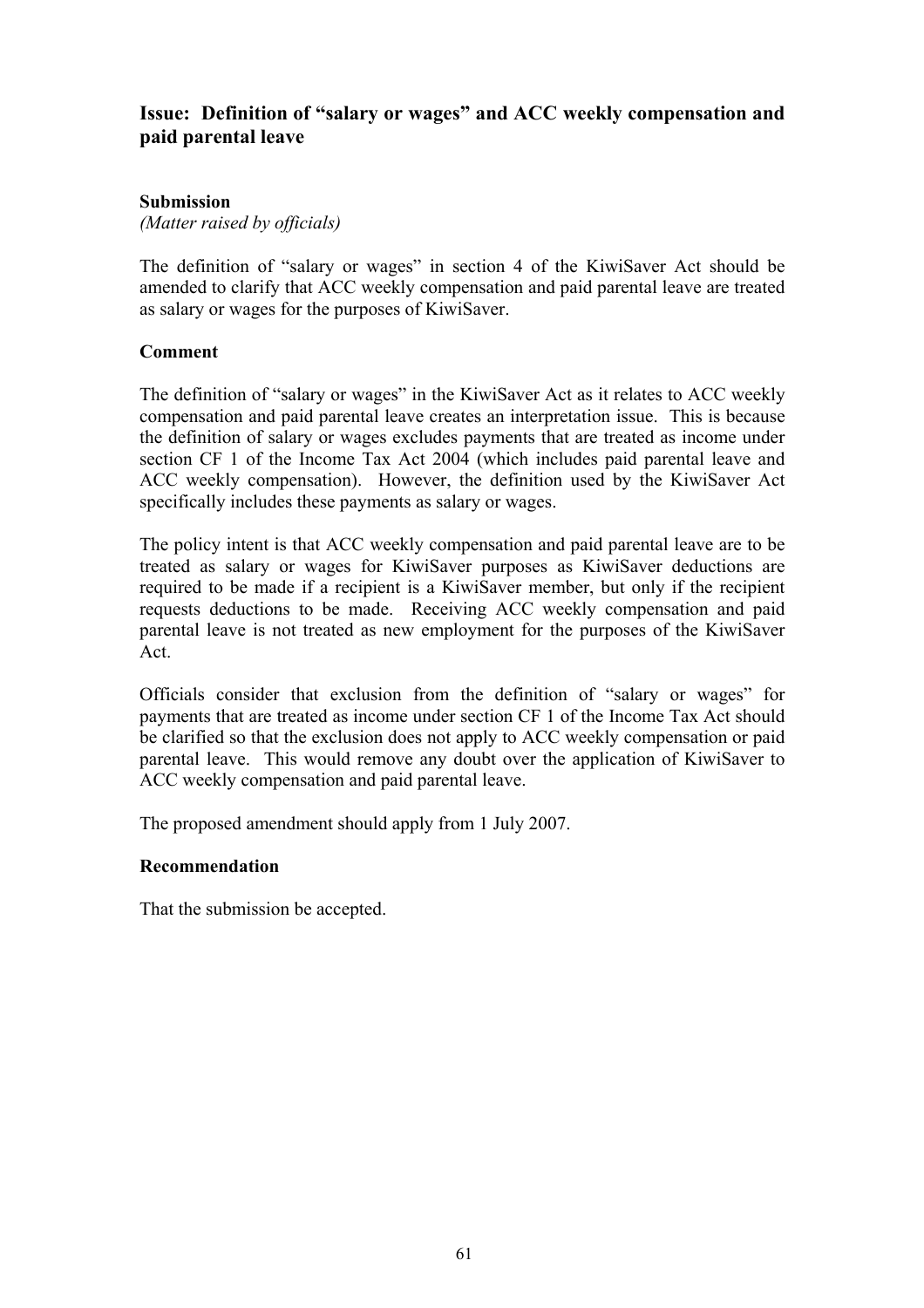## Issue: Definition of "salary or wages" and ACC weekly compensation and paid parental leave

### Submission

*(Matter raised by officials)*

The definition of "salary or wages" in section 4 of the KiwiSaver Act should be amended to clarify that ACC weekly compensation and paid parental leave are treated as salary or wages for the purposes of KiwiSaver.

### Comment

The definition of "salary or wages" in the KiwiSaver Act as it relates to ACC weekly compensation and paid parental leave creates an interpretation issue. This is because the definition of salary or wages excludes payments that are treated as income under section CF 1 of the Income Tax Act 2004 (which includes paid parental leave and ACC weekly compensation). However, the definition used by the KiwiSaver Act specifically includes these payments as salary or wages.

The policy intent is that ACC weekly compensation and paid parental leave are to be treated as salary or wages for KiwiSaver purposes as KiwiSaver deductions are required to be made if a recipient is a KiwiSaver member, but only if the recipient requests deductions to be made. Receiving ACC weekly compensation and paid parental leave is not treated as new employment for the purposes of the KiwiSaver Act.

Officials consider that exclusion from the definition of "salary or wages" for payments that are treated as income under section CF 1 of the Income Tax Act should be clarified so that the exclusion does not apply to ACC weekly compensation or paid parental leave. This would remove any doubt over the application of KiwiSaver to ACC weekly compensation and paid parental leave.

The proposed amendment should apply from 1 July 2007.

### Recommendation

That the submission be accepted.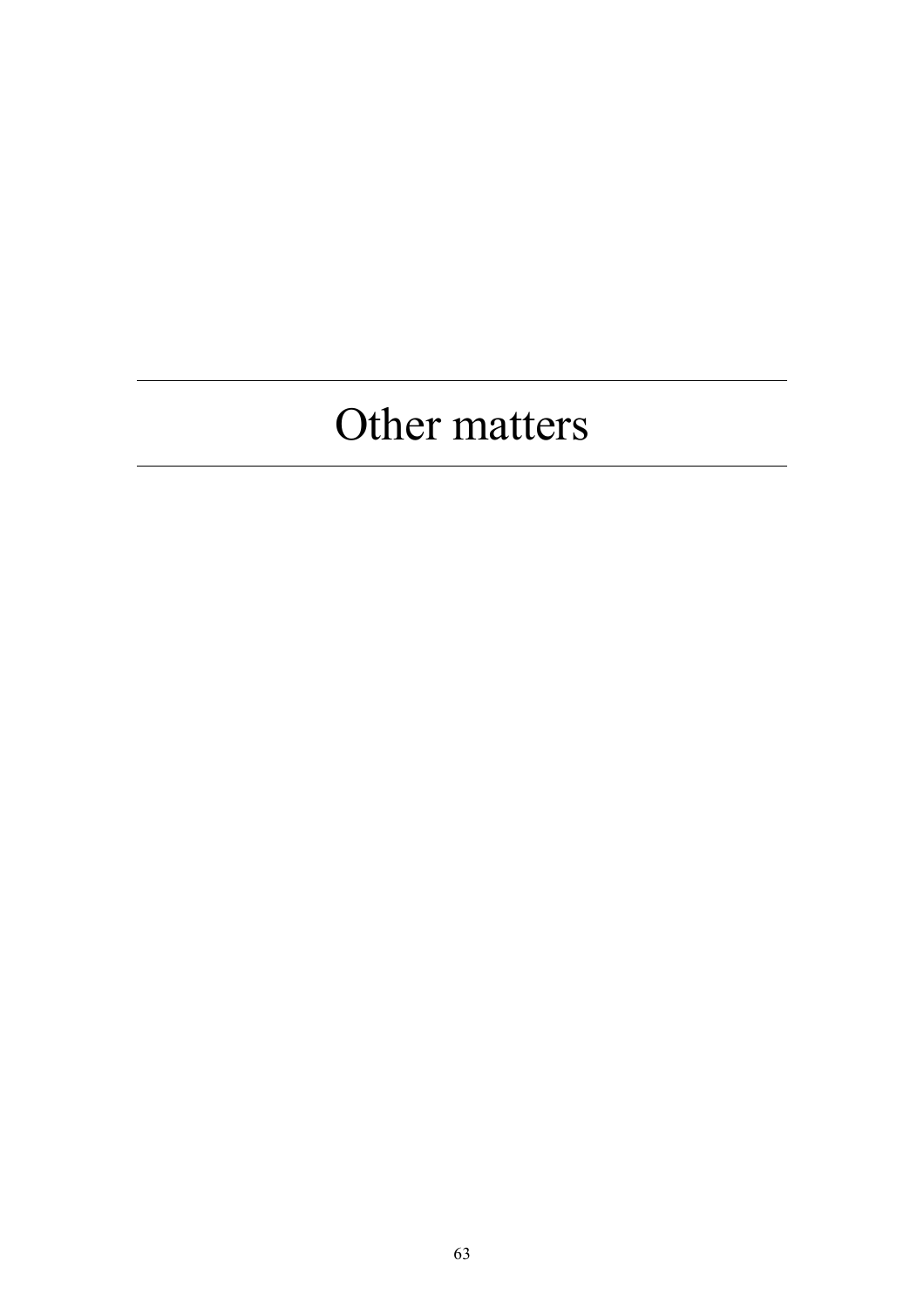# Other matters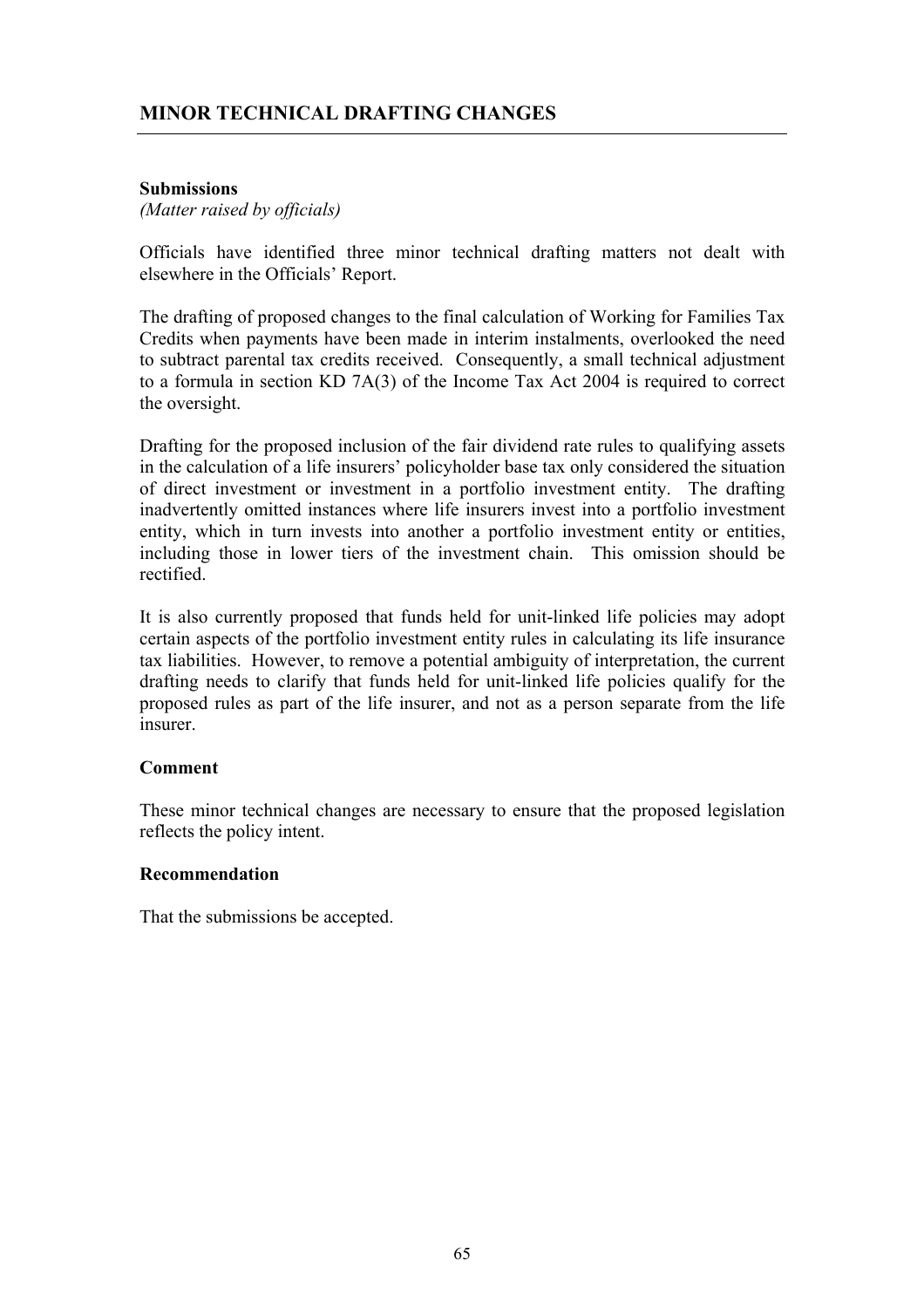# MINOR TECHNICAL DRAFTING CHANGES

**Submissions**
*(Matter raised by officials)*

Officials have identified three minor technical drafting matters not dealt with elsewhere in the Officials' Report.

The drafting of proposed changes to the final calculation of Working for Families Tax Credits when payments have been made in interim instalments, overlooked the need to subtract parental tax credits received. Consequently, a small technical adjustment to a formula in section KD 7A(3) of the Income Tax Act 2004 is required to correct the oversight.

Drafting for the proposed inclusion of the fair dividend rate rules to qualifying assets in the calculation of a life insurers' policyholder base tax only considered the situation of direct investment or investment in a portfolio investment entity. The drafting inadvertently omitted instances where life insurers invest into a portfolio investment entity, which in turn invests into another a portfolio investment entity or entities, including those in lower tiers of the investment chain. This omission should be rectified.

It is also currently proposed that funds held for unit-linked life policies may adopt certain aspects of the portfolio investment entity rules in calculating its life insurance tax liabilities. However, to remove a potential ambiguity of interpretation, the current drafting needs to clarify that funds held for unit-linked life policies qualify for the proposed rules as part of the life insurer, and not as a person separate from the life insurer.

**Comment**

These minor technical changes are necessary to ensure that the proposed legislation reflects the policy intent.

**Recommendation**

That the submissions be accepted.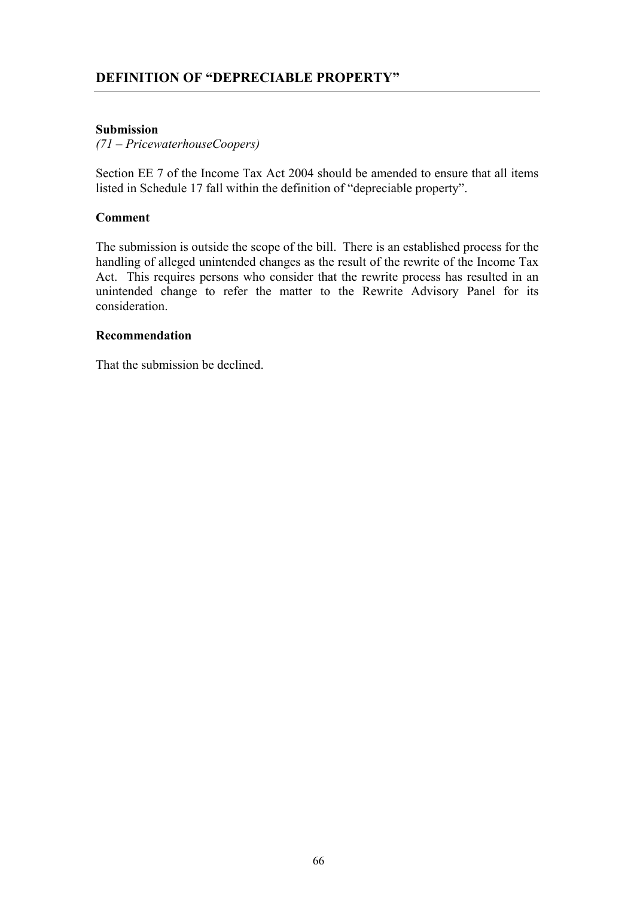## DEFINITION OF "DEPRECIABLE PROPERTY"

**Submission**

*(71 – PricewaterhouseCoopers)*

Section EE 7 of the Income Tax Act 2004 should be amended to ensure that all items listed in Schedule 17 fall within the definition of "depreciable property".

**Comment**

The submission is outside the scope of the bill. There is an established process for the handling of alleged unintended changes as the result of the rewrite of the Income Tax Act. This requires persons who consider that the rewrite process has resulted in an unintended change to refer the matter to the Rewrite Advisory Panel for its consideration.

**Recommendation**

That the submission be declined.